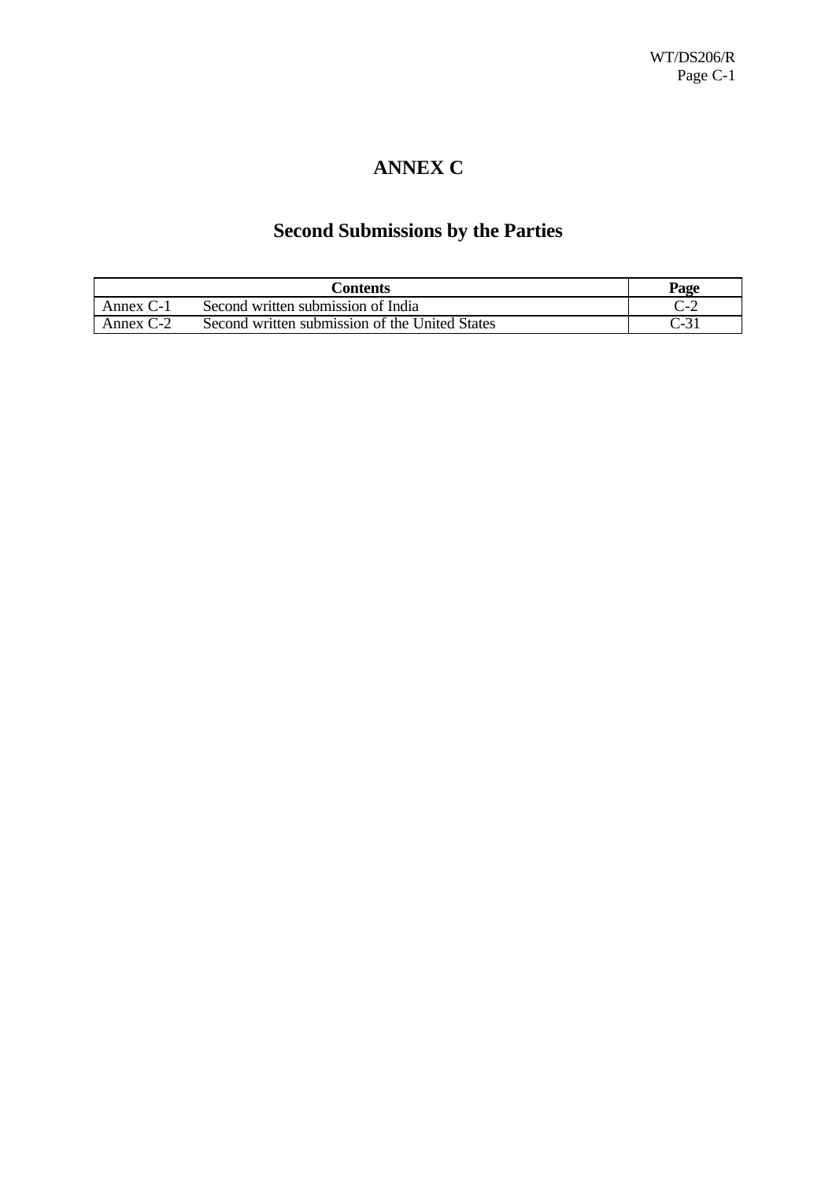# ANNEX C

## Second Submissions by the Parties

| Contents | | Page |
|---|---|---|
| Annex C-1 | Second written submission of India | C-2 |
| Annex C-2 | Second written submission of the United States | C-31 |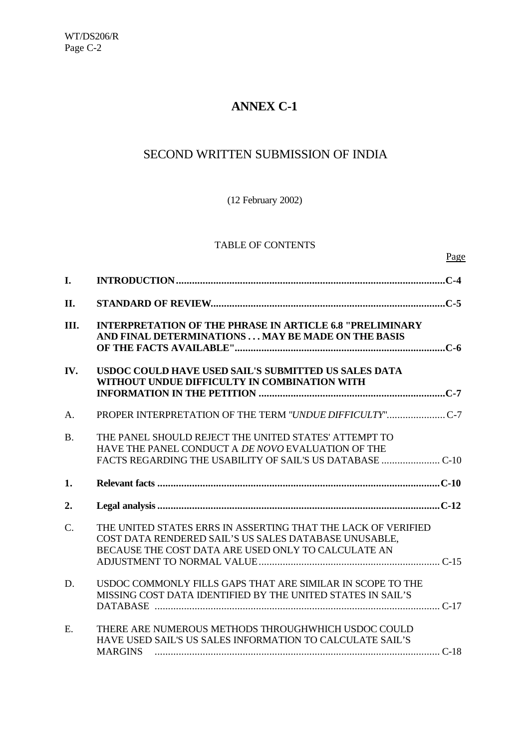# ANNEX C-1

## SECOND WRITTEN SUBMISSION OF INDIA

(12 February 2002)

TABLE OF CONTENTS

| | | Page |
|---|---|---|
| **I.** | **INTRODUCTION** | **C-4** |
| **II.** | **STANDARD OF REVIEW** | **C-5** |
| **III.** | **INTERPRETATION OF THE PHRASE IN ARTICLE 6.8 "PRELIMINARY AND FINAL DETERMINATIONS . . . MAY BE MADE ON THE BASIS OF THE FACTS AVAILABLE"** | **C-6** |
| **IV.** | **USDOC COULD HAVE USED SAIL'S SUBMITTED US SALES DATA WITHOUT UNDUE DIFFICULTY IN COMBINATION WITH INFORMATION IN THE PETITION** | **C-7** |
| A. | PROPER INTERPRETATION OF THE TERM "*UNDUE DIFFICULTY*" | C-7 |
| B. | THE PANEL SHOULD REJECT THE UNITED STATES' ATTEMPT TO HAVE THE PANEL CONDUCT A *DE NOVO* EVALUATION OF THE FACTS REGARDING THE USABILITY OF SAIL'S US DATABASE | C-10 |
| **1.** | **Relevant facts** | **C-10** |
| **2.** | **Legal analysis** | **C-12** |
| C. | THE UNITED STATES ERRS IN ASSERTING THAT THE LACK OF VERIFIED COST DATA RENDERED SAIL'S US SALES DATABASE UNUSABLE, BECAUSE THE COST DATA ARE USED ONLY TO CALCULATE AN ADJUSTMENT TO NORMAL VALUE | C-15 |
| D. | USDOC COMMONLY FILLS GAPS THAT ARE SIMILAR IN SCOPE TO THE MISSING COST DATA IDENTIFIED BY THE UNITED STATES IN SAIL'S DATABASE | C-17 |
| E. | THERE ARE NUMEROUS METHODS THROUGHWHICH USDOC COULD HAVE USED SAIL'S US SALES INFORMATION TO CALCULATE SAIL'S MARGINS | C-18 |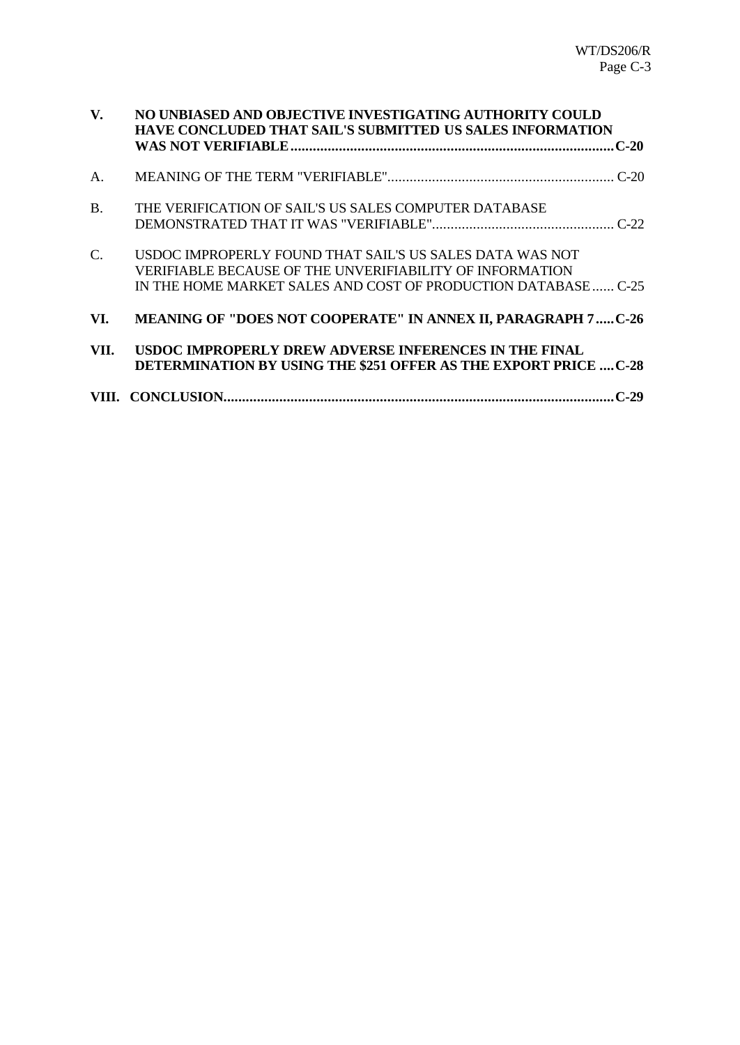| | | |
|---|---|---|
| **V.** | **NO UNBIASED AND OBJECTIVE INVESTIGATING AUTHORITY COULD HAVE CONCLUDED THAT SAIL'S SUBMITTED US SALES INFORMATION WAS NOT VERIFIABLE** | **C-20** |
| A. | MEANING OF THE TERM "VERIFIABLE" | C-20 |
| B. | THE VERIFICATION OF SAIL'S US SALES COMPUTER DATABASE DEMONSTRATED THAT IT WAS "VERIFIABLE" | C-22 |
| C. | USDOC IMPROPERLY FOUND THAT SAIL'S US SALES DATA WAS NOT VERIFIABLE BECAUSE OF THE UNVERIFIABILITY OF INFORMATION IN THE HOME MARKET SALES AND COST OF PRODUCTION DATABASE | C-25 |
| **VI.** | **MEANING OF "DOES NOT COOPERATE" IN ANNEX II, PARAGRAPH 7** | **C-26** |
| **VII.** | **USDOC IMPROPERLY DREW ADVERSE INFERENCES IN THE FINAL DETERMINATION BY USING THE $251 OFFER AS THE EXPORT PRICE** | **C-28** |
| **VIII.** | **CONCLUSION** | **C-29** |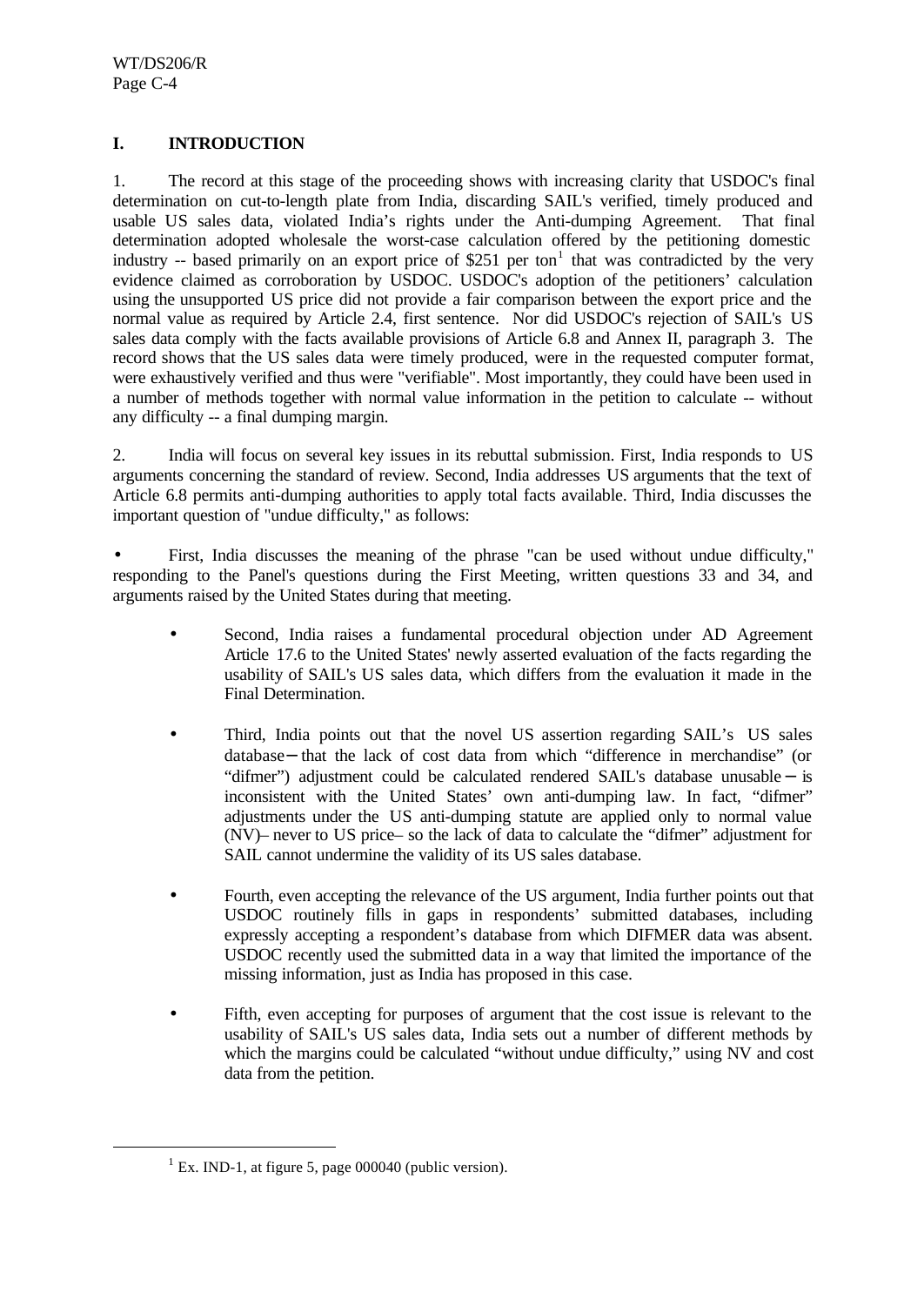## I. INTRODUCTION

1. The record at this stage of the proceeding shows with increasing clarity that USDOC's final determination on cut-to-length plate from India, discarding SAIL's verified, timely produced and usable US sales data, violated India's rights under the Anti-dumping Agreement. That final determination adopted wholesale the worst-case calculation offered by the petitioning domestic industry -- based primarily on an export price of $251 per ton[1] that was contradicted by the very evidence claimed as corroboration by USDOC. USDOC's adoption of the petitioners' calculation using the unsupported US price did not provide a fair comparison between the export price and the normal value as required by Article 2.4, first sentence. Nor did USDOC's rejection of SAIL's US sales data comply with the facts available provisions of Article 6.8 and Annex II, paragraph 3. The record shows that the US sales data were timely produced, were in the requested computer format, were exhaustively verified and thus were "verifiable". Most importantly, they could have been used in a number of methods together with normal value information in the petition to calculate -- without any difficulty -- a final dumping margin.

2. India will focus on several key issues in its rebuttal submission. First, India responds to US arguments concerning the standard of review. Second, India addresses US arguments that the text of Article 6.8 permits anti-dumping authorities to apply total facts available. Third, India discusses the important question of "undue difficulty," as follows:

- First, India discusses the meaning of the phrase "can be used without undue difficulty," responding to the Panel's questions during the First Meeting, written questions 33 and 34, and arguments raised by the United States during that meeting.

- Second, India raises a fundamental procedural objection under AD Agreement Article 17.6 to the United States' newly asserted evaluation of the facts regarding the usability of SAIL's US sales data, which differs from the evaluation it made in the Final Determination.

- Third, India points out that the novel US assertion regarding SAIL's US sales database – that the lack of cost data from which "difference in merchandise" (or "difmer") adjustment could be calculated rendered SAIL's database unusable – is inconsistent with the United States' own anti-dumping law. In fact, "difmer" adjustments under the US anti-dumping statute are applied only to normal value (NV)– never to US price– so the lack of data to calculate the "difmer" adjustment for SAIL cannot undermine the validity of its US sales database.

- Fourth, even accepting the relevance of the US argument, India further points out that USDOC routinely fills in gaps in respondents' submitted databases, including expressly accepting a respondent's database from which DIFMER data was absent. USDOC recently used the submitted data in a way that limited the importance of the missing information, just as India has proposed in this case.

- Fifth, even accepting for purposes of argument that the cost issue is relevant to the usability of SAIL's US sales data, India sets out a number of different methods by which the margins could be calculated "without undue difficulty," using NV and cost data from the petition.

[1] Ex. IND-1, at figure 5, page 000040 (public version).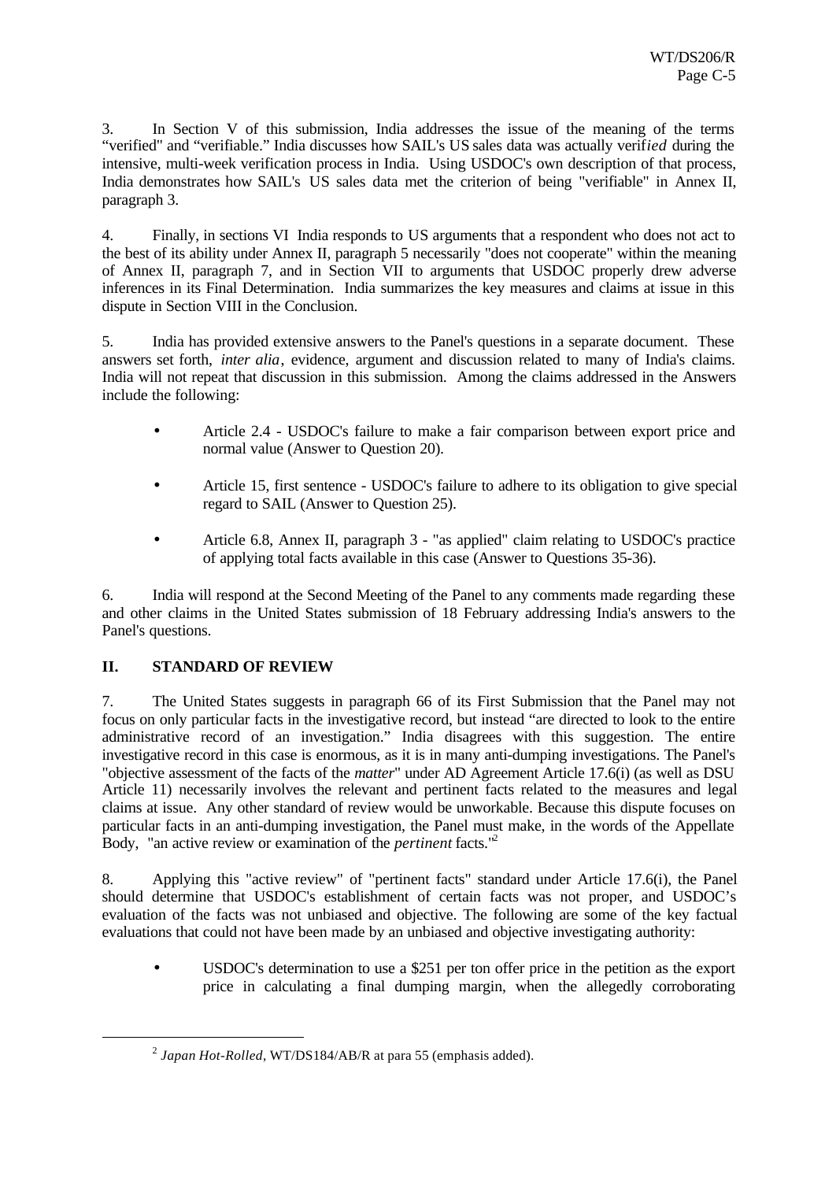3. In Section V of this submission, India addresses the issue of the meaning of the terms "verified" and "verifiable." India discusses how SAIL's US sales data was actually verif*ied* during the intensive, multi-week verification process in India. Using USDOC's own description of that process, India demonstrates how SAIL's US sales data met the criterion of being "verifiable" in Annex II, paragraph 3.

4. Finally, in sections VI India responds to US arguments that a respondent who does not act to the best of its ability under Annex II, paragraph 5 necessarily "does not cooperate" within the meaning of Annex II, paragraph 7, and in Section VII to arguments that USDOC properly drew adverse inferences in its Final Determination. India summarizes the key measures and claims at issue in this dispute in Section VIII in the Conclusion.

5. India has provided extensive answers to the Panel's questions in a separate document. These answers set forth, *inter alia*, evidence, argument and discussion related to many of India's claims. India will not repeat that discussion in this submission. Among the claims addressed in the Answers include the following:

- Article 2.4 - USDOC's failure to make a fair comparison between export price and normal value (Answer to Question 20).
- Article 15, first sentence - USDOC's failure to adhere to its obligation to give special regard to SAIL (Answer to Question 25).
- Article 6.8, Annex II, paragraph 3 - "as applied" claim relating to USDOC's practice of applying total facts available in this case (Answer to Questions 35-36).

6. India will respond at the Second Meeting of the Panel to any comments made regarding these and other claims in the United States submission of 18 February addressing India's answers to the Panel's questions.

## II. STANDARD OF REVIEW

7. The United States suggests in paragraph 66 of its First Submission that the Panel may not focus on only particular facts in the investigative record, but instead "are directed to look to the entire administrative record of an investigation." India disagrees with this suggestion. The entire investigative record in this case is enormous, as it is in many anti-dumping investigations. The Panel's "objective assessment of the facts of the *matter*" under AD Agreement Article 17.6(i) (as well as DSU Article 11) necessarily involves the relevant and pertinent facts related to the measures and legal claims at issue. Any other standard of review would be unworkable. Because this dispute focuses on particular facts in an anti-dumping investigation, the Panel must make, in the words of the Appellate Body, "an active review or examination of the *pertinent* facts."[2]

8. Applying this "active review" of "pertinent facts" standard under Article 17.6(i), the Panel should determine that USDOC's establishment of certain facts was not proper, and USDOC's evaluation of the facts was not unbiased and objective. The following are some of the key factual evaluations that could not have been made by an unbiased and objective investigating authority:

- USDOC's determination to use a $251 per ton offer price in the petition as the export price in calculating a final dumping margin, when the allegedly corroborating

[2] *Japan Hot-Rolled*, WT/DS184/AB/R at para 55 (emphasis added).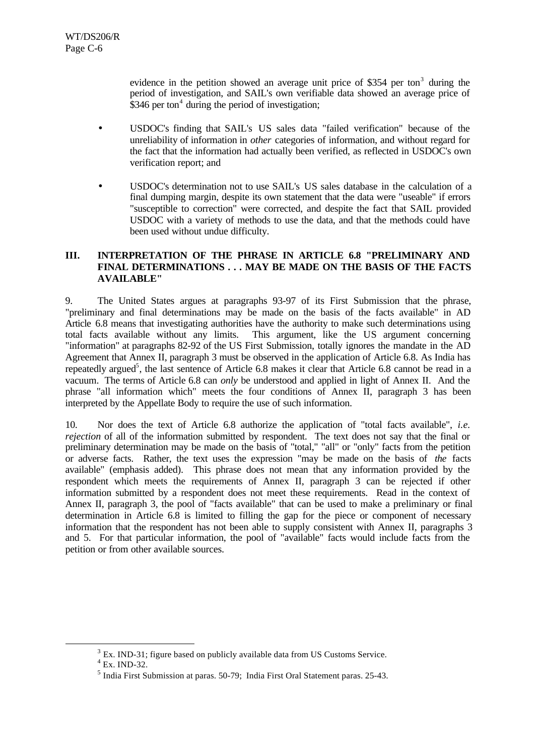evidence in the petition showed an average unit price of $354 per ton[3] during the period of investigation, and SAIL's own verifiable data showed an average price of $346 per ton[4] during the period of investigation;

- USDOC's finding that SAIL's US sales data "failed verification" because of the unreliability of information in *other* categories of information, and without regard for the fact that the information had actually been verified, as reflected in USDOC's own verification report; and

- USDOC's determination not to use SAIL's US sales database in the calculation of a final dumping margin, despite its own statement that the data were "useable" if errors "susceptible to correction" were corrected, and despite the fact that SAIL provided USDOC with a variety of methods to use the data, and that the methods could have been used without undue difficulty.

## III. INTERPRETATION OF THE PHRASE IN ARTICLE 6.8 "PRELIMINARY AND FINAL DETERMINATIONS . . . MAY BE MADE ON THE BASIS OF THE FACTS AVAILABLE"

9. The United States argues at paragraphs 93-97 of its First Submission that the phrase, "preliminary and final determinations may be made on the basis of the facts available" in AD Article 6.8 means that investigating authorities have the authority to make such determinations using total facts available without any limits. This argument, like the US argument concerning "information" at paragraphs 82-92 of the US First Submission, totally ignores the mandate in the AD Agreement that Annex II, paragraph 3 must be observed in the application of Article 6.8. As India has repeatedly argued[5], the last sentence of Article 6.8 makes it clear that Article 6.8 cannot be read in a vacuum. The terms of Article 6.8 can *only* be understood and applied in light of Annex II. And the phrase "all information which" meets the four conditions of Annex II, paragraph 3 has been interpreted by the Appellate Body to require the use of such information.

10. Nor does the text of Article 6.8 authorize the application of "total facts available", *i.e. rejection* of all of the information submitted by respondent. The text does not say that the final or preliminary determination may be made on the basis of "total," "all" or "only" facts from the petition or adverse facts. Rather, the text uses the expression "may be made on the basis of *the* facts available" (emphasis added). This phrase does not mean that any information provided by the respondent which meets the requirements of Annex II, paragraph 3 can be rejected if other information submitted by a respondent does not meet these requirements. Read in the context of Annex II, paragraph 3, the pool of "facts available" that can be used to make a preliminary or final determination in Article 6.8 is limited to filling the gap for the piece or component of necessary information that the respondent has not been able to supply consistent with Annex II, paragraphs 3 and 5. For that particular information, the pool of "available" facts would include facts from the petition or from other available sources.

---

[3] Ex. IND-31; figure based on publicly available data from US Customs Service.

[4] Ex. IND-32.

[5] India First Submission at paras. 50-79; India First Oral Statement paras. 25-43.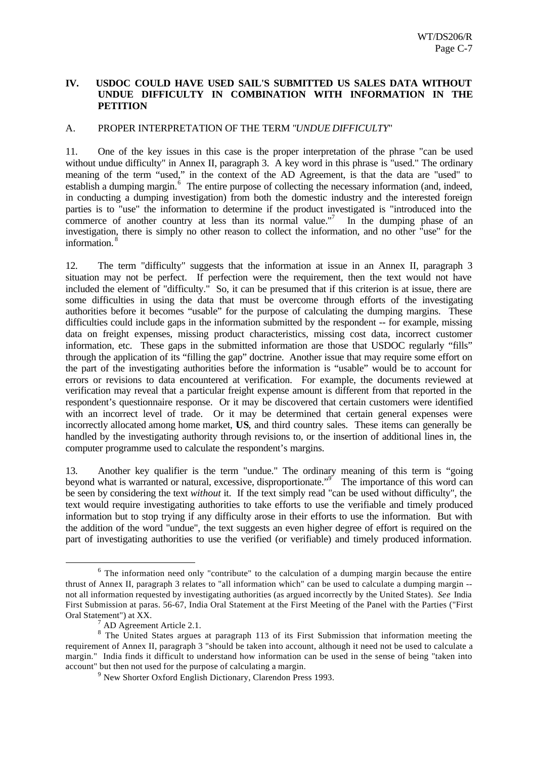## IV. USDOC COULD HAVE USED SAIL'S SUBMITTED US SALES DATA WITHOUT UNDUE DIFFICULTY IN COMBINATION WITH INFORMATION IN THE PETITION

### A. PROPER INTERPRETATION OF THE TERM "*UNDUE DIFFICULTY*"

11. One of the key issues in this case is the proper interpretation of the phrase "can be used without undue difficulty" in Annex II, paragraph 3. A key word in this phrase is "used." The ordinary meaning of the term "used," in the context of the AD Agreement, is that the data are "used" to establish a dumping margin.[6] The entire purpose of collecting the necessary information (and, indeed, in conducting a dumping investigation) from both the domestic industry and the interested foreign parties is to "use" the information to determine if the product investigated is "introduced into the commerce of another country at less than its normal value."[7] In the dumping phase of an investigation, there is simply no other reason to collect the information, and no other "use" for the information.[8]

12. The term "difficulty" suggests that the information at issue in an Annex II, paragraph 3 situation may not be perfect. If perfection were the requirement, then the text would not have included the element of "difficulty." So, it can be presumed that if this criterion is at issue, there are some difficulties in using the data that must be overcome through efforts of the investigating authorities before it becomes "usable" for the purpose of calculating the dumping margins. These difficulties could include gaps in the information submitted by the respondent -- for example, missing data on freight expenses, missing product characteristics, missing cost data, incorrect customer information, etc. These gaps in the submitted information are those that USDOC regularly "fills" through the application of its "filling the gap" doctrine. Another issue that may require some effort on the part of the investigating authorities before the information is "usable" would be to account for errors or revisions to data encountered at verification. For example, the documents reviewed at verification may reveal that a particular freight expense amount is different from that reported in the respondent's questionnaire response. Or it may be discovered that certain customers were identified with an incorrect level of trade. Or it may be determined that certain general expenses were incorrectly allocated among home market, **US**, and third country sales. These items can generally be handled by the investigating authority through revisions to, or the insertion of additional lines in, the computer programme used to calculate the respondent's margins.

13. Another key qualifier is the term "undue." The ordinary meaning of this term is "going beyond what is warranted or natural, excessive, disproportionate."[9] The importance of this word can be seen by considering the text *without* it. If the text simply read "can be used without difficulty", the text would require investigating authorities to take efforts to use the verifiable and timely produced information but to stop trying if any difficulty arose in their efforts to use the information. But with the addition of the word "undue", the text suggests an even higher degree of effort is required on the part of investigating authorities to use the verified (or verifiable) and timely produced information.

---

[6] The information need only "contribute" to the calculation of a dumping margin because the entire thrust of Annex II, paragraph 3 relates to "all information which" can be used to calculate a dumping margin -- not all information requested by investigating authorities (as argued incorrectly by the United States). *See* India First Submission at paras. 56-67, India Oral Statement at the First Meeting of the Panel with the Parties ("First Oral Statement") at XX.

[7] AD Agreement Article 2.1.

[8] The United States argues at paragraph 113 of its First Submission that information meeting the requirement of Annex II, paragraph 3 "should be taken into account, although it need not be used to calculate a margin." India finds it difficult to understand how information can be used in the sense of being "taken into account" but then not used for the purpose of calculating a margin.

[9] New Shorter Oxford English Dictionary, Clarendon Press 1993.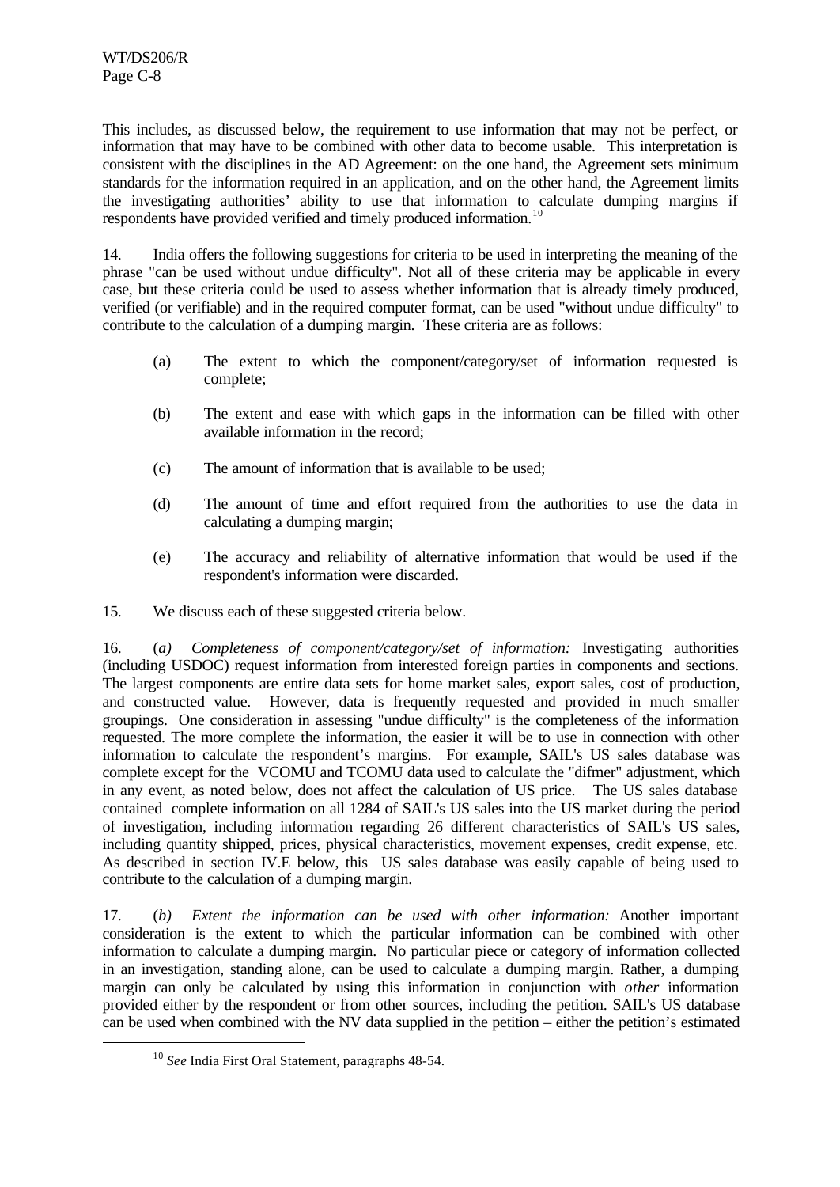This includes, as discussed below, the requirement to use information that may not be perfect, or information that may have to be combined with other data to become usable. This interpretation is consistent with the disciplines in the AD Agreement: on the one hand, the Agreement sets minimum standards for the information required in an application, and on the other hand, the Agreement limits the investigating authorities' ability to use that information to calculate dumping margins if respondents have provided verified and timely produced information.[10]

14. India offers the following suggestions for criteria to be used in interpreting the meaning of the phrase "can be used without undue difficulty". Not all of these criteria may be applicable in every case, but these criteria could be used to assess whether information that is already timely produced, verified (or verifiable) and in the required computer format, can be used "without undue difficulty" to contribute to the calculation of a dumping margin. These criteria are as follows:

(a) The extent to which the component/category/set of information requested is complete;

(b) The extent and ease with which gaps in the information can be filled with other available information in the record;

(c) The amount of information that is available to be used;

(d) The amount of time and effort required from the authorities to use the data in calculating a dumping margin;

(e) The accuracy and reliability of alternative information that would be used if the respondent's information were discarded.

15. We discuss each of these suggested criteria below.

16. (*a*) *Completeness of component/category/set of information:* Investigating authorities (including USDOC) request information from interested foreign parties in components and sections. The largest components are entire data sets for home market sales, export sales, cost of production, and constructed value. However, data is frequently requested and provided in much smaller groupings. One consideration in assessing "undue difficulty" is the completeness of the information requested. The more complete the information, the easier it will be to use in connection with other information to calculate the respondent's margins. For example, SAIL's US sales database was complete except for the VCOMU and TCOMU data used to calculate the "difmer" adjustment, which in any event, as noted below, does not affect the calculation of US price. The US sales database contained complete information on all 1284 of SAIL's US sales into the US market during the period of investigation, including information regarding 26 different characteristics of SAIL's US sales, including quantity shipped, prices, physical characteristics, movement expenses, credit expense, etc. As described in section IV.E below, this US sales database was easily capable of being used to contribute to the calculation of a dumping margin.

17. (*b*) *Extent the information can be used with other information:* Another important consideration is the extent to which the particular information can be combined with other information to calculate a dumping margin. No particular piece or category of information collected in an investigation, standing alone, can be used to calculate a dumping margin. Rather, a dumping margin can only be calculated by using this information in conjunction with *other* information provided either by the respondent or from other sources, including the petition. SAIL's US database can be used when combined with the NV data supplied in the petition – either the petition's estimated

[10] *See* India First Oral Statement, paragraphs 48-54.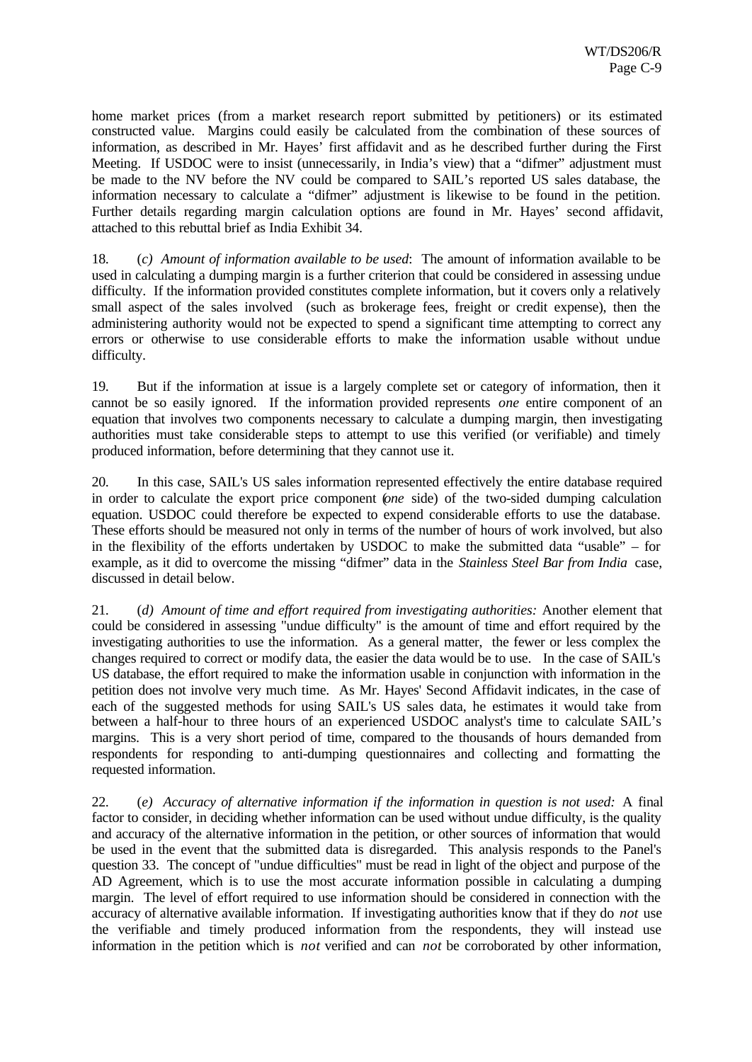home market prices (from a market research report submitted by petitioners) or its estimated constructed value. Margins could easily be calculated from the combination of these sources of information, as described in Mr. Hayes' first affidavit and as he described further during the First Meeting. If USDOC were to insist (unnecessarily, in India's view) that a "difmer" adjustment must be made to the NV before the NV could be compared to SAIL's reported US sales database, the information necessary to calculate a "difmer" adjustment is likewise to be found in the petition. Further details regarding margin calculation options are found in Mr. Hayes' second affidavit, attached to this rebuttal brief as India Exhibit 34.

18. (*c) Amount of information available to be used*: The amount of information available to be used in calculating a dumping margin is a further criterion that could be considered in assessing undue difficulty. If the information provided constitutes complete information, but it covers only a relatively small aspect of the sales involved (such as brokerage fees, freight or credit expense), then the administering authority would not be expected to spend a significant time attempting to correct any errors or otherwise to use considerable efforts to make the information usable without undue difficulty.

19. But if the information at issue is a largely complete set or category of information, then it cannot be so easily ignored. If the information provided represents *one* entire component of an equation that involves two components necessary to calculate a dumping margin, then investigating authorities must take considerable steps to attempt to use this verified (or verifiable) and timely produced information, before determining that they cannot use it.

20. In this case, SAIL's US sales information represented effectively the entire database required in order to calculate the export price component (*one* side) of the two-sided dumping calculation equation. USDOC could therefore be expected to expend considerable efforts to use the database. These efforts should be measured not only in terms of the number of hours of work involved, but also in the flexibility of the efforts undertaken by USDOC to make the submitted data "usable" – for example, as it did to overcome the missing "difmer" data in the *Stainless Steel Bar from India* case, discussed in detail below.

21. (*d) Amount of time and effort required from investigating authorities:* Another element that could be considered in assessing "undue difficulty" is the amount of time and effort required by the investigating authorities to use the information. As a general matter, the fewer or less complex the changes required to correct or modify data, the easier the data would be to use. In the case of SAIL's US database, the effort required to make the information usable in conjunction with information in the petition does not involve very much time. As Mr. Hayes' Second Affidavit indicates, in the case of each of the suggested methods for using SAIL's US sales data, he estimates it would take from between a half-hour to three hours of an experienced USDOC analyst's time to calculate SAIL's margins. This is a very short period of time, compared to the thousands of hours demanded from respondents for responding to anti-dumping questionnaires and collecting and formatting the requested information.

22. (*e) Accuracy of alternative information if the information in question is not used:* A final factor to consider, in deciding whether information can be used without undue difficulty, is the quality and accuracy of the alternative information in the petition, or other sources of information that would be used in the event that the submitted data is disregarded. This analysis responds to the Panel's question 33. The concept of "undue difficulties" must be read in light of the object and purpose of the AD Agreement, which is to use the most accurate information possible in calculating a dumping margin. The level of effort required to use information should be considered in connection with the accuracy of alternative available information. If investigating authorities know that if they do *not* use the verifiable and timely produced information from the respondents, they will instead use information in the petition which is *not* verified and can *not* be corroborated by other information,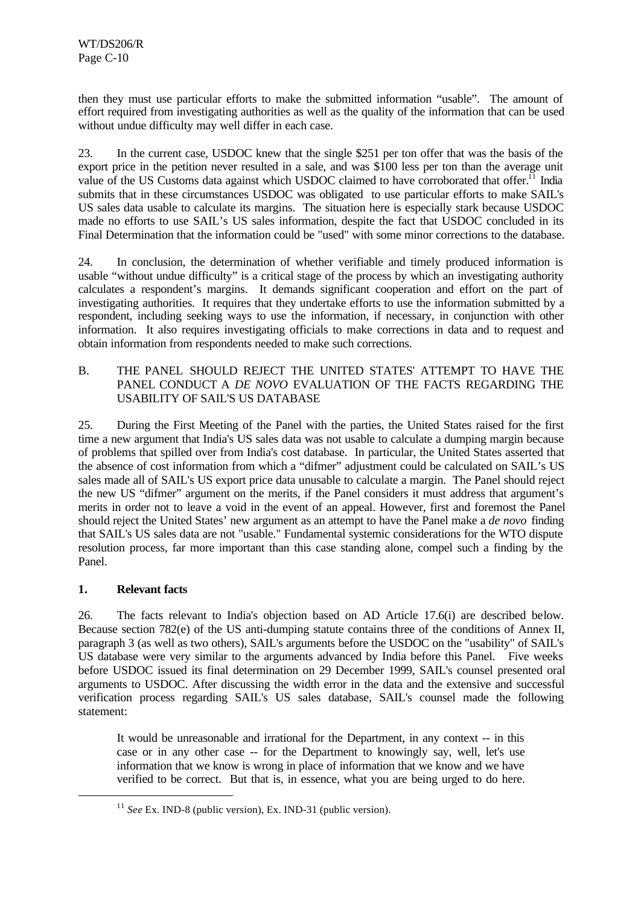then they must use particular efforts to make the submitted information "usable". The amount of effort required from investigating authorities as well as the quality of the information that can be used without undue difficulty may well differ in each case.

23. In the current case, USDOC knew that the single $251 per ton offer that was the basis of the export price in the petition never resulted in a sale, and was $100 less per ton than the average unit value of the US Customs data against which USDOC claimed to have corroborated that offer.[11] India submits that in these circumstances USDOC was obligated to use particular efforts to make SAIL's US sales data usable to calculate its margins. The situation here is especially stark because USDOC made no efforts to use SAIL's US sales information, despite the fact that USDOC concluded in its Final Determination that the information could be "used" with some minor corrections to the database.

24. In conclusion, the determination of whether verifiable and timely produced information is usable "without undue difficulty" is a critical stage of the process by which an investigating authority calculates a respondent's margins. It demands significant cooperation and effort on the part of investigating authorities. It requires that they undertake efforts to use the information submitted by a respondent, including seeking ways to use the information, if necessary, in conjunction with other information. It also requires investigating officials to make corrections in data and to request and obtain information from respondents needed to make such corrections.

## B. THE PANEL SHOULD REJECT THE UNITED STATES' ATTEMPT TO HAVE THE PANEL CONDUCT A *DE NOVO* EVALUATION OF THE FACTS REGARDING THE USABILITY OF SAIL'S US DATABASE

25. During the First Meeting of the Panel with the parties, the United States raised for the first time a new argument that India's US sales data was not usable to calculate a dumping margin because of problems that spilled over from India's cost database. In particular, the United States asserted that the absence of cost information from which a "difmer" adjustment could be calculated on SAIL's US sales made all of SAIL's US export price data unusable to calculate a margin. The Panel should reject the new US "difmer" argument on the merits, if the Panel considers it must address that argument's merits in order not to leave a void in the event of an appeal. However, first and foremost the Panel should reject the United States' new argument as an attempt to have the Panel make a *de novo* finding that SAIL's US sales data are not "usable." Fundamental systemic considerations for the WTO dispute resolution process, far more important than this case standing alone, compel such a finding by the Panel.

### 1. Relevant facts

26. The facts relevant to India's objection based on AD Article 17.6(i) are described below. Because section 782(e) of the US anti-dumping statute contains three of the conditions of Annex II, paragraph 3 (as well as two others), SAIL's arguments before the USDOC on the "usability" of SAIL's US database were very similar to the arguments advanced by India before this Panel. Five weeks before USDOC issued its final determination on 29 December 1999, SAIL's counsel presented oral arguments to USDOC. After discussing the width error in the data and the extensive and successful verification process regarding SAIL's US sales database, SAIL's counsel made the following statement:

> It would be unreasonable and irrational for the Department, in any context -- in this case or in any other case -- for the Department to knowingly say, well, let's use information that we know is wrong in place of information that we know and we have verified to be correct. But that is, in essence, what you are being urged to do here.

[11] *See* Ex. IND-8 (public version), Ex. IND-31 (public version).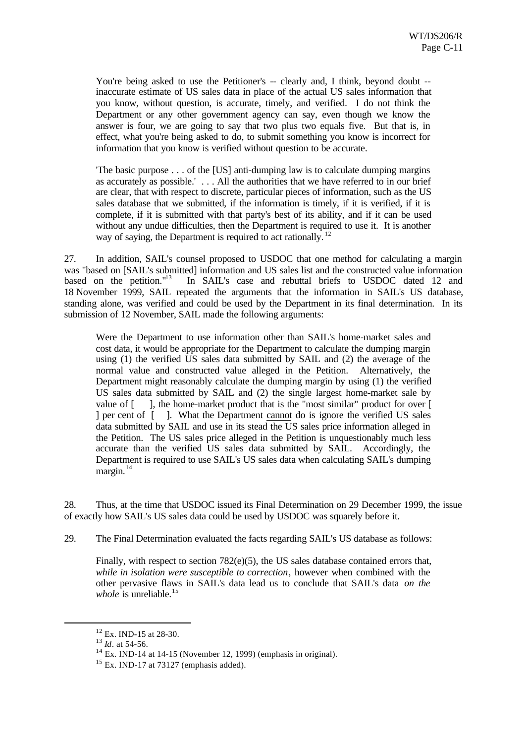> You're being asked to use the Petitioner's -- clearly and, I think, beyond doubt -- inaccurate estimate of US sales data in place of the actual US sales information that you know, without question, is accurate, timely, and verified. I do not think the Department or any other government agency can say, even though we know the answer is four, we are going to say that two plus two equals five. But that is, in effect, what you're being asked to do, to submit something you know is incorrect for information that you know is verified without question to be accurate.
>
> 'The basic purpose . . . of the [US] anti-dumping law is to calculate dumping margins as accurately as possible.' . . . All the authorities that we have referred to in our brief are clear, that with respect to discrete, particular pieces of information, such as the US sales database that we submitted, if the information is timely, if it is verified, if it is complete, if it is submitted with that party's best of its ability, and if it can be used without any undue difficulties, then the Department is required to use it. It is another way of saying, the Department is required to act rationally.[12]

27. In addition, SAIL's counsel proposed to USDOC that one method for calculating a margin was "based on [SAIL's submitted] information and US sales list and the constructed value information based on the petition."[13] In SAIL's case and rebuttal briefs to USDOC dated 12 and 18 November 1999, SAIL repeated the arguments that the information in SAIL's US database, standing alone, was verified and could be used by the Department in its final determination. In its submission of 12 November, SAIL made the following arguments:

> Were the Department to use information other than SAIL's home-market sales and cost data, it would be appropriate for the Department to calculate the dumping margin using (1) the verified US sales data submitted by SAIL and (2) the average of the normal value and constructed value alleged in the Petition. Alternatively, the Department might reasonably calculate the dumping margin by using (1) the verified US sales data submitted by SAIL and (2) the single largest home-market sale by value of [ ], the home-market product that is the "most similar" product for over [ ] per cent of [ ]. What the Department <u>cannot</u> do is ignore the verified US sales data submitted by SAIL and use in its stead the US sales price information alleged in the Petition. The US sales price alleged in the Petition is unquestionably much less accurate than the verified US sales data submitted by SAIL. Accordingly, the Department is required to use SAIL's US sales data when calculating SAIL's dumping margin.[14]

28. Thus, at the time that USDOC issued its Final Determination on 29 December 1999, the issue of exactly how SAIL's US sales data could be used by USDOC was squarely before it.

29. The Final Determination evaluated the facts regarding SAIL's US database as follows:

> Finally, with respect to section 782(e)(5), the US sales database contained errors that, *while in isolation were susceptible to correction*, however when combined with the other pervasive flaws in SAIL's data lead us to conclude that SAIL's data *on the whole* is unreliable.[15]

---

[12] Ex. IND-15 at 28-30.

[13] *Id*. at 54-56.

[14] Ex. IND-14 at 14-15 (November 12, 1999) (emphasis in original).

[15] Ex. IND-17 at 73127 (emphasis added).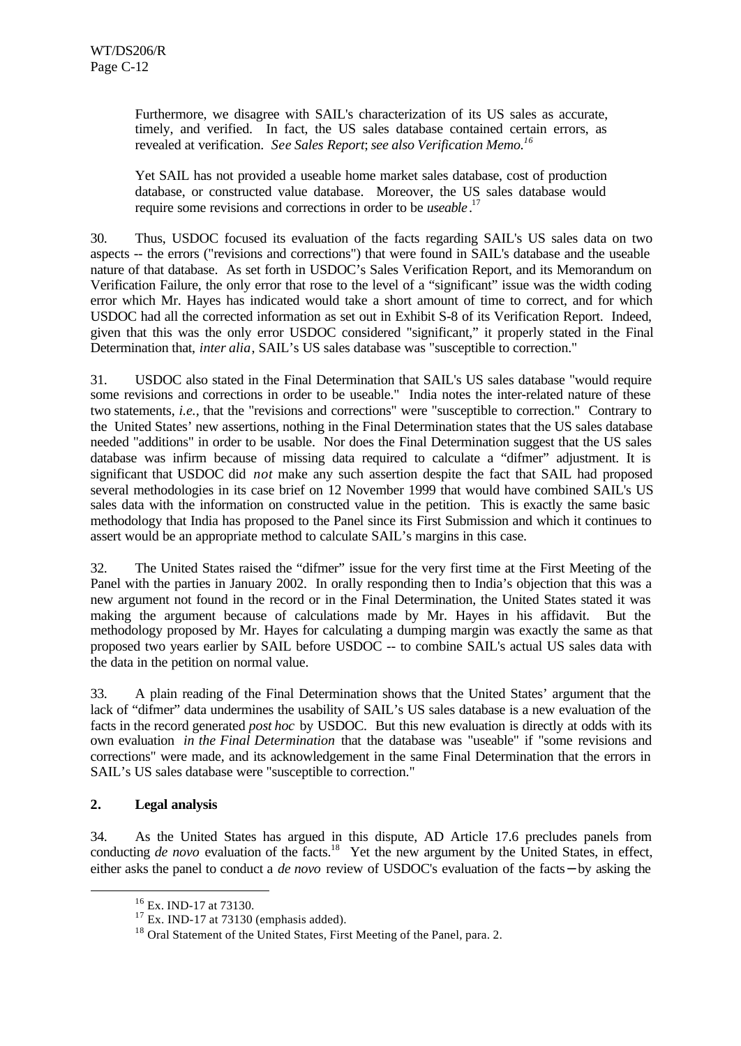> Furthermore, we disagree with SAIL's characterization of its US sales as accurate, timely, and verified. In fact, the US sales database contained certain errors, as revealed at verification. *See Sales Report*; *see also Verification Memo.*[16]
>
> Yet SAIL has not provided a useable home market sales database, cost of production database, or constructed value database. Moreover, the US sales database would require some revisions and corrections in order to be *useable*.[17]

30. Thus, USDOC focused its evaluation of the facts regarding SAIL's US sales data on two aspects -- the errors ("revisions and corrections") that were found in SAIL's database and the useable nature of that database. As set forth in USDOC's Sales Verification Report, and its Memorandum on Verification Failure, the only error that rose to the level of a "significant" issue was the width coding error which Mr. Hayes has indicated would take a short amount of time to correct, and for which USDOC had all the corrected information as set out in Exhibit S-8 of its Verification Report. Indeed, given that this was the only error USDOC considered "significant," it properly stated in the Final Determination that, *inter alia*, SAIL's US sales database was "susceptible to correction."

31. USDOC also stated in the Final Determination that SAIL's US sales database "would require some revisions and corrections in order to be useable." India notes the inter-related nature of these two statements, *i.e.*, that the "revisions and corrections" were "susceptible to correction." Contrary to the United States' new assertions, nothing in the Final Determination states that the US sales database needed "additions" in order to be usable. Nor does the Final Determination suggest that the US sales database was infirm because of missing data required to calculate a "difmer" adjustment. It is significant that USDOC did *not* make any such assertion despite the fact that SAIL had proposed several methodologies in its case brief on 12 November 1999 that would have combined SAIL's US sales data with the information on constructed value in the petition. This is exactly the same basic methodology that India has proposed to the Panel since its First Submission and which it continues to assert would be an appropriate method to calculate SAIL's margins in this case.

32. The United States raised the "difmer" issue for the very first time at the First Meeting of the Panel with the parties in January 2002. In orally responding then to India's objection that this was a new argument not found in the record or in the Final Determination, the United States stated it was making the argument because of calculations made by Mr. Hayes in his affidavit. But the methodology proposed by Mr. Hayes for calculating a dumping margin was exactly the same as that proposed two years earlier by SAIL before USDOC -- to combine SAIL's actual US sales data with the data in the petition on normal value.

33. A plain reading of the Final Determination shows that the United States' argument that the lack of "difmer" data undermines the usability of SAIL's US sales database is a new evaluation of the facts in the record generated *post hoc* by USDOC. But this new evaluation is directly at odds with its own evaluation *in the Final Determination* that the database was "useable" if "some revisions and corrections" were made, and its acknowledgement in the same Final Determination that the errors in SAIL's US sales database were "susceptible to correction."

**2. Legal analysis**

34. As the United States has argued in this dispute, AD Article 17.6 precludes panels from conducting *de novo* evaluation of the facts.[18] Yet the new argument by the United States, in effect, either asks the panel to conduct a *de novo* review of USDOC's evaluation of the facts – by asking the

---

[16] Ex. IND-17 at 73130.

[17] Ex. IND-17 at 73130 (emphasis added).

[18] Oral Statement of the United States, First Meeting of the Panel, para. 2.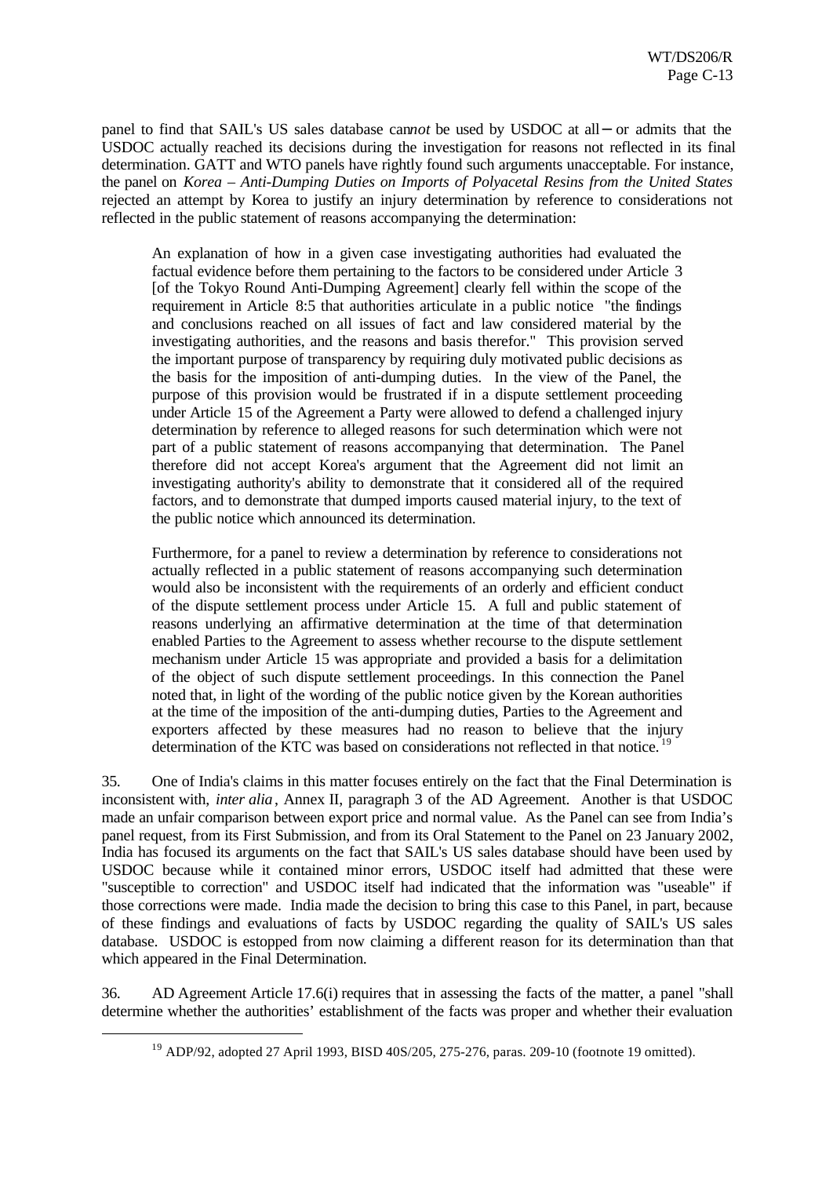panel to find that SAIL's US sales database can*not* be used by USDOC at all – or admits that the USDOC actually reached its decisions during the investigation for reasons not reflected in its final determination. GATT and WTO panels have rightly found such arguments unacceptable. For instance, the panel on *Korea – Anti-Dumping Duties on Imports of Polyacetal Resins from the United States* rejected an attempt by Korea to justify an injury determination by reference to considerations not reflected in the public statement of reasons accompanying the determination:

> An explanation of how in a given case investigating authorities had evaluated the factual evidence before them pertaining to the factors to be considered under Article 3 [of the Tokyo Round Anti-Dumping Agreement] clearly fell within the scope of the requirement in Article 8:5 that authorities articulate in a public notice "the findings and conclusions reached on all issues of fact and law considered material by the investigating authorities, and the reasons and basis therefor." This provision served the important purpose of transparency by requiring duly motivated public decisions as the basis for the imposition of anti-dumping duties. In the view of the Panel, the purpose of this provision would be frustrated if in a dispute settlement proceeding under Article 15 of the Agreement a Party were allowed to defend a challenged injury determination by reference to alleged reasons for such determination which were not part of a public statement of reasons accompanying that determination. The Panel therefore did not accept Korea's argument that the Agreement did not limit an investigating authority's ability to demonstrate that it considered all of the required factors, and to demonstrate that dumped imports caused material injury, to the text of the public notice which announced its determination.
>
> Furthermore, for a panel to review a determination by reference to considerations not actually reflected in a public statement of reasons accompanying such determination would also be inconsistent with the requirements of an orderly and efficient conduct of the dispute settlement process under Article 15. A full and public statement of reasons underlying an affirmative determination at the time of that determination enabled Parties to the Agreement to assess whether recourse to the dispute settlement mechanism under Article 15 was appropriate and provided a basis for a delimitation of the object of such dispute settlement proceedings. In this connection the Panel noted that, in light of the wording of the public notice given by the Korean authorities at the time of the imposition of the anti-dumping duties, Parties to the Agreement and exporters affected by these measures had no reason to believe that the injury determination of the KTC was based on considerations not reflected in that notice.[19]

35. One of India's claims in this matter focuses entirely on the fact that the Final Determination is inconsistent with, *inter alia*, Annex II, paragraph 3 of the AD Agreement. Another is that USDOC made an unfair comparison between export price and normal value. As the Panel can see from India's panel request, from its First Submission, and from its Oral Statement to the Panel on 23 January 2002, India has focused its arguments on the fact that SAIL's US sales database should have been used by USDOC because while it contained minor errors, USDOC itself had admitted that these were "susceptible to correction" and USDOC itself had indicated that the information was "useable" if those corrections were made. India made the decision to bring this case to this Panel, in part, because of these findings and evaluations of facts by USDOC regarding the quality of SAIL's US sales database. USDOC is estopped from now claiming a different reason for its determination than that which appeared in the Final Determination.

36. AD Agreement Article 17.6(i) requires that in assessing the facts of the matter, a panel "shall determine whether the authorities' establishment of the facts was proper and whether their evaluation

[19] ADP/92, adopted 27 April 1993, BISD 40S/205, 275-276, paras. 209-10 (footnote 19 omitted).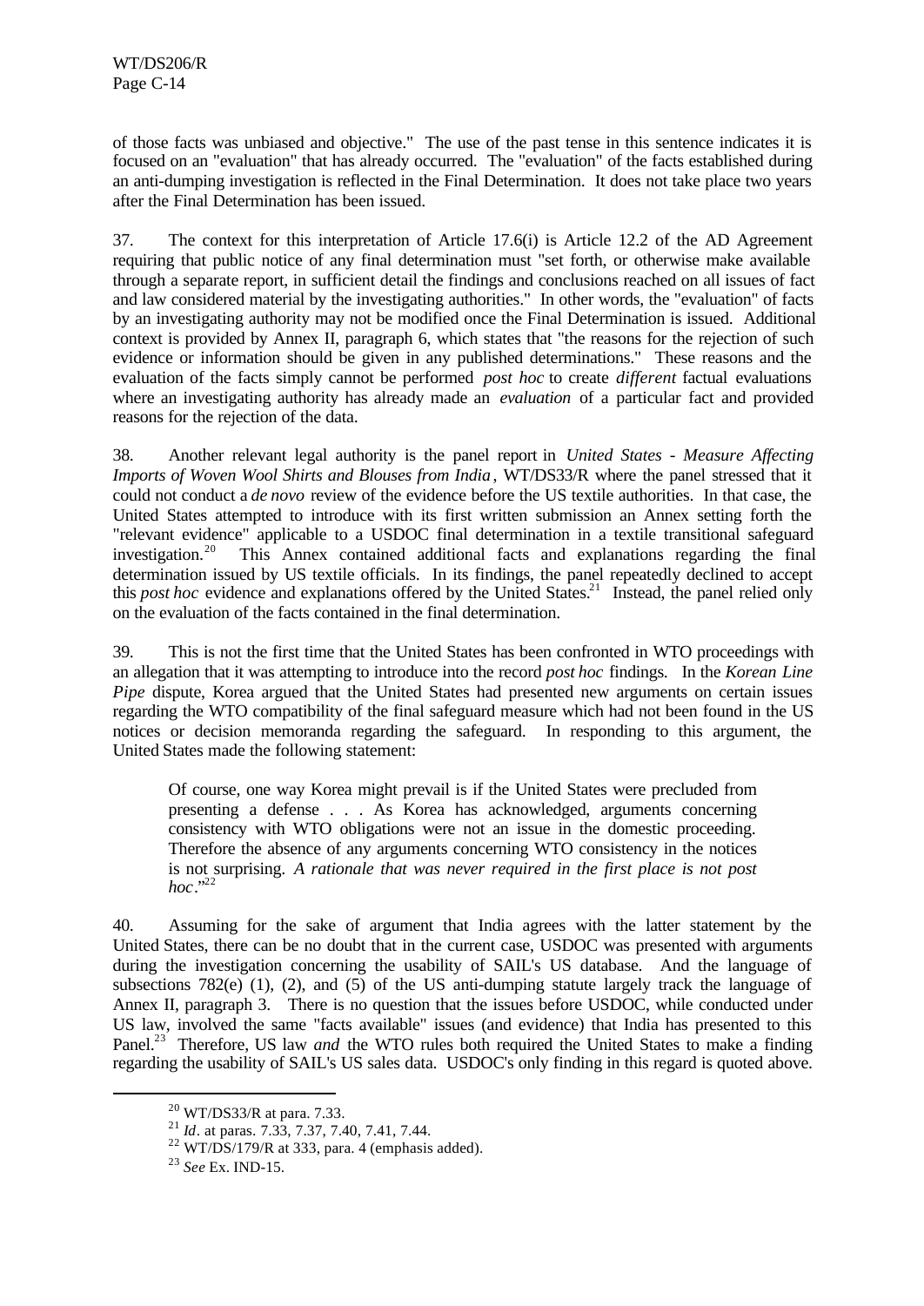of those facts was unbiased and objective." The use of the past tense in this sentence indicates it is focused on an "evaluation" that has already occurred. The "evaluation" of the facts established during an anti-dumping investigation is reflected in the Final Determination. It does not take place two years after the Final Determination has been issued.

37. The context for this interpretation of Article 17.6(i) is Article 12.2 of the AD Agreement requiring that public notice of any final determination must "set forth, or otherwise make available through a separate report, in sufficient detail the findings and conclusions reached on all issues of fact and law considered material by the investigating authorities." In other words, the "evaluation" of facts by an investigating authority may not be modified once the Final Determination is issued. Additional context is provided by Annex II, paragraph 6, which states that "the reasons for the rejection of such evidence or information should be given in any published determinations." These reasons and the evaluation of the facts simply cannot be performed *post hoc* to create *different* factual evaluations where an investigating authority has already made an *evaluation* of a particular fact and provided reasons for the rejection of the data.

38. Another relevant legal authority is the panel report in *United States - Measure Affecting Imports of Woven Wool Shirts and Blouses from India*, WT/DS33/R where the panel stressed that it could not conduct a *de novo* review of the evidence before the US textile authorities. In that case, the United States attempted to introduce with its first written submission an Annex setting forth the "relevant evidence" applicable to a USDOC final determination in a textile transitional safeguard investigation.[20] This Annex contained additional facts and explanations regarding the final determination issued by US textile officials. In its findings, the panel repeatedly declined to accept this *post hoc* evidence and explanations offered by the United States.[21] Instead, the panel relied only on the evaluation of the facts contained in the final determination.

39. This is not the first time that the United States has been confronted in WTO proceedings with an allegation that it was attempting to introduce into the record *post hoc* findings. In the *Korean Line Pipe* dispute, Korea argued that the United States had presented new arguments on certain issues regarding the WTO compatibility of the final safeguard measure which had not been found in the US notices or decision memoranda regarding the safeguard. In responding to this argument, the United States made the following statement:

> Of course, one way Korea might prevail is if the United States were precluded from presenting a defense . . . As Korea has acknowledged, arguments concerning consistency with WTO obligations were not an issue in the domestic proceeding. Therefore the absence of any arguments concerning WTO consistency in the notices is not surprising. *A rationale that was never required in the first place is not post hoc*."[22]

40. Assuming for the sake of argument that India agrees with the latter statement by the United States, there can be no doubt that in the current case, USDOC was presented with arguments during the investigation concerning the usability of SAIL's US database. And the language of subsections 782(e) (1), (2), and (5) of the US anti-dumping statute largely track the language of Annex II, paragraph 3. There is no question that the issues before USDOC, while conducted under US law, involved the same "facts available" issues (and evidence) that India has presented to this Panel.[23] Therefore, US law *and* the WTO rules both required the United States to make a finding regarding the usability of SAIL's US sales data. USDOC's only finding in this regard is quoted above.

---

[20] WT/DS33/R at para. 7.33.

[21] *Id*. at paras. 7.33, 7.37, 7.40, 7.41, 7.44.

[22] WT/DS/179/R at 333, para. 4 (emphasis added).

[23] *See* Ex. IND-15.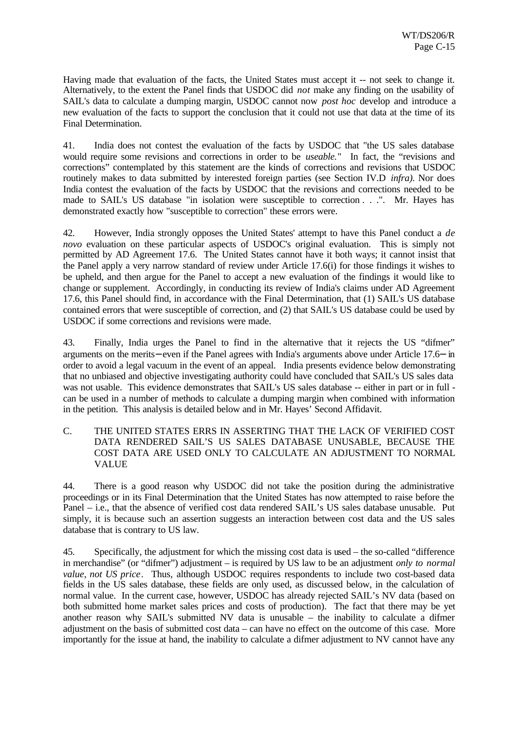Having made that evaluation of the facts, the United States must accept it -- not seek to change it. Alternatively, to the extent the Panel finds that USDOC did *not* make any finding on the usability of SAIL's data to calculate a dumping margin, USDOC cannot now *post hoc* develop and introduce a new evaluation of the facts to support the conclusion that it could not use that data at the time of its Final Determination.

41. India does not contest the evaluation of the facts by USDOC that "the US sales database would require some revisions and corrections in order to be *useable.*" In fact, the "revisions and corrections" contemplated by this statement are the kinds of corrections and revisions that USDOC routinely makes to data submitted by interested foreign parties (see Section IV.D *infra).* Nor does India contest the evaluation of the facts by USDOC that the revisions and corrections needed to be made to SAIL's US database "in isolation were susceptible to correction . . .". Mr. Hayes has demonstrated exactly how "susceptible to correction" these errors were.

42. However, India strongly opposes the United States' attempt to have this Panel conduct a *de novo* evaluation on these particular aspects of USDOC's original evaluation. This is simply not permitted by AD Agreement 17.6. The United States cannot have it both ways; it cannot insist that the Panel apply a very narrow standard of review under Article 17.6(i) for those findings it wishes to be upheld, and then argue for the Panel to accept a new evaluation of the findings it would like to change or supplement. Accordingly, in conducting its review of India's claims under AD Agreement 17.6, this Panel should find, in accordance with the Final Determination, that (1) SAIL's US database contained errors that were susceptible of correction, and (2) that SAIL's US database could be used by USDOC if some corrections and revisions were made.

43. Finally, India urges the Panel to find in the alternative that it rejects the US "difmer" arguments on the merits – even if the Panel agrees with India's arguments above under Article 17.6 – in order to avoid a legal vacuum in the event of an appeal. India presents evidence below demonstrating that no unbiased and objective investigating authority could have concluded that SAIL's US sales data was not usable. This evidence demonstrates that SAIL's US sales database -- either in part or in full - can be used in a number of methods to calculate a dumping margin when combined with information in the petition. This analysis is detailed below and in Mr. Hayes' Second Affidavit.

C. THE UNITED STATES ERRS IN ASSERTING THAT THE LACK OF VERIFIED COST DATA RENDERED SAIL'S US SALES DATABASE UNUSABLE, BECAUSE THE COST DATA ARE USED ONLY TO CALCULATE AN ADJUSTMENT TO NORMAL VALUE

44. There is a good reason why USDOC did not take the position during the administrative proceedings or in its Final Determination that the United States has now attempted to raise before the Panel – i.e., that the absence of verified cost data rendered SAIL's US sales database unusable. Put simply, it is because such an assertion suggests an interaction between cost data and the US sales database that is contrary to US law.

45. Specifically, the adjustment for which the missing cost data is used – the so-called "difference in merchandise" (or "difmer") adjustment – is required by US law to be an adjustment *only to normal value, not US price*. Thus, although USDOC requires respondents to include two cost-based data fields in the US sales database, these fields are only used, as discussed below, in the calculation of normal value. In the current case, however, USDOC has already rejected SAIL's NV data (based on both submitted home market sales prices and costs of production). The fact that there may be yet another reason why SAIL's submitted NV data is unusable – the inability to calculate a difmer adjustment on the basis of submitted cost data – can have no effect on the outcome of this case. More importantly for the issue at hand, the inability to calculate a difmer adjustment to NV cannot have any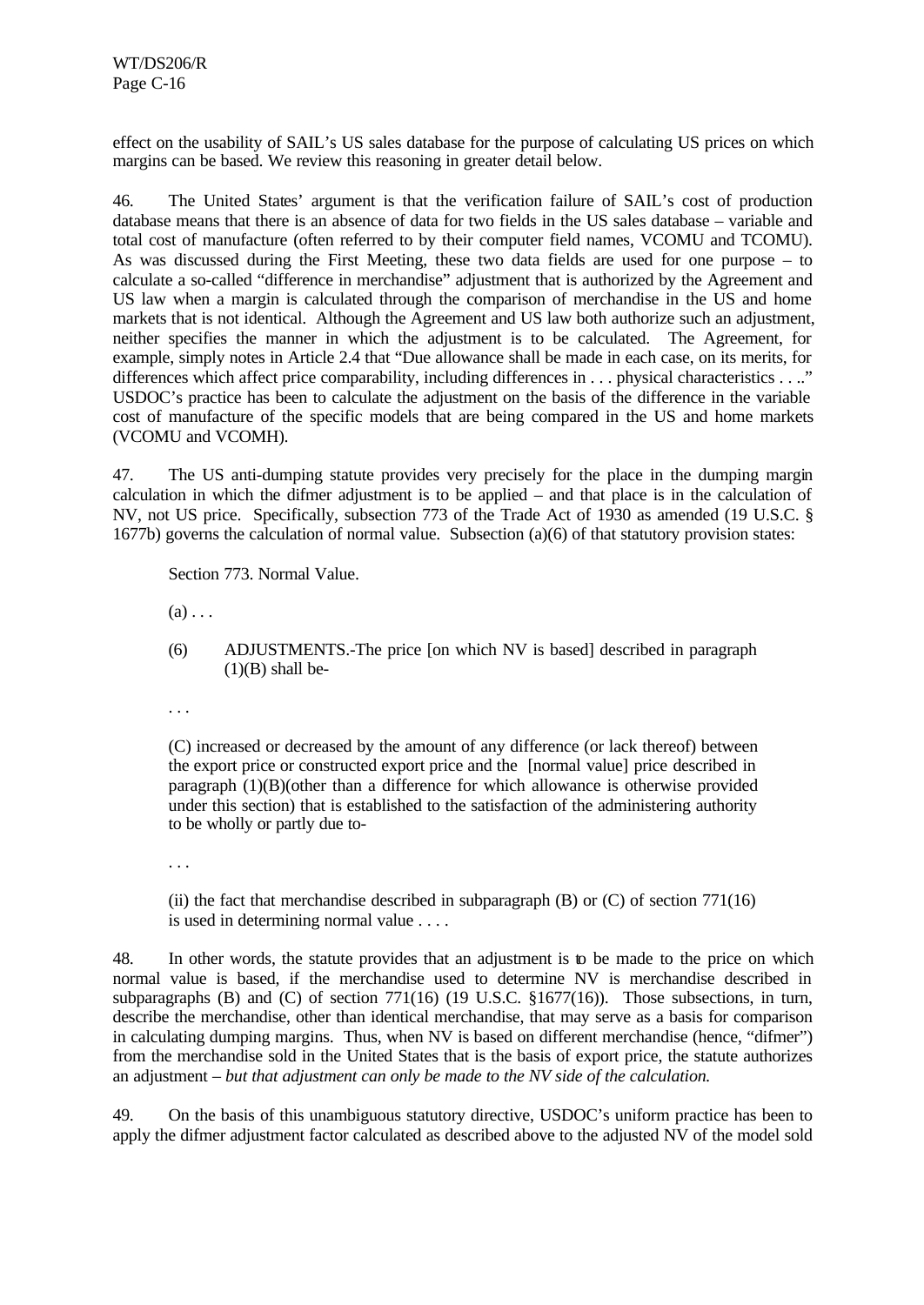effect on the usability of SAIL's US sales database for the purpose of calculating US prices on which margins can be based. We review this reasoning in greater detail below.

46. The United States' argument is that the verification failure of SAIL's cost of production database means that there is an absence of data for two fields in the US sales database – variable and total cost of manufacture (often referred to by their computer field names, VCOMU and TCOMU). As was discussed during the First Meeting, these two data fields are used for one purpose – to calculate a so-called "difference in merchandise" adjustment that is authorized by the Agreement and US law when a margin is calculated through the comparison of merchandise in the US and home markets that is not identical. Although the Agreement and US law both authorize such an adjustment, neither specifies the manner in which the adjustment is to be calculated. The Agreement, for example, simply notes in Article 2.4 that "Due allowance shall be made in each case, on its merits, for differences which affect price comparability, including differences in . . . physical characteristics . . .." USDOC's practice has been to calculate the adjustment on the basis of the difference in the variable cost of manufacture of the specific models that are being compared in the US and home markets (VCOMU and VCOMH).

47. The US anti-dumping statute provides very precisely for the place in the dumping margin calculation in which the difmer adjustment is to be applied – and that place is in the calculation of NV, not US price. Specifically, subsection 773 of the Trade Act of 1930 as amended (19 U.S.C. § 1677b) governs the calculation of normal value. Subsection (a)(6) of that statutory provision states:

> Section 773. Normal Value.
>
> (a) . . .
>
> (6) ADJUSTMENTS.-The price [on which NV is based] described in paragraph (1)(B) shall be-
>
> . . .
>
> (C) increased or decreased by the amount of any difference (or lack thereof) between the export price or constructed export price and the [normal value] price described in paragraph (1)(B)(other than a difference for which allowance is otherwise provided under this section) that is established to the satisfaction of the administering authority to be wholly or partly due to-
>
> . . .
>
> (ii) the fact that merchandise described in subparagraph (B) or (C) of section 771(16) is used in determining normal value . . . .

48. In other words, the statute provides that an adjustment is to be made to the price on which normal value is based, if the merchandise used to determine NV is merchandise described in subparagraphs (B) and (C) of section 771(16) (19 U.S.C. §1677(16)). Those subsections, in turn, describe the merchandise, other than identical merchandise, that may serve as a basis for comparison in calculating dumping margins. Thus, when NV is based on different merchandise (hence, "difmer") from the merchandise sold in the United States that is the basis of export price, the statute authorizes an adjustment – *but that adjustment can only be made to the NV side of the calculation.*

49. On the basis of this unambiguous statutory directive, USDOC's uniform practice has been to apply the difmer adjustment factor calculated as described above to the adjusted NV of the model sold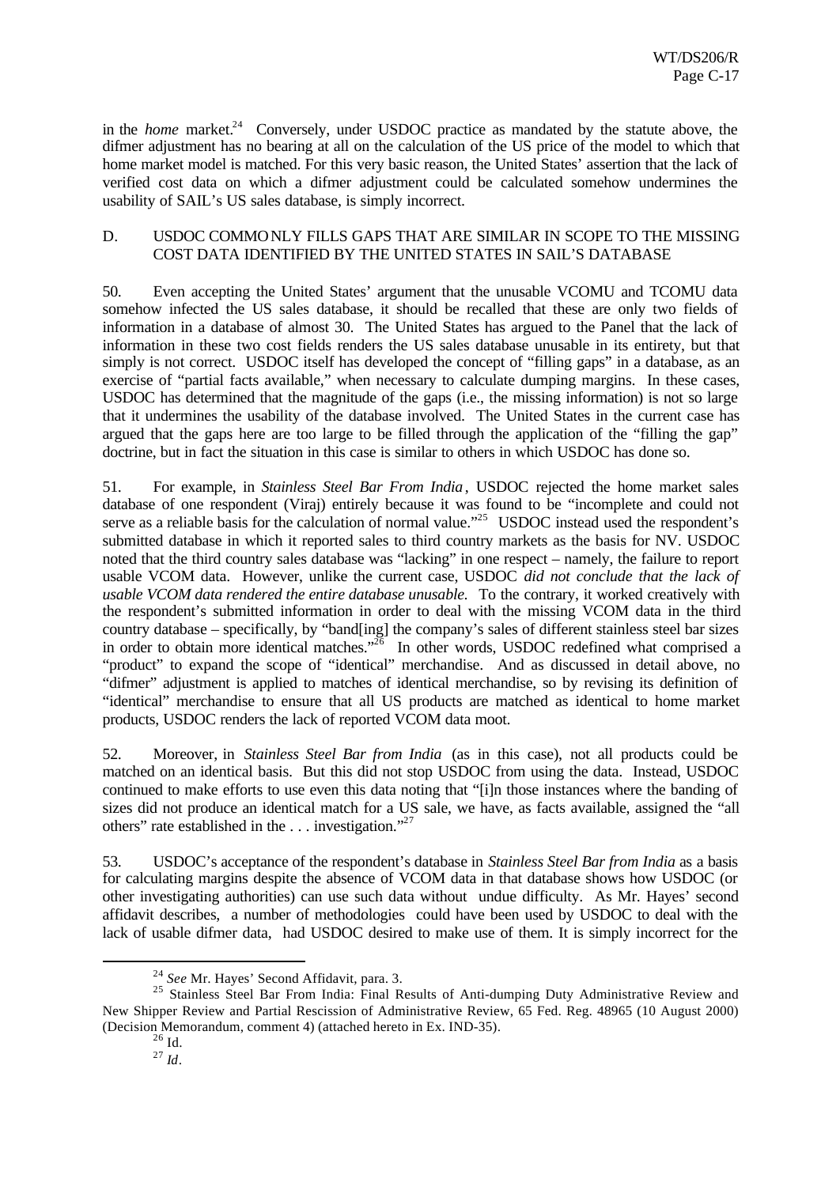in the *home* market.[24] Conversely, under USDOC practice as mandated by the statute above, the difmer adjustment has no bearing at all on the calculation of the US price of the model to which that home market model is matched. For this very basic reason, the United States' assertion that the lack of verified cost data on which a difmer adjustment could be calculated somehow undermines the usability of SAIL's US sales database, is simply incorrect.

### D. USDOC COMMONLY FILLS GAPS THAT ARE SIMILAR IN SCOPE TO THE MISSING COST DATA IDENTIFIED BY THE UNITED STATES IN SAIL'S DATABASE

50. Even accepting the United States' argument that the unusable VCOMU and TCOMU data somehow infected the US sales database, it should be recalled that these are only two fields of information in a database of almost 30. The United States has argued to the Panel that the lack of information in these two cost fields renders the US sales database unusable in its entirety, but that simply is not correct. USDOC itself has developed the concept of "filling gaps" in a database, as an exercise of "partial facts available," when necessary to calculate dumping margins. In these cases, USDOC has determined that the magnitude of the gaps (i.e., the missing information) is not so large that it undermines the usability of the database involved. The United States in the current case has argued that the gaps here are too large to be filled through the application of the "filling the gap" doctrine, but in fact the situation in this case is similar to others in which USDOC has done so.

51. For example, in *Stainless Steel Bar From India*, USDOC rejected the home market sales database of one respondent (Viraj) entirely because it was found to be "incomplete and could not serve as a reliable basis for the calculation of normal value."[25] USDOC instead used the respondent's submitted database in which it reported sales to third country markets as the basis for NV. USDOC noted that the third country sales database was "lacking" in one respect – namely, the failure to report usable VCOM data. However, unlike the current case, USDOC *did not conclude that the lack of usable VCOM data rendered the entire database unusable.* To the contrary, it worked creatively with the respondent's submitted information in order to deal with the missing VCOM data in the third country database – specifically, by "band[ing] the company's sales of different stainless steel bar sizes in order to obtain more identical matches."[26] In other words, USDOC redefined what comprised a "product" to expand the scope of "identical" merchandise. And as discussed in detail above, no "difmer" adjustment is applied to matches of identical merchandise, so by revising its definition of "identical" merchandise to ensure that all US products are matched as identical to home market products, USDOC renders the lack of reported VCOM data moot.

52. Moreover, in *Stainless Steel Bar from India* (as in this case), not all products could be matched on an identical basis. But this did not stop USDOC from using the data. Instead, USDOC continued to make efforts to use even this data noting that "[i]n those instances where the banding of sizes did not produce an identical match for a US sale, we have, as facts available, assigned the "all others" rate established in the . . . investigation."[27]

53. USDOC's acceptance of the respondent's database in *Stainless Steel Bar from India* as a basis for calculating margins despite the absence of VCOM data in that database shows how USDOC (or other investigating authorities) can use such data without undue difficulty. As Mr. Hayes' second affidavit describes, a number of methodologies could have been used by USDOC to deal with the lack of usable difmer data, had USDOC desired to make use of them. It is simply incorrect for the

---

[24] *See* Mr. Hayes' Second Affidavit, para. 3.

[25] Stainless Steel Bar From India: Final Results of Anti-dumping Duty Administrative Review and New Shipper Review and Partial Rescission of Administrative Review, 65 Fed. Reg. 48965 (10 August 2000) (Decision Memorandum, comment 4) (attached hereto in Ex. IND-35).

[26] Id.

[27] *Id*.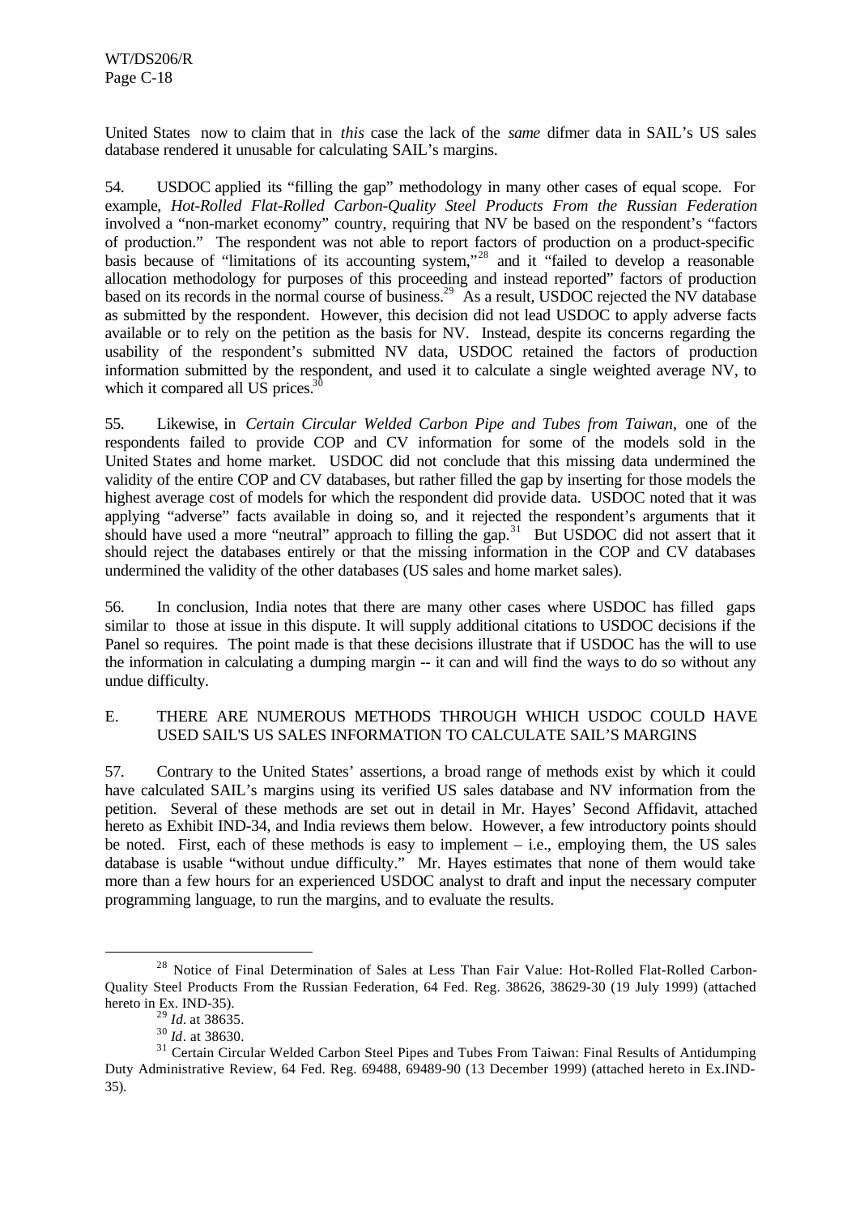United States now to claim that in *this* case the lack of the *same* difmer data in SAIL's US sales database rendered it unusable for calculating SAIL's margins.

54. USDOC applied its "filling the gap" methodology in many other cases of equal scope. For example, *Hot-Rolled Flat-Rolled Carbon-Quality Steel Products From the Russian Federation* involved a "non-market economy" country, requiring that NV be based on the respondent's "factors of production." The respondent was not able to report factors of production on a product-specific basis because of "limitations of its accounting system,"[28] and it "failed to develop a reasonable allocation methodology for purposes of this proceeding and instead reported" factors of production based on its records in the normal course of business.[29] As a result, USDOC rejected the NV database as submitted by the respondent. However, this decision did not lead USDOC to apply adverse facts available or to rely on the petition as the basis for NV. Instead, despite its concerns regarding the usability of the respondent's submitted NV data, USDOC retained the factors of production information submitted by the respondent, and used it to calculate a single weighted average NV, to which it compared all US prices.[30]

55. Likewise, in *Certain Circular Welded Carbon Pipe and Tubes from Taiwan*, one of the respondents failed to provide COP and CV information for some of the models sold in the United States and home market. USDOC did not conclude that this missing data undermined the validity of the entire COP and CV databases, but rather filled the gap by inserting for those models the highest average cost of models for which the respondent did provide data. USDOC noted that it was applying "adverse" facts available in doing so, and it rejected the respondent's arguments that it should have used a more "neutral" approach to filling the gap.[31] But USDOC did not assert that it should reject the databases entirely or that the missing information in the COP and CV databases undermined the validity of the other databases (US sales and home market sales).

56. In conclusion, India notes that there are many other cases where USDOC has filled gaps similar to those at issue in this dispute. It will supply additional citations to USDOC decisions if the Panel so requires. The point made is that these decisions illustrate that if USDOC has the will to use the information in calculating a dumping margin -- it can and will find the ways to do so without any undue difficulty.

## E. THERE ARE NUMEROUS METHODS THROUGH WHICH USDOC COULD HAVE USED SAIL'S US SALES INFORMATION TO CALCULATE SAIL'S MARGINS

57. Contrary to the United States' assertions, a broad range of methods exist by which it could have calculated SAIL's margins using its verified US sales database and NV information from the petition. Several of these methods are set out in detail in Mr. Hayes' Second Affidavit, attached hereto as Exhibit IND-34, and India reviews them below. However, a few introductory points should be noted. First, each of these methods is easy to implement – i.e., employing them, the US sales database is usable "without undue difficulty." Mr. Hayes estimates that none of them would take more than a few hours for an experienced USDOC analyst to draft and input the necessary computer programming language, to run the margins, and to evaluate the results.

---

[28] Notice of Final Determination of Sales at Less Than Fair Value: Hot-Rolled Flat-Rolled Carbon-Quality Steel Products From the Russian Federation, 64 Fed. Reg. 38626, 38629-30 (19 July 1999) (attached hereto in Ex. IND-35).

[29] *Id*. at 38635.

[30] *Id*. at 38630.

[31] Certain Circular Welded Carbon Steel Pipes and Tubes From Taiwan: Final Results of Antidumping Duty Administrative Review, 64 Fed. Reg. 69488, 69489-90 (13 December 1999) (attached hereto in Ex.IND-35).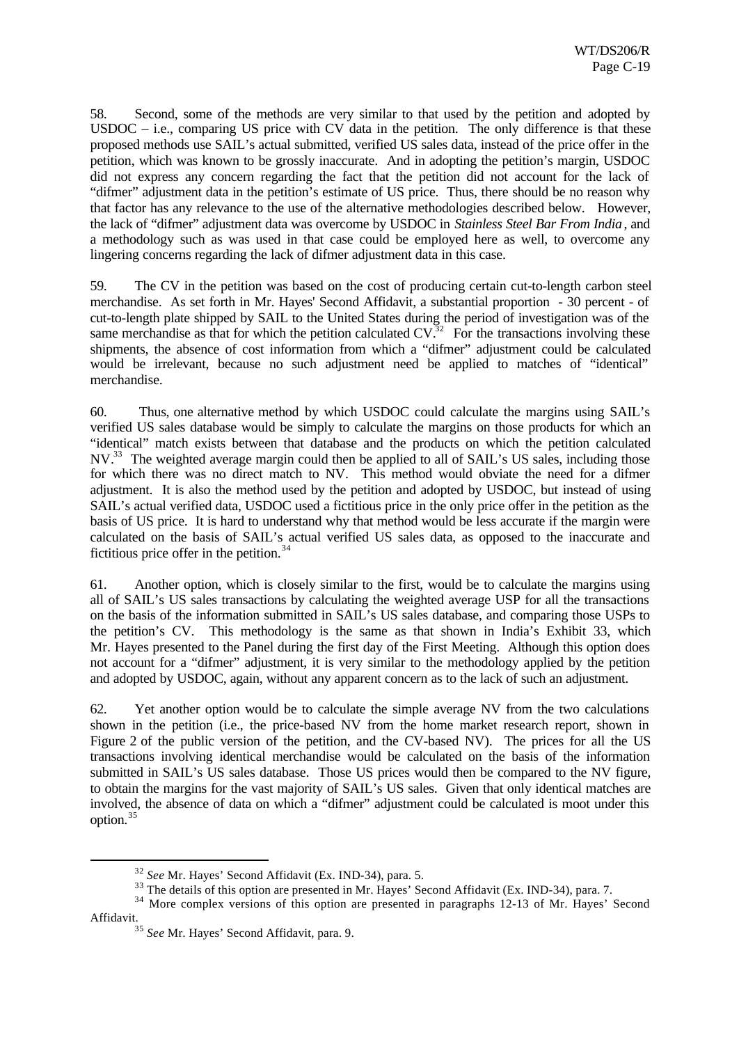58. Second, some of the methods are very similar to that used by the petition and adopted by USDOC – i.e., comparing US price with CV data in the petition. The only difference is that these proposed methods use SAIL's actual submitted, verified US sales data, instead of the price offer in the petition, which was known to be grossly inaccurate. And in adopting the petition's margin, USDOC did not express any concern regarding the fact that the petition did not account for the lack of "difmer" adjustment data in the petition's estimate of US price. Thus, there should be no reason why that factor has any relevance to the use of the alternative methodologies described below. However, the lack of "difmer" adjustment data was overcome by USDOC in *Stainless Steel Bar From India*, and a methodology such as was used in that case could be employed here as well, to overcome any lingering concerns regarding the lack of difmer adjustment data in this case.

59. The CV in the petition was based on the cost of producing certain cut-to-length carbon steel merchandise. As set forth in Mr. Hayes' Second Affidavit, a substantial proportion - 30 percent - of cut-to-length plate shipped by SAIL to the United States during the period of investigation was of the same merchandise as that for which the petition calculated CV.[32] For the transactions involving these shipments, the absence of cost information from which a "difmer" adjustment could be calculated would be irrelevant, because no such adjustment need be applied to matches of "identical" merchandise.

60. Thus, one alternative method by which USDOC could calculate the margins using SAIL's verified US sales database would be simply to calculate the margins on those products for which an "identical" match exists between that database and the products on which the petition calculated NV.[33] The weighted average margin could then be applied to all of SAIL's US sales, including those for which there was no direct match to NV. This method would obviate the need for a difmer adjustment. It is also the method used by the petition and adopted by USDOC, but instead of using SAIL's actual verified data, USDOC used a fictitious price in the only price offer in the petition as the basis of US price. It is hard to understand why that method would be less accurate if the margin were calculated on the basis of SAIL's actual verified US sales data, as opposed to the inaccurate and fictitious price offer in the petition.[34]

61. Another option, which is closely similar to the first, would be to calculate the margins using all of SAIL's US sales transactions by calculating the weighted average USP for all the transactions on the basis of the information submitted in SAIL's US sales database, and comparing those USPs to the petition's CV. This methodology is the same as that shown in India's Exhibit 33, which Mr. Hayes presented to the Panel during the first day of the First Meeting. Although this option does not account for a "difmer" adjustment, it is very similar to the methodology applied by the petition and adopted by USDOC, again, without any apparent concern as to the lack of such an adjustment.

62. Yet another option would be to calculate the simple average NV from the two calculations shown in the petition (i.e., the price-based NV from the home market research report, shown in Figure 2 of the public version of the petition, and the CV-based NV). The prices for all the US transactions involving identical merchandise would be calculated on the basis of the information submitted in SAIL's US sales database. Those US prices would then be compared to the NV figure, to obtain the margins for the vast majority of SAIL's US sales. Given that only identical matches are involved, the absence of data on which a "difmer" adjustment could be calculated is moot under this option.[35]

---

[32] *See* Mr. Hayes' Second Affidavit (Ex. IND-34), para. 5.

[33] The details of this option are presented in Mr. Hayes' Second Affidavit (Ex. IND-34), para. 7.

[34] More complex versions of this option are presented in paragraphs 12-13 of Mr. Hayes' Second Affidavit.

[35] *See* Mr. Hayes' Second Affidavit, para. 9.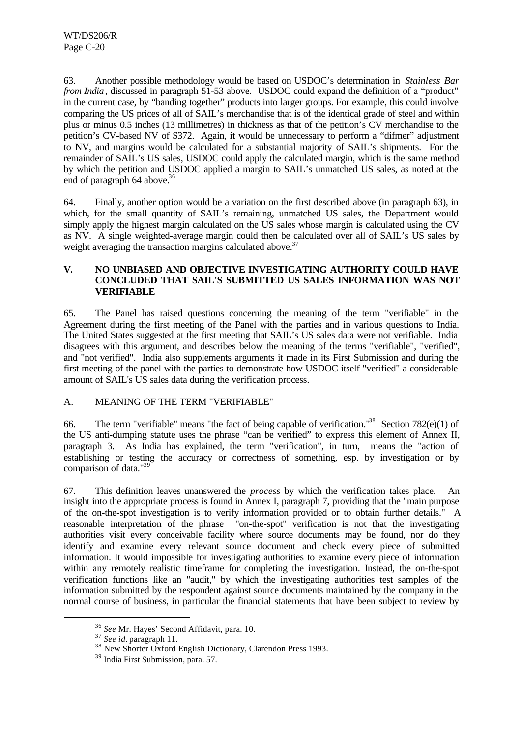63. Another possible methodology would be based on USDOC's determination in *Stainless Bar from India*, discussed in paragraph 51-53 above. USDOC could expand the definition of a "product" in the current case, by "banding together" products into larger groups. For example, this could involve comparing the US prices of all of SAIL's merchandise that is of the identical grade of steel and within plus or minus 0.5 inches (13 millimetres) in thickness as that of the petition's CV merchandise to the petition's CV-based NV of $372. Again, it would be unnecessary to perform a "difmer" adjustment to NV, and margins would be calculated for a substantial majority of SAIL's shipments. For the remainder of SAIL's US sales, USDOC could apply the calculated margin, which is the same method by which the petition and USDOC applied a margin to SAIL's unmatched US sales, as noted at the end of paragraph 64 above.[36]

64. Finally, another option would be a variation on the first described above (in paragraph 63), in which, for the small quantity of SAIL's remaining, unmatched US sales, the Department would simply apply the highest margin calculated on the US sales whose margin is calculated using the CV as NV. A single weighted-average margin could then be calculated over all of SAIL's US sales by weight averaging the transaction margins calculated above.[37]

## V. NO UNBIASED AND OBJECTIVE INVESTIGATING AUTHORITY COULD HAVE CONCLUDED THAT SAIL'S SUBMITTED US SALES INFORMATION WAS NOT VERIFIABLE

65. The Panel has raised questions concerning the meaning of the term "verifiable" in the Agreement during the first meeting of the Panel with the parties and in various questions to India. The United States suggested at the first meeting that SAIL's US sales data were not verifiable. India disagrees with this argument, and describes below the meaning of the terms "verifiable", "verified", and "not verified". India also supplements arguments it made in its First Submission and during the first meeting of the panel with the parties to demonstrate how USDOC itself "verified" a considerable amount of SAIL's US sales data during the verification process.

### A. MEANING OF THE TERM "VERIFIABLE"

66. The term "verifiable" means "the fact of being capable of verification."[38] Section 782(e)(1) of the US anti-dumping statute uses the phrase "can be verified" to express this element of Annex II, paragraph 3. As India has explained, the term "verification", in turn, means the "action of establishing or testing the accuracy or correctness of something, esp. by investigation or by comparison of data."[39]

67. This definition leaves unanswered the *process* by which the verification takes place. An insight into the appropriate process is found in Annex I, paragraph 7, providing that the "main purpose of the on-the-spot investigation is to verify information provided or to obtain further details." A reasonable interpretation of the phrase "on-the-spot" verification is not that the investigating authorities visit every conceivable facility where source documents may be found, nor do they identify and examine every relevant source document and check every piece of submitted information. It would impossible for investigating authorities to examine every piece of information within any remotely realistic timeframe for completing the investigation. Instead, the on-the-spot verification functions like an "audit," by which the investigating authorities test samples of the information submitted by the respondent against source documents maintained by the company in the normal course of business, in particular the financial statements that have been subject to review by

---

[36] *See* Mr. Hayes' Second Affidavit, para. 10.

[37] *See id.* paragraph 11.

[38] New Shorter Oxford English Dictionary, Clarendon Press 1993.

[39] India First Submission, para. 57.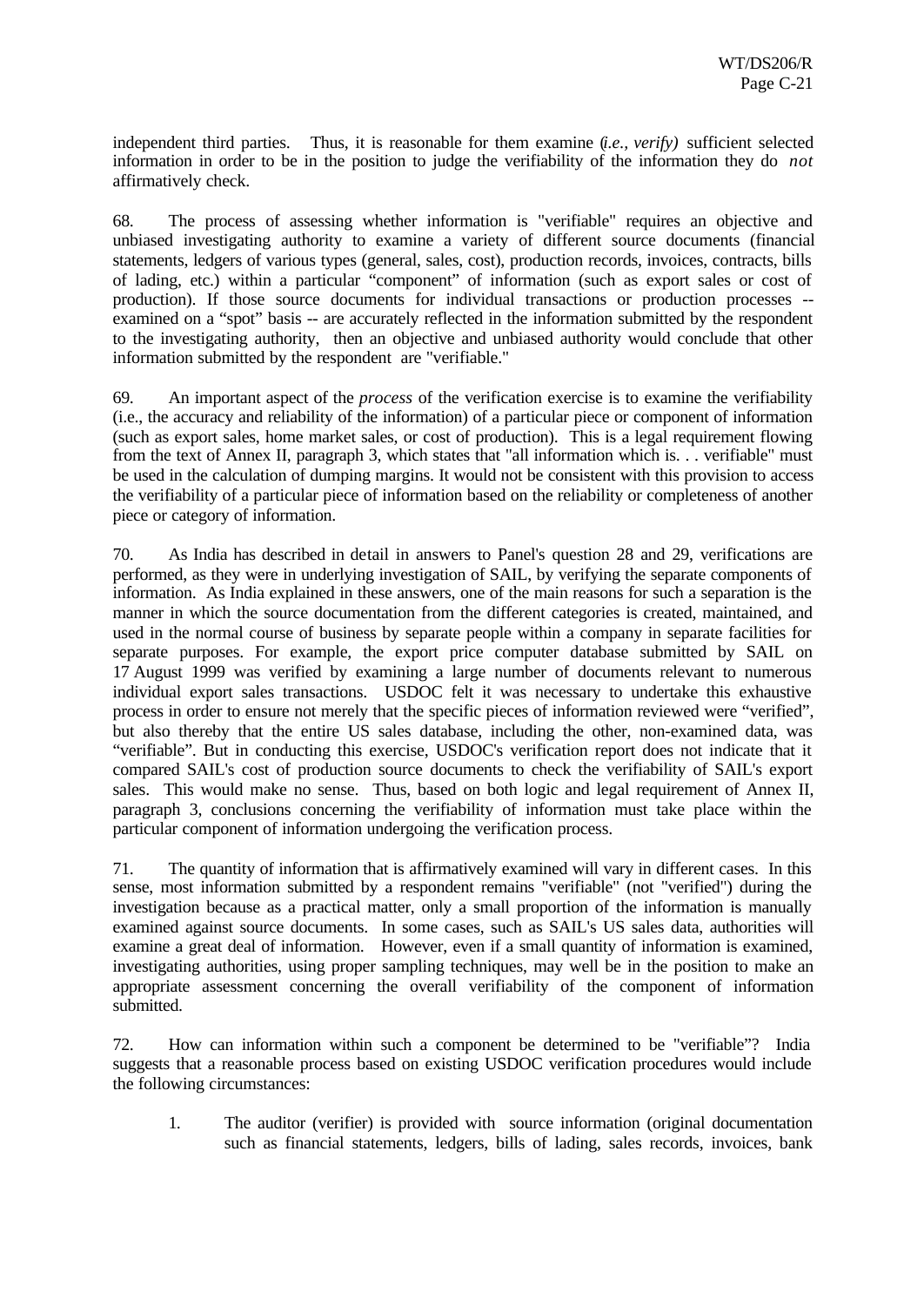independent third parties. Thus, it is reasonable for them examine (*i.e., verify)* sufficient selected information in order to be in the position to judge the verifiability of the information they do *not* affirmatively check.

68. The process of assessing whether information is "verifiable" requires an objective and unbiased investigating authority to examine a variety of different source documents (financial statements, ledgers of various types (general, sales, cost), production records, invoices, contracts, bills of lading, etc.) within a particular "component" of information (such as export sales or cost of production). If those source documents for individual transactions or production processes -- examined on a "spot" basis -- are accurately reflected in the information submitted by the respondent to the investigating authority, then an objective and unbiased authority would conclude that other information submitted by the respondent are "verifiable."

69. An important aspect of the *process* of the verification exercise is to examine the verifiability (i.e., the accuracy and reliability of the information) of a particular piece or component of information (such as export sales, home market sales, or cost of production). This is a legal requirement flowing from the text of Annex II, paragraph 3, which states that "all information which is. . . verifiable" must be used in the calculation of dumping margins. It would not be consistent with this provision to access the verifiability of a particular piece of information based on the reliability or completeness of another piece or category of information.

70. As India has described in detail in answers to Panel's question 28 and 29, verifications are performed, as they were in underlying investigation of SAIL, by verifying the separate components of information. As India explained in these answers, one of the main reasons for such a separation is the manner in which the source documentation from the different categories is created, maintained, and used in the normal course of business by separate people within a company in separate facilities for separate purposes. For example, the export price computer database submitted by SAIL on 17 August 1999 was verified by examining a large number of documents relevant to numerous individual export sales transactions. USDOC felt it was necessary to undertake this exhaustive process in order to ensure not merely that the specific pieces of information reviewed were "verified", but also thereby that the entire US sales database, including the other, non-examined data, was "verifiable". But in conducting this exercise, USDOC's verification report does not indicate that it compared SAIL's cost of production source documents to check the verifiability of SAIL's export sales. This would make no sense. Thus, based on both logic and legal requirement of Annex II, paragraph 3, conclusions concerning the verifiability of information must take place within the particular component of information undergoing the verification process.

71. The quantity of information that is affirmatively examined will vary in different cases. In this sense, most information submitted by a respondent remains "verifiable" (not "verified") during the investigation because as a practical matter, only a small proportion of the information is manually examined against source documents. In some cases, such as SAIL's US sales data, authorities will examine a great deal of information. However, even if a small quantity of information is examined, investigating authorities, using proper sampling techniques, may well be in the position to make an appropriate assessment concerning the overall verifiability of the component of information submitted.

72. How can information within such a component be determined to be "verifiable"? India suggests that a reasonable process based on existing USDOC verification procedures would include the following circumstances:

1. The auditor (verifier) is provided with source information (original documentation such as financial statements, ledgers, bills of lading, sales records, invoices, bank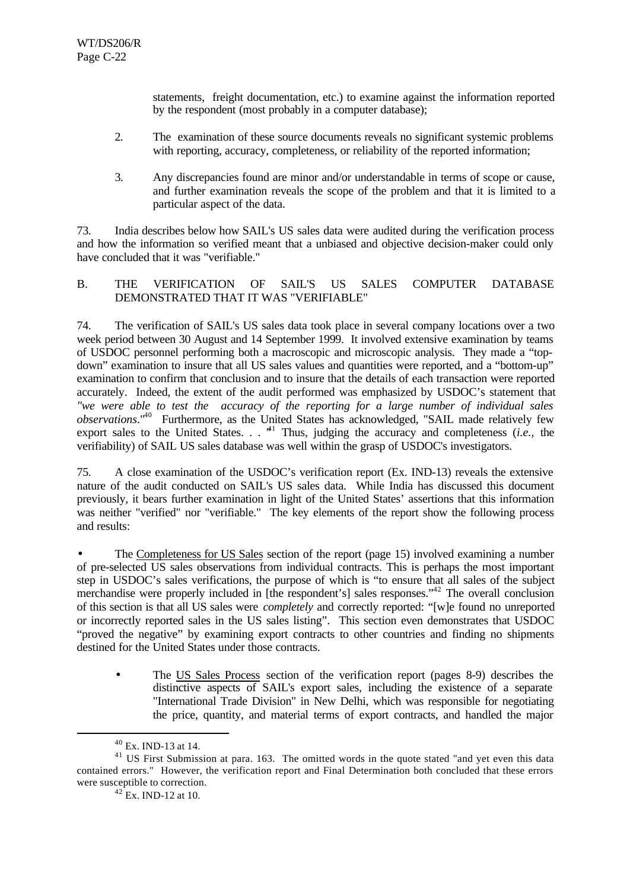statements, freight documentation, etc.) to examine against the information reported by the respondent (most probably in a computer database);

2. The examination of these source documents reveals no significant systemic problems with reporting, accuracy, completeness, or reliability of the reported information;

3. Any discrepancies found are minor and/or understandable in terms of scope or cause, and further examination reveals the scope of the problem and that it is limited to a particular aspect of the data.

73. India describes below how SAIL's US sales data were audited during the verification process and how the information so verified meant that a unbiased and objective decision-maker could only have concluded that it was "verifiable."

## B. THE VERIFICATION OF SAIL'S US SALES COMPUTER DATABASE DEMONSTRATED THAT IT WAS "VERIFIABLE"

74. The verification of SAIL's US sales data took place in several company locations over a two week period between 30 August and 14 September 1999. It involved extensive examination by teams of USDOC personnel performing both a macroscopic and microscopic analysis. They made a "top-down" examination to insure that all US sales values and quantities were reported, and a "bottom-up" examination to confirm that conclusion and to insure that the details of each transaction were reported accurately. Indeed, the extent of the audit performed was emphasized by USDOC's statement that *"we were able to test the accuracy of the reporting for a large number of individual sales observations*."[40] Furthermore, as the United States has acknowledged, "SAIL made relatively few export sales to the United States. . ."[41] Thus, judging the accuracy and completeness (*i.e.,* the verifiability) of SAIL US sales database was well within the grasp of USDOC's investigators.

75. A close examination of the USDOC's verification report (Ex. IND-13) reveals the extensive nature of the audit conducted on SAIL's US sales data. While India has discussed this document previously, it bears further examination in light of the United States' assertions that this information was neither "verified" nor "verifiable." The key elements of the report show the following process and results:

- The Completeness for US Sales section of the report (page 15) involved examining a number of pre-selected US sales observations from individual contracts. This is perhaps the most important step in USDOC's sales verifications, the purpose of which is "to ensure that all sales of the subject merchandise were properly included in [the respondent's] sales responses."[42] The overall conclusion of this section is that all US sales were *completely* and correctly reported: "[w]e found no unreported or incorrectly reported sales in the US sales listing". This section even demonstrates that USDOC "proved the negative" by examining export contracts to other countries and finding no shipments destined for the United States under those contracts.

- The US Sales Process section of the verification report (pages 8-9) describes the distinctive aspects of SAIL's export sales, including the existence of a separate "International Trade Division" in New Delhi, which was responsible for negotiating the price, quantity, and material terms of export contracts, and handled the major

---

[40] Ex. IND-13 at 14.

[41] US First Submission at para. 163. The omitted words in the quote stated "and yet even this data contained errors." However, the verification report and Final Determination both concluded that these errors were susceptible to correction.

[42] Ex. IND-12 at 10.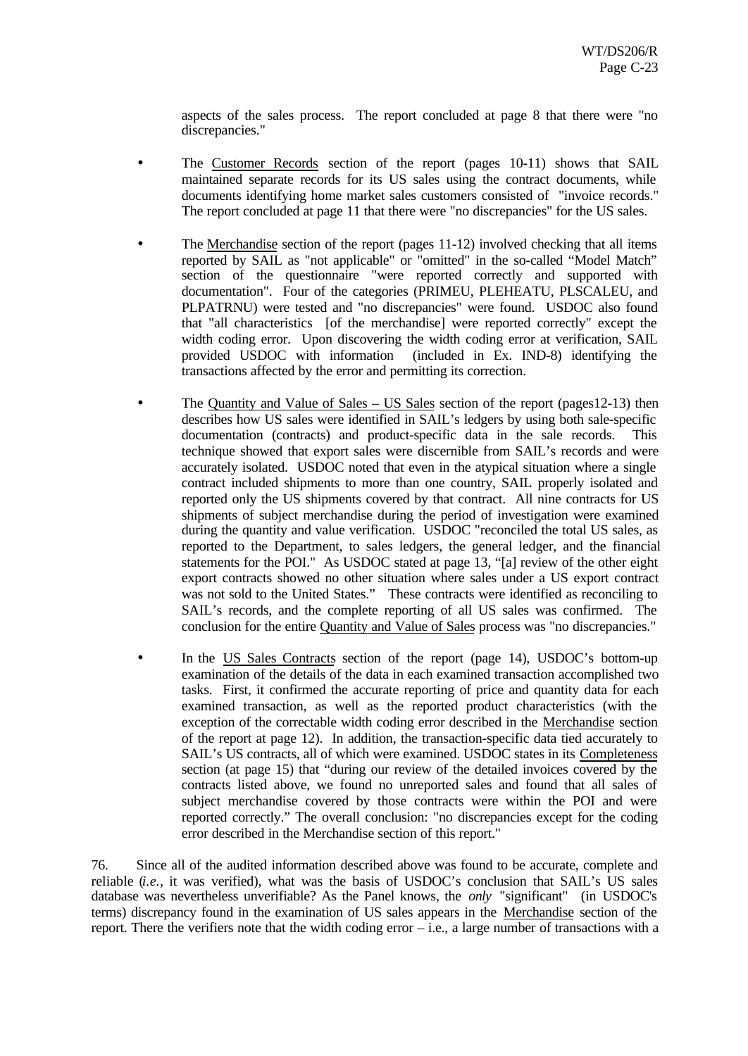aspects of the sales process. The report concluded at page 8 that there were "no discrepancies."

- The Customer Records section of the report (pages 10-11) shows that SAIL maintained separate records for its US sales using the contract documents, while documents identifying home market sales customers consisted of "invoice records." The report concluded at page 11 that there were "no discrepancies" for the US sales.

- The Merchandise section of the report (pages 11-12) involved checking that all items reported by SAIL as "not applicable" or "omitted" in the so-called "Model Match" section of the questionnaire "were reported correctly and supported with documentation". Four of the categories (PRIMEU, PLEHEATU, PLSCALEU, and PLPATRNU) were tested and "no discrepancies" were found. USDOC also found that "all characteristics [of the merchandise] were reported correctly" except the width coding error. Upon discovering the width coding error at verification, SAIL provided USDOC with information (included in Ex. IND-8) identifying the transactions affected by the error and permitting its correction.

- The Quantity and Value of Sales – US Sales section of the report (pages12-13) then describes how US sales were identified in SAIL's ledgers by using both sale-specific documentation (contracts) and product-specific data in the sale records. This technique showed that export sales were discernible from SAIL's records and were accurately isolated. USDOC noted that even in the atypical situation where a single contract included shipments to more than one country, SAIL properly isolated and reported only the US shipments covered by that contract. All nine contracts for US shipments of subject merchandise during the period of investigation were examined during the quantity and value verification. USDOC "reconciled the total US sales, as reported to the Department, to sales ledgers, the general ledger, and the financial statements for the POI." As USDOC stated at page 13, "[a] review of the other eight export contracts showed no other situation where sales under a US export contract was not sold to the United States." These contracts were identified as reconciling to SAIL's records, and the complete reporting of all US sales was confirmed. The conclusion for the entire Quantity and Value of Sales process was "no discrepancies."

- In the US Sales Contracts section of the report (page 14), USDOC's bottom-up examination of the details of the data in each examined transaction accomplished two tasks. First, it confirmed the accurate reporting of price and quantity data for each examined transaction, as well as the reported product characteristics (with the exception of the correctable width coding error described in the Merchandise section of the report at page 12). In addition, the transaction-specific data tied accurately to SAIL's US contracts, all of which were examined. USDOC states in its Completeness section (at page 15) that "during our review of the detailed invoices covered by the contracts listed above, we found no unreported sales and found that all sales of subject merchandise covered by those contracts were within the POI and were reported correctly." The overall conclusion: "no discrepancies except for the coding error described in the Merchandise section of this report."

76. Since all of the audited information described above was found to be accurate, complete and reliable (*i.e.*, it was verified), what was the basis of USDOC's conclusion that SAIL's US sales database was nevertheless unverifiable? As the Panel knows, the *only* "significant" (in USDOC's terms) discrepancy found in the examination of US sales appears in the Merchandise section of the report. There the verifiers note that the width coding error – i.e., a large number of transactions with a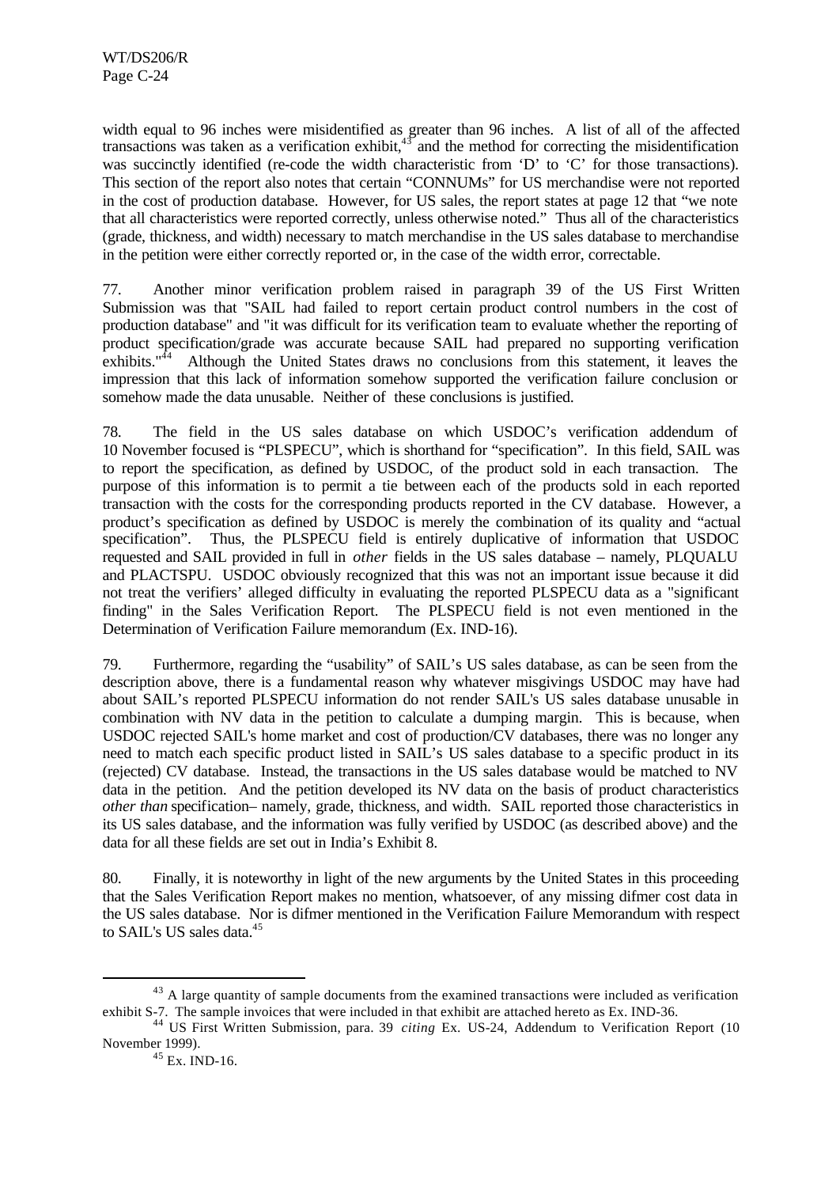width equal to 96 inches were misidentified as greater than 96 inches. A list of all of the affected transactions was taken as a verification exhibit,[43] and the method for correcting the misidentification was succinctly identified (re-code the width characteristic from 'D' to 'C' for those transactions). This section of the report also notes that certain "CONNUMs" for US merchandise were not reported in the cost of production database. However, for US sales, the report states at page 12 that "we note that all characteristics were reported correctly, unless otherwise noted." Thus all of the characteristics (grade, thickness, and width) necessary to match merchandise in the US sales database to merchandise in the petition were either correctly reported or, in the case of the width error, correctable.

77. Another minor verification problem raised in paragraph 39 of the US First Written Submission was that "SAIL had failed to report certain product control numbers in the cost of production database" and "it was difficult for its verification team to evaluate whether the reporting of product specification/grade was accurate because SAIL had prepared no supporting verification exhibits."[44] Although the United States draws no conclusions from this statement, it leaves the impression that this lack of information somehow supported the verification failure conclusion or somehow made the data unusable. Neither of these conclusions is justified.

78. The field in the US sales database on which USDOC's verification addendum of 10 November focused is "PLSPECU", which is shorthand for "specification". In this field, SAIL was to report the specification, as defined by USDOC, of the product sold in each transaction. The purpose of this information is to permit a tie between each of the products sold in each reported transaction with the costs for the corresponding products reported in the CV database. However, a product's specification as defined by USDOC is merely the combination of its quality and "actual specification". Thus, the PLSPECU field is entirely duplicative of information that USDOC requested and SAIL provided in full in *other* fields in the US sales database – namely, PLQUALU and PLACTSPU. USDOC obviously recognized that this was not an important issue because it did not treat the verifiers' alleged difficulty in evaluating the reported PLSPECU data as a "significant finding" in the Sales Verification Report. The PLSPECU field is not even mentioned in the Determination of Verification Failure memorandum (Ex. IND-16).

79. Furthermore, regarding the "usability" of SAIL's US sales database, as can be seen from the description above, there is a fundamental reason why whatever misgivings USDOC may have had about SAIL's reported PLSPECU information do not render SAIL's US sales database unusable in combination with NV data in the petition to calculate a dumping margin. This is because, when USDOC rejected SAIL's home market and cost of production/CV databases, there was no longer any need to match each specific product listed in SAIL's US sales database to a specific product in its (rejected) CV database. Instead, the transactions in the US sales database would be matched to NV data in the petition. And the petition developed its NV data on the basis of product characteristics *other than* specification– namely, grade, thickness, and width. SAIL reported those characteristics in its US sales database, and the information was fully verified by USDOC (as described above) and the data for all these fields are set out in India's Exhibit 8.

80. Finally, it is noteworthy in light of the new arguments by the United States in this proceeding that the Sales Verification Report makes no mention, whatsoever, of any missing difmer cost data in the US sales database. Nor is difmer mentioned in the Verification Failure Memorandum with respect to SAIL's US sales data.[45]

---

[43] A large quantity of sample documents from the examined transactions were included as verification exhibit S-7. The sample invoices that were included in that exhibit are attached hereto as Ex. IND-36.

[44] US First Written Submission, para. 39 *citing* Ex. US-24, Addendum to Verification Report (10 November 1999).

[45] Ex. IND-16.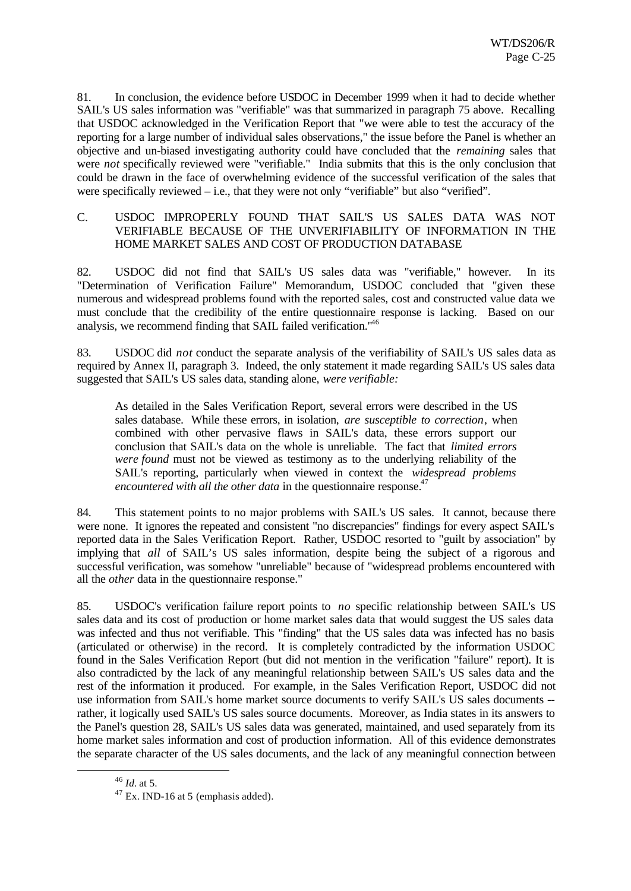81. In conclusion, the evidence before USDOC in December 1999 when it had to decide whether SAIL's US sales information was "verifiable" was that summarized in paragraph 75 above. Recalling that USDOC acknowledged in the Verification Report that "we were able to test the accuracy of the reporting for a large number of individual sales observations," the issue before the Panel is whether an objective and un-biased investigating authority could have concluded that the *remaining* sales that were *not* specifically reviewed were "verifiable." India submits that this is the only conclusion that could be drawn in the face of overwhelming evidence of the successful verification of the sales that were specifically reviewed – i.e., that they were not only "verifiable" but also "verified".

## C. USDOC IMPROPERLY FOUND THAT SAIL'S US SALES DATA WAS NOT VERIFIABLE BECAUSE OF THE UNVERIFIABILITY OF INFORMATION IN THE HOME MARKET SALES AND COST OF PRODUCTION DATABASE

82. USDOC did not find that SAIL's US sales data was "verifiable," however. In its "Determination of Verification Failure" Memorandum, USDOC concluded that "given these numerous and widespread problems found with the reported sales, cost and constructed value data we must conclude that the credibility of the entire questionnaire response is lacking. Based on our analysis, we recommend finding that SAIL failed verification."[46]

83. USDOC did *not* conduct the separate analysis of the verifiability of SAIL's US sales data as required by Annex II, paragraph 3. Indeed, the only statement it made regarding SAIL's US sales data suggested that SAIL's US sales data, standing alone, *were verifiable:*

> As detailed in the Sales Verification Report, several errors were described in the US sales database. While these errors, in isolation, *are susceptible to correction*, when combined with other pervasive flaws in SAIL's data, these errors support our conclusion that SAIL's data on the whole is unreliable. The fact that *limited errors were found* must not be viewed as testimony as to the underlying reliability of the SAIL's reporting, particularly when viewed in context the *widespread problems encountered with all the other data* in the questionnaire response.[47]

84. This statement points to no major problems with SAIL's US sales. It cannot, because there were none. It ignores the repeated and consistent "no discrepancies" findings for every aspect SAIL's reported data in the Sales Verification Report. Rather, USDOC resorted to "guilt by association" by implying that *all* of SAIL's US sales information, despite being the subject of a rigorous and successful verification, was somehow "unreliable" because of "widespread problems encountered with all the *other* data in the questionnaire response."

85. USDOC's verification failure report points to *no* specific relationship between SAIL's US sales data and its cost of production or home market sales data that would suggest the US sales data was infected and thus not verifiable. This "finding" that the US sales data was infected has no basis (articulated or otherwise) in the record. It is completely contradicted by the information USDOC found in the Sales Verification Report (but did not mention in the verification "failure" report). It is also contradicted by the lack of any meaningful relationship between SAIL's US sales data and the rest of the information it produced. For example, in the Sales Verification Report, USDOC did not use information from SAIL's home market source documents to verify SAIL's US sales documents -- rather, it logically used SAIL's US sales source documents. Moreover, as India states in its answers to the Panel's question 28, SAIL's US sales data was generated, maintained, and used separately from its home market sales information and cost of production information. All of this evidence demonstrates the separate character of the US sales documents, and the lack of any meaningful connection between

---

[46] *Id.* at 5.

[47] Ex. IND-16 at 5 (emphasis added).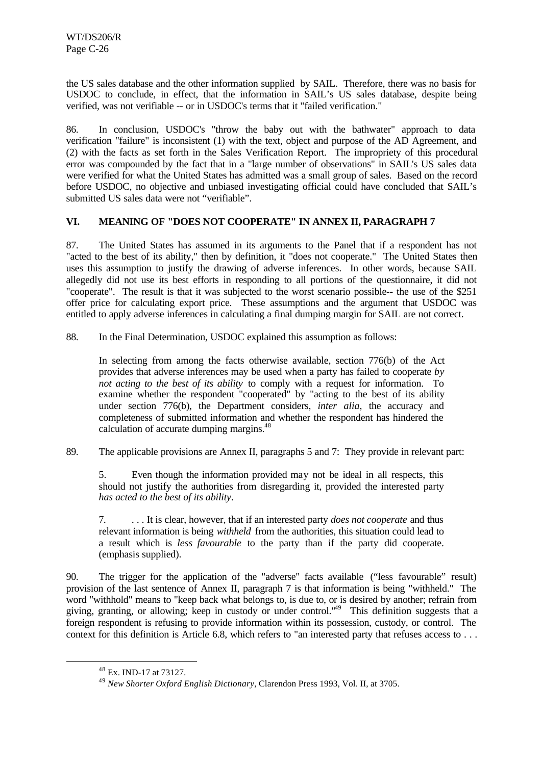the US sales database and the other information supplied by SAIL. Therefore, there was no basis for USDOC to conclude, in effect, that the information in SAIL's US sales database, despite being verified, was not verifiable -- or in USDOC's terms that it "failed verification."

86. In conclusion, USDOC's "throw the baby out with the bathwater" approach to data verification "failure" is inconsistent (1) with the text, object and purpose of the AD Agreement, and (2) with the facts as set forth in the Sales Verification Report. The impropriety of this procedural error was compounded by the fact that in a "large number of observations" in SAIL's US sales data were verified for what the United States has admitted was a small group of sales. Based on the record before USDOC, no objective and unbiased investigating official could have concluded that SAIL's submitted US sales data were not "verifiable".

## VI. MEANING OF "DOES NOT COOPERATE" IN ANNEX II, PARAGRAPH 7

87. The United States has assumed in its arguments to the Panel that if a respondent has not "acted to the best of its ability," then by definition, it "does not cooperate." The United States then uses this assumption to justify the drawing of adverse inferences. In other words, because SAIL allegedly did not use its best efforts in responding to all portions of the questionnaire, it did not "cooperate". The result is that it was subjected to the worst scenario possible-- the use of the $251 offer price for calculating export price. These assumptions and the argument that USDOC was entitled to apply adverse inferences in calculating a final dumping margin for SAIL are not correct.

88. In the Final Determination, USDOC explained this assumption as follows:

> In selecting from among the facts otherwise available, section 776(b) of the Act provides that adverse inferences may be used when a party has failed to cooperate *by not acting to the best of its ability* to comply with a request for information. To examine whether the respondent "cooperated" by "acting to the best of its ability under section 776(b), the Department considers, *inter alia*, the accuracy and completeness of submitted information and whether the respondent has hindered the calculation of accurate dumping margins.[48]

89. The applicable provisions are Annex II, paragraphs 5 and 7: They provide in relevant part:

> 5. Even though the information provided may not be ideal in all respects, this should not justify the authorities from disregarding it, provided the interested party *has acted to the best of its ability*.
>
> 7. . . . It is clear, however, that if an interested party *does not cooperate* and thus relevant information is being *withheld* from the authorities, this situation could lead to a result which is *less favourable* to the party than if the party did cooperate. (emphasis supplied).

90. The trigger for the application of the "adverse" facts available ("less favourable" result) provision of the last sentence of Annex II, paragraph 7 is that information is being "withheld." The word "withhold" means to "keep back what belongs to, is due to, or is desired by another; refrain from giving, granting, or allowing; keep in custody or under control."[49] This definition suggests that a foreign respondent is refusing to provide information within its possession, custody, or control. The context for this definition is Article 6.8, which refers to "an interested party that refuses access to . . .

---

[48] Ex. IND-17 at 73127.

[49] *New Shorter Oxford English Dictionary*, Clarendon Press 1993, Vol. II, at 3705.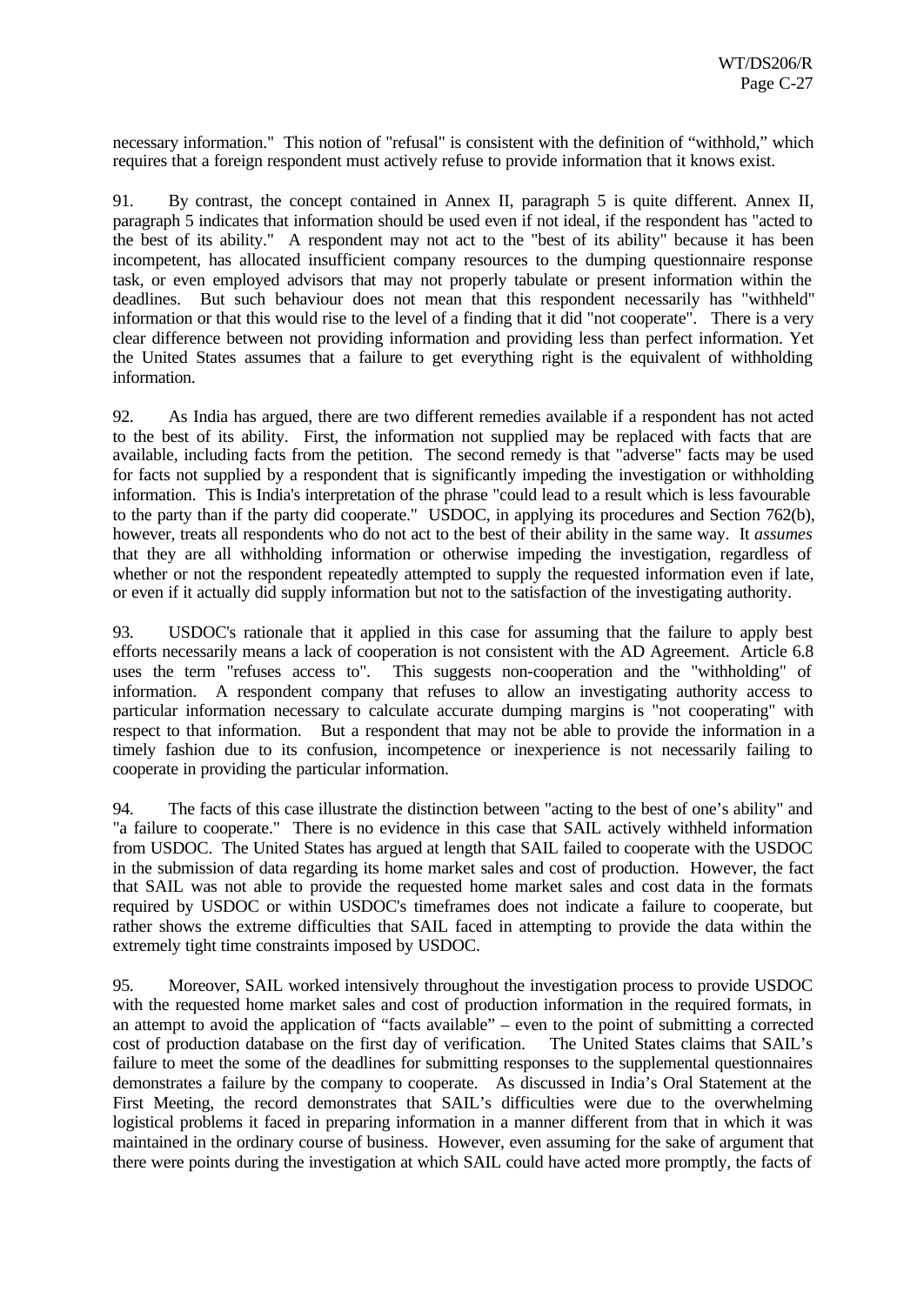necessary information." This notion of "refusal" is consistent with the definition of "withhold," which requires that a foreign respondent must actively refuse to provide information that it knows exist.

91. By contrast, the concept contained in Annex II, paragraph 5 is quite different. Annex II, paragraph 5 indicates that information should be used even if not ideal, if the respondent has "acted to the best of its ability." A respondent may not act to the "best of its ability" because it has been incompetent, has allocated insufficient company resources to the dumping questionnaire response task, or even employed advisors that may not properly tabulate or present information within the deadlines. But such behaviour does not mean that this respondent necessarily has "withheld" information or that this would rise to the level of a finding that it did "not cooperate". There is a very clear difference between not providing information and providing less than perfect information. Yet the United States assumes that a failure to get everything right is the equivalent of withholding information.

92. As India has argued, there are two different remedies available if a respondent has not acted to the best of its ability. First, the information not supplied may be replaced with facts that are available, including facts from the petition. The second remedy is that "adverse" facts may be used for facts not supplied by a respondent that is significantly impeding the investigation or withholding information. This is India's interpretation of the phrase "could lead to a result which is less favourable to the party than if the party did cooperate." USDOC, in applying its procedures and Section 762(b), however, treats all respondents who do not act to the best of their ability in the same way. It *assumes* that they are all withholding information or otherwise impeding the investigation, regardless of whether or not the respondent repeatedly attempted to supply the requested information even if late, or even if it actually did supply information but not to the satisfaction of the investigating authority.

93. USDOC's rationale that it applied in this case for assuming that the failure to apply best efforts necessarily means a lack of cooperation is not consistent with the AD Agreement. Article 6.8 uses the term "refuses access to". This suggests non-cooperation and the "withholding" of information. A respondent company that refuses to allow an investigating authority access to particular information necessary to calculate accurate dumping margins is "not cooperating" with respect to that information. But a respondent that may not be able to provide the information in a timely fashion due to its confusion, incompetence or inexperience is not necessarily failing to cooperate in providing the particular information.

94. The facts of this case illustrate the distinction between "acting to the best of one's ability" and "a failure to cooperate." There is no evidence in this case that SAIL actively withheld information from USDOC. The United States has argued at length that SAIL failed to cooperate with the USDOC in the submission of data regarding its home market sales and cost of production. However, the fact that SAIL was not able to provide the requested home market sales and cost data in the formats required by USDOC or within USDOC's timeframes does not indicate a failure to cooperate, but rather shows the extreme difficulties that SAIL faced in attempting to provide the data within the extremely tight time constraints imposed by USDOC.

95. Moreover, SAIL worked intensively throughout the investigation process to provide USDOC with the requested home market sales and cost of production information in the required formats, in an attempt to avoid the application of "facts available" – even to the point of submitting a corrected cost of production database on the first day of verification. The United States claims that SAIL's failure to meet the some of the deadlines for submitting responses to the supplemental questionnaires demonstrates a failure by the company to cooperate. As discussed in India's Oral Statement at the First Meeting, the record demonstrates that SAIL's difficulties were due to the overwhelming logistical problems it faced in preparing information in a manner different from that in which it was maintained in the ordinary course of business. However, even assuming for the sake of argument that there were points during the investigation at which SAIL could have acted more promptly, the facts of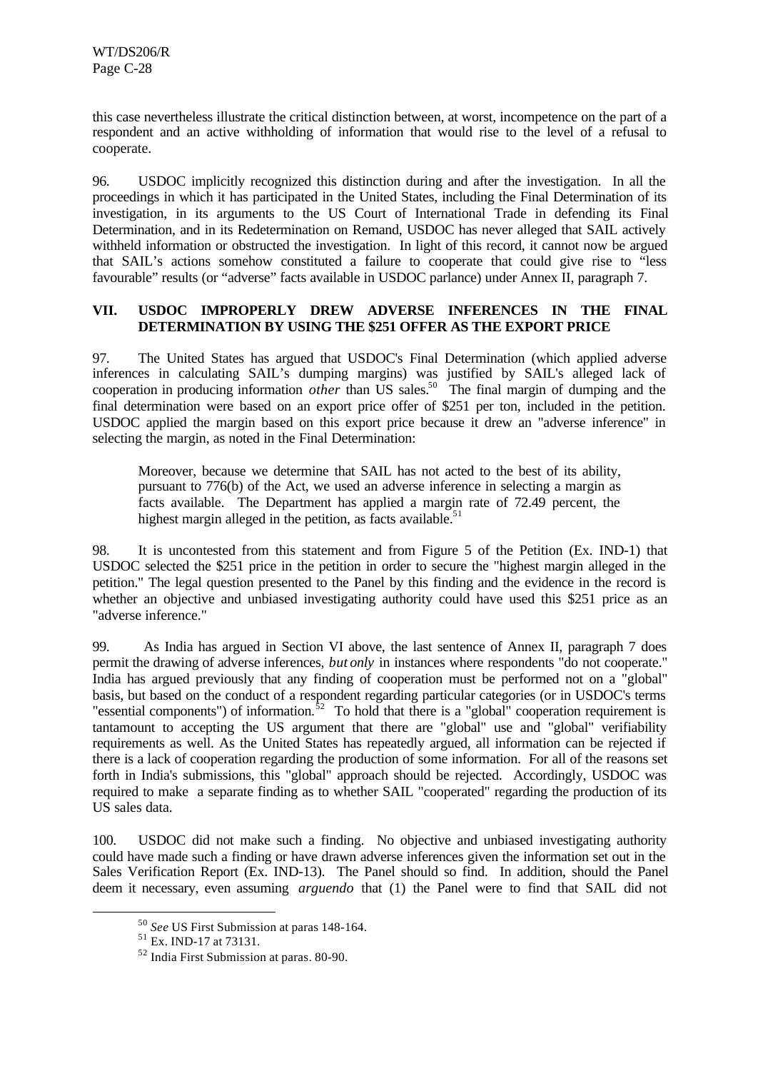this case nevertheless illustrate the critical distinction between, at worst, incompetence on the part of a respondent and an active withholding of information that would rise to the level of a refusal to cooperate.

96. USDOC implicitly recognized this distinction during and after the investigation. In all the proceedings in which it has participated in the United States, including the Final Determination of its investigation, in its arguments to the US Court of International Trade in defending its Final Determination, and in its Redetermination on Remand, USDOC has never alleged that SAIL actively withheld information or obstructed the investigation. In light of this record, it cannot now be argued that SAIL's actions somehow constituted a failure to cooperate that could give rise to "less favourable" results (or "adverse" facts available in USDOC parlance) under Annex II, paragraph 7.

## VII. USDOC IMPROPERLY DREW ADVERSE INFERENCES IN THE FINAL DETERMINATION BY USING THE $251 OFFER AS THE EXPORT PRICE

97. The United States has argued that USDOC's Final Determination (which applied adverse inferences in calculating SAIL's dumping margins) was justified by SAIL's alleged lack of cooperation in producing information *other* than US sales.[50] The final margin of dumping and the final determination were based on an export price offer of $251 per ton, included in the petition. USDOC applied the margin based on this export price because it drew an "adverse inference" in selecting the margin, as noted in the Final Determination:

> Moreover, because we determine that SAIL has not acted to the best of its ability, pursuant to 776(b) of the Act, we used an adverse inference in selecting a margin as facts available. The Department has applied a margin rate of 72.49 percent, the highest margin alleged in the petition, as facts available.[51]

98. It is uncontested from this statement and from Figure 5 of the Petition (Ex. IND-1) that USDOC selected the $251 price in the petition in order to secure the "highest margin alleged in the petition." The legal question presented to the Panel by this finding and the evidence in the record is whether an objective and unbiased investigating authority could have used this $251 price as an "adverse inference."

99. As India has argued in Section VI above, the last sentence of Annex II, paragraph 7 does permit the drawing of adverse inferences, *but only* in instances where respondents "do not cooperate." India has argued previously that any finding of cooperation must be performed not on a "global" basis, but based on the conduct of a respondent regarding particular categories (or in USDOC's terms "essential components") of information.[52] To hold that there is a "global" cooperation requirement is tantamount to accepting the US argument that there are "global" use and "global" verifiability requirements as well. As the United States has repeatedly argued, all information can be rejected if there is a lack of cooperation regarding the production of some information. For all of the reasons set forth in India's submissions, this "global" approach should be rejected. Accordingly, USDOC was required to make a separate finding as to whether SAIL "cooperated" regarding the production of its US sales data.

100. USDOC did not make such a finding. No objective and unbiased investigating authority could have made such a finding or have drawn adverse inferences given the information set out in the Sales Verification Report (Ex. IND-13). The Panel should so find. In addition, should the Panel deem it necessary, even assuming *arguendo* that (1) the Panel were to find that SAIL did not

---

[50] *See* US First Submission at paras 148-164.

[51] Ex. IND-17 at 73131.

[52] India First Submission at paras. 80-90.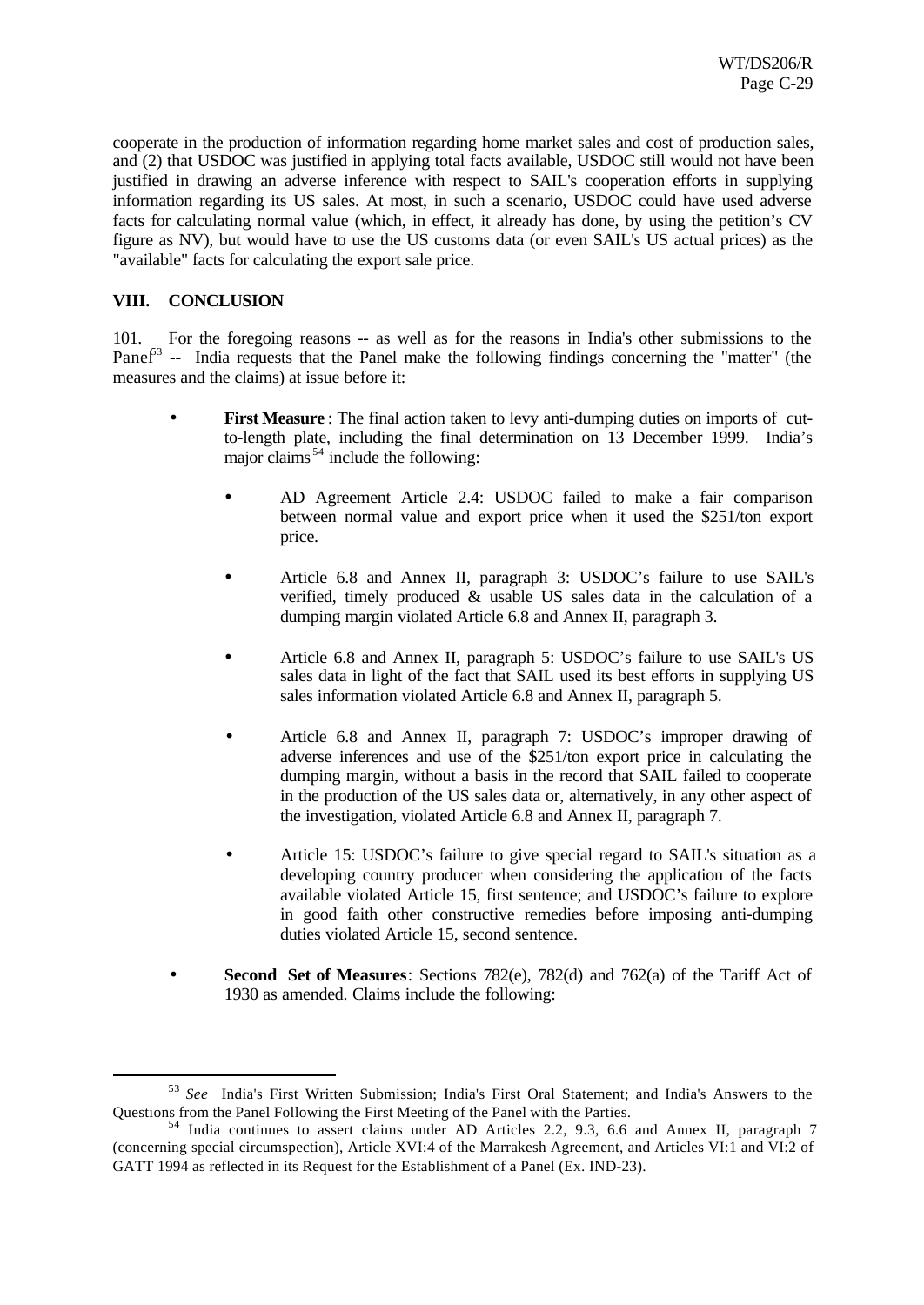cooperate in the production of information regarding home market sales and cost of production sales, and (2) that USDOC was justified in applying total facts available, USDOC still would not have been justified in drawing an adverse inference with respect to SAIL's cooperation efforts in supplying information regarding its US sales. At most, in such a scenario, USDOC could have used adverse facts for calculating normal value (which, in effect, it already has done, by using the petition's CV figure as NV), but would have to use the US customs data (or even SAIL's US actual prices) as the "available" facts for calculating the export sale price.

## VIII. CONCLUSION

101. For the foregoing reasons -- as well as for the reasons in India's other submissions to the Panel[53] -- India requests that the Panel make the following findings concerning the "matter" (the measures and the claims) at issue before it:

- **First Measure**: The final action taken to levy anti-dumping duties on imports of cut-to-length plate, including the final determination on 13 December 1999. India's major claims[54] include the following:

  - AD Agreement Article 2.4: USDOC failed to make a fair comparison between normal value and export price when it used the $251/ton export price.

  - Article 6.8 and Annex II, paragraph 3: USDOC's failure to use SAIL's verified, timely produced & usable US sales data in the calculation of a dumping margin violated Article 6.8 and Annex II, paragraph 3.

  - Article 6.8 and Annex II, paragraph 5: USDOC's failure to use SAIL's US sales data in light of the fact that SAIL used its best efforts in supplying US sales information violated Article 6.8 and Annex II, paragraph 5.

  - Article 6.8 and Annex II, paragraph 7: USDOC's improper drawing of adverse inferences and use of the $251/ton export price in calculating the dumping margin, without a basis in the record that SAIL failed to cooperate in the production of the US sales data or, alternatively, in any other aspect of the investigation, violated Article 6.8 and Annex II, paragraph 7.

  - Article 15: USDOC's failure to give special regard to SAIL's situation as a developing country producer when considering the application of the facts available violated Article 15, first sentence; and USDOC's failure to explore in good faith other constructive remedies before imposing anti-dumping duties violated Article 15, second sentence.

- **Second Set of Measures**: Sections 782(e), 782(d) and 762(a) of the Tariff Act of 1930 as amended. Claims include the following:

---

[53] *See* India's First Written Submission; India's First Oral Statement; and India's Answers to the Questions from the Panel Following the First Meeting of the Panel with the Parties.

[54] India continues to assert claims under AD Articles 2.2, 9.3, 6.6 and Annex II, paragraph 7 (concerning special circumspection), Article XVI:4 of the Marrakesh Agreement, and Articles VI:1 and VI:2 of GATT 1994 as reflected in its Request for the Establishment of a Panel (Ex. IND-23).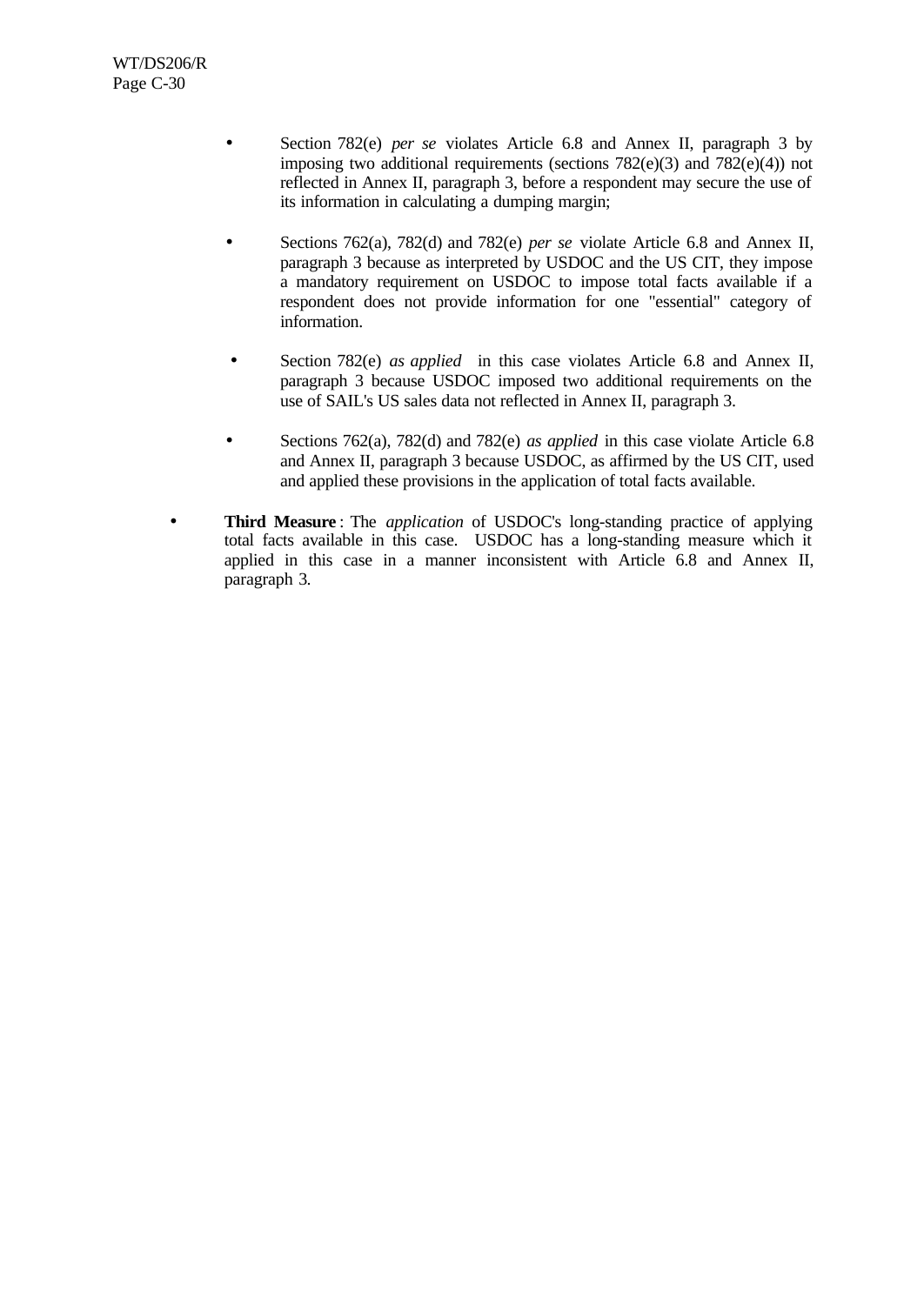- Section 782(e) *per se* violates Article 6.8 and Annex II, paragraph 3 by imposing two additional requirements (sections 782(e)(3) and 782(e)(4)) not reflected in Annex II, paragraph 3, before a respondent may secure the use of its information in calculating a dumping margin;

- Sections 762(a), 782(d) and 782(e) *per se* violate Article 6.8 and Annex II, paragraph 3 because as interpreted by USDOC and the US CIT, they impose a mandatory requirement on USDOC to impose total facts available if a respondent does not provide information for one "essential" category of information.

- Section 782(e) *as applied* in this case violates Article 6.8 and Annex II, paragraph 3 because USDOC imposed two additional requirements on the use of SAIL's US sales data not reflected in Annex II, paragraph 3.

- Sections 762(a), 782(d) and 782(e) *as applied* in this case violate Article 6.8 and Annex II, paragraph 3 because USDOC, as affirmed by the US CIT, used and applied these provisions in the application of total facts available.

- **Third Measure**: The *application* of USDOC's long-standing practice of applying total facts available in this case. USDOC has a long-standing measure which it applied in this case in a manner inconsistent with Article 6.8 and Annex II, paragraph 3.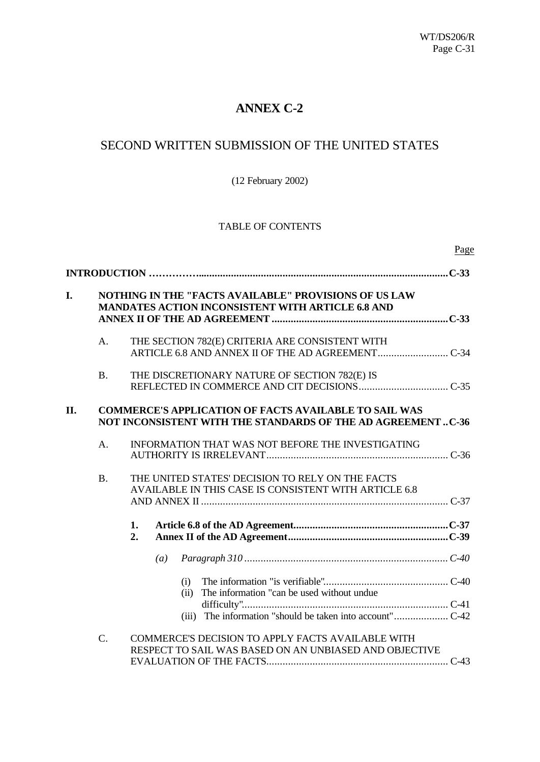# ANNEX C-2

## SECOND WRITTEN SUBMISSION OF THE UNITED STATES

(12 February 2002)

TABLE OF CONTENTS

| | Page |
|---|---|
| **INTRODUCTION** | **C-33** |
| **I. NOTHING IN THE "FACTS AVAILABLE" PROVISIONS OF US LAW MANDATES ACTION INCONSISTENT WITH ARTICLE 6.8 AND ANNEX II OF THE AD AGREEMENT** | **C-33** |
| A. THE SECTION 782(E) CRITERIA ARE CONSISTENT WITH ARTICLE 6.8 AND ANNEX II OF THE AD AGREEMENT | C-34 |
| B. THE DISCRETIONARY NATURE OF SECTION 782(E) IS REFLECTED IN COMMERCE AND CIT DECISIONS | C-35 |
| **II. COMMERCE'S APPLICATION OF FACTS AVAILABLE TO SAIL WAS NOT INCONSISTENT WITH THE STANDARDS OF THE AD AGREEMENT** | **C-36** |
| A. INFORMATION THAT WAS NOT BEFORE THE INVESTIGATING AUTHORITY IS IRRELEVANT | C-36 |
| B. THE UNITED STATES' DECISION TO RELY ON THE FACTS AVAILABLE IN THIS CASE IS CONSISTENT WITH ARTICLE 6.8 AND ANNEX II | C-37 |
| **1. Article 6.8 of the AD Agreement** | **C-37** |
| **2. Annex II of the AD Agreement** | **C-39** |
| *(a) Paragraph 310* | *C-40* |
| (i) The information "is verifiable" | C-40 |
| (ii) The information "can be used without undue difficulty" | C-41 |
| (iii) The information "should be taken into account" | C-42 |
| C. COMMERCE'S DECISION TO APPLY FACTS AVAILABLE WITH RESPECT TO SAIL WAS BASED ON AN UNBIASED AND OBJECTIVE EVALUATION OF THE FACTS | C-43 |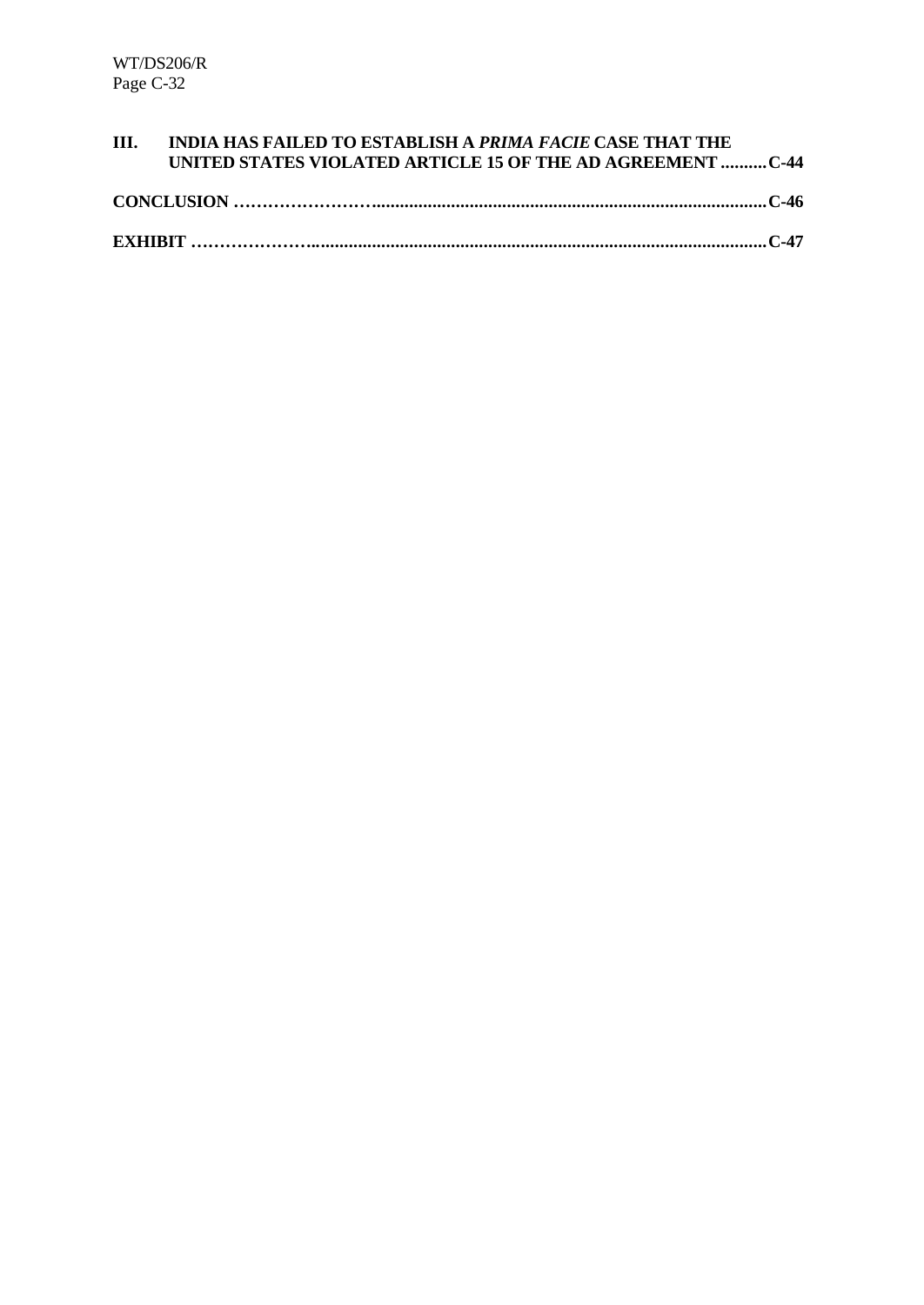**III. INDIA HAS FAILED TO ESTABLISH A *PRIMA FACIE* CASE THAT THE UNITED STATES VIOLATED ARTICLE 15 OF THE AD AGREEMENT ..........C-44**

**CONCLUSION ……………………....................................................................................C-46**

**EXHIBIT ………………….................................................................................................C-47**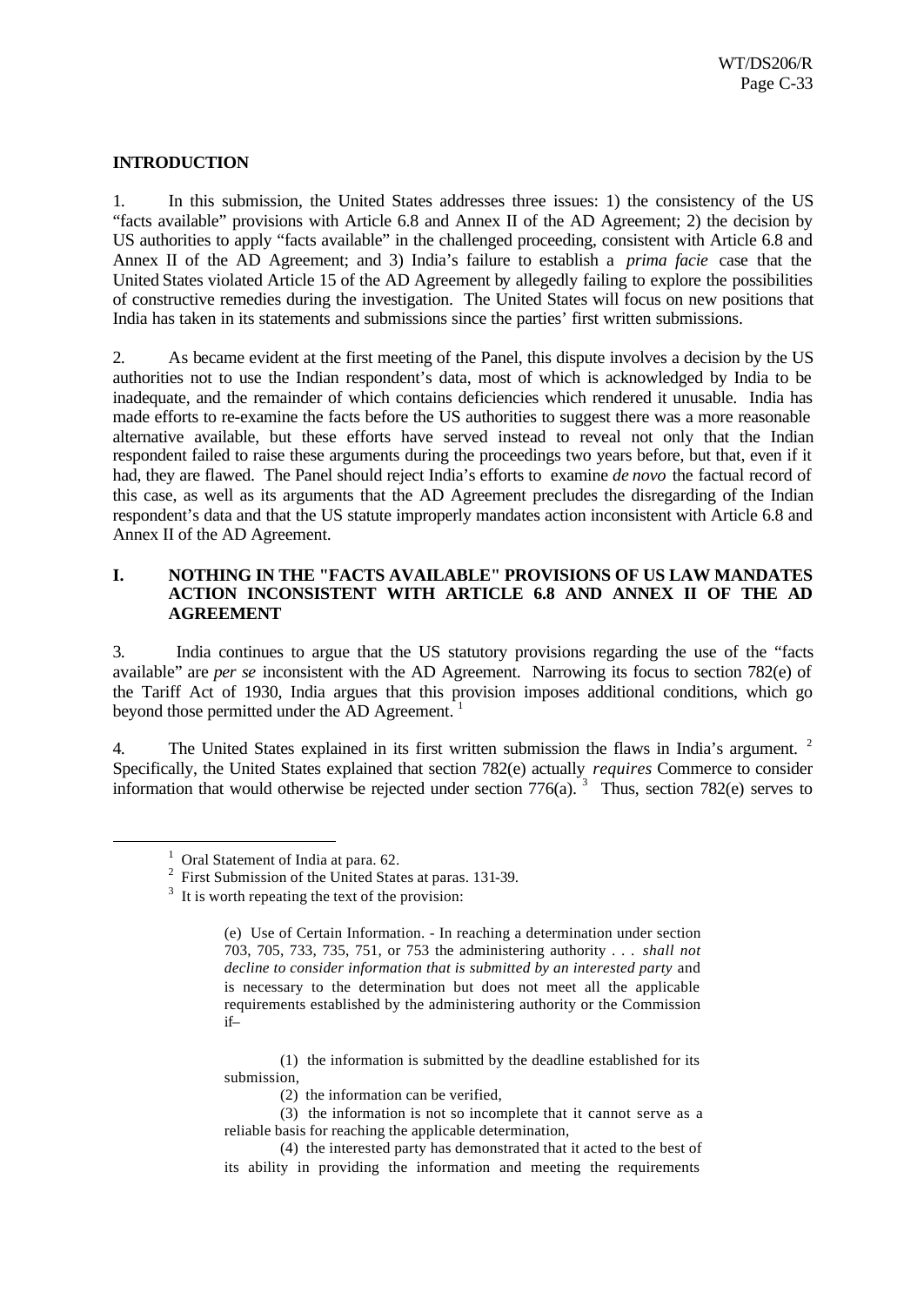## INTRODUCTION

1. In this submission, the United States addresses three issues: 1) the consistency of the US "facts available" provisions with Article 6.8 and Annex II of the AD Agreement; 2) the decision by US authorities to apply "facts available" in the challenged proceeding, consistent with Article 6.8 and Annex II of the AD Agreement; and 3) India's failure to establish a *prima facie* case that the United States violated Article 15 of the AD Agreement by allegedly failing to explore the possibilities of constructive remedies during the investigation. The United States will focus on new positions that India has taken in its statements and submissions since the parties' first written submissions.

2. As became evident at the first meeting of the Panel, this dispute involves a decision by the US authorities not to use the Indian respondent's data, most of which is acknowledged by India to be inadequate, and the remainder of which contains deficiencies which rendered it unusable. India has made efforts to re-examine the facts before the US authorities to suggest there was a more reasonable alternative available, but these efforts have served instead to reveal not only that the Indian respondent failed to raise these arguments during the proceedings two years before, but that, even if it had, they are flawed. The Panel should reject India's efforts to examine *de novo* the factual record of this case, as well as its arguments that the AD Agreement precludes the disregarding of the Indian respondent's data and that the US statute improperly mandates action inconsistent with Article 6.8 and Annex II of the AD Agreement.

## I. NOTHING IN THE "FACTS AVAILABLE" PROVISIONS OF US LAW MANDATES ACTION INCONSISTENT WITH ARTICLE 6.8 AND ANNEX II OF THE AD AGREEMENT

3. India continues to argue that the US statutory provisions regarding the use of the "facts available" are *per se* inconsistent with the AD Agreement. Narrowing its focus to section 782(e) of the Tariff Act of 1930, India argues that this provision imposes additional conditions, which go beyond those permitted under the AD Agreement. [1]

4. The United States explained in its first written submission the flaws in India's argument. [2] Specifically, the United States explained that section 782(e) actually *requires* Commerce to consider information that would otherwise be rejected under section 776(a). [3] Thus, section 782(e) serves to

---

[1] Oral Statement of India at para. 62.

[2] First Submission of the United States at paras. 131-39.

[3] It is worth repeating the text of the provision:

> (e) Use of Certain Information. - In reaching a determination under section 703, 705, 733, 735, 751, or 753 the administering authority . . . *shall not decline to consider information that is submitted by an interested party* and is necessary to the determination but does not meet all the applicable requirements established by the administering authority or the Commission if–
>
> (1) the information is submitted by the deadline established for its submission,
>
> (2) the information can be verified,
>
> (3) the information is not so incomplete that it cannot serve as a reliable basis for reaching the applicable determination,
>
> (4) the interested party has demonstrated that it acted to the best of its ability in providing the information and meeting the requirements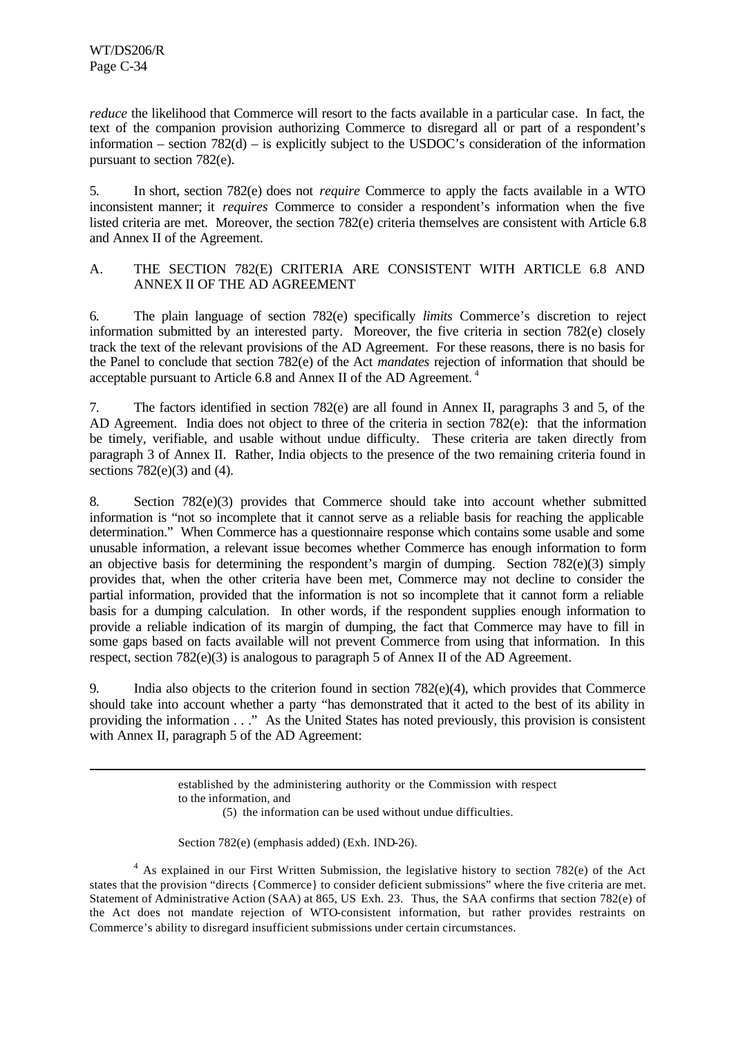*reduce* the likelihood that Commerce will resort to the facts available in a particular case. In fact, the text of the companion provision authorizing Commerce to disregard all or part of a respondent's information – section 782(d) – is explicitly subject to the USDOC's consideration of the information pursuant to section 782(e).

5. In short, section 782(e) does not *require* Commerce to apply the facts available in a WTO inconsistent manner; it *requires* Commerce to consider a respondent's information when the five listed criteria are met. Moreover, the section 782(e) criteria themselves are consistent with Article 6.8 and Annex II of the Agreement.

## A. THE SECTION 782(E) CRITERIA ARE CONSISTENT WITH ARTICLE 6.8 AND ANNEX II OF THE AD AGREEMENT

6. The plain language of section 782(e) specifically *limits* Commerce's discretion to reject information submitted by an interested party. Moreover, the five criteria in section 782(e) closely track the text of the relevant provisions of the AD Agreement. For these reasons, there is no basis for the Panel to conclude that section 782(e) of the Act *mandates* rejection of information that should be acceptable pursuant to Article 6.8 and Annex II of the AD Agreement. [4]

7. The factors identified in section 782(e) are all found in Annex II, paragraphs 3 and 5, of the AD Agreement. India does not object to three of the criteria in section 782(e): that the information be timely, verifiable, and usable without undue difficulty. These criteria are taken directly from paragraph 3 of Annex II. Rather, India objects to the presence of the two remaining criteria found in sections 782(e)(3) and (4).

8. Section 782(e)(3) provides that Commerce should take into account whether submitted information is "not so incomplete that it cannot serve as a reliable basis for reaching the applicable determination." When Commerce has a questionnaire response which contains some usable and some unusable information, a relevant issue becomes whether Commerce has enough information to form an objective basis for determining the respondent's margin of dumping. Section 782(e)(3) simply provides that, when the other criteria have been met, Commerce may not decline to consider the partial information, provided that the information is not so incomplete that it cannot form a reliable basis for a dumping calculation. In other words, if the respondent supplies enough information to provide a reliable indication of its margin of dumping, the fact that Commerce may have to fill in some gaps based on facts available will not prevent Commerce from using that information. In this respect, section 782(e)(3) is analogous to paragraph 5 of Annex II of the AD Agreement.

9. India also objects to the criterion found in section 782(e)(4), which provides that Commerce should take into account whether a party "has demonstrated that it acted to the best of its ability in providing the information . . ." As the United States has noted previously, this provision is consistent with Annex II, paragraph 5 of the AD Agreement:

---

established by the administering authority or the Commission with respect to the information, and

(5) the information can be used without undue difficulties.

Section 782(e) (emphasis added) (Exh. IND-26).

[4] As explained in our First Written Submission, the legislative history to section 782(e) of the Act states that the provision "directs {Commerce} to consider deficient submissions" where the five criteria are met. Statement of Administrative Action (SAA) at 865, US Exh. 23. Thus, the SAA confirms that section 782(e) of the Act does not mandate rejection of WTO-consistent information, but rather provides restraints on Commerce's ability to disregard insufficient submissions under certain circumstances.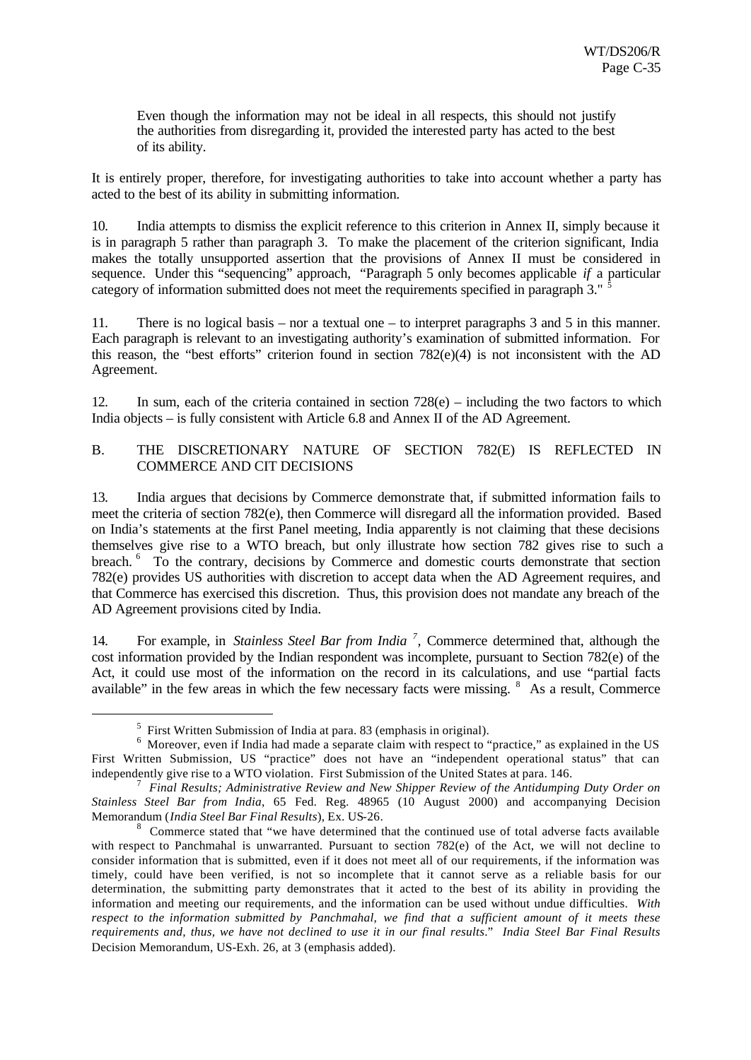Even though the information may not be ideal in all respects, this should not justify the authorities from disregarding it, provided the interested party has acted to the best of its ability.

It is entirely proper, therefore, for investigating authorities to take into account whether a party has acted to the best of its ability in submitting information.

10. India attempts to dismiss the explicit reference to this criterion in Annex II, simply because it is in paragraph 5 rather than paragraph 3. To make the placement of the criterion significant, India makes the totally unsupported assertion that the provisions of Annex II must be considered in sequence. Under this "sequencing" approach, "Paragraph 5 only becomes applicable *if* a particular category of information submitted does not meet the requirements specified in paragraph 3."[5]

11. There is no logical basis – nor a textual one – to interpret paragraphs 3 and 5 in this manner. Each paragraph is relevant to an investigating authority's examination of submitted information. For this reason, the "best efforts" criterion found in section 782(e)(4) is not inconsistent with the AD Agreement.

12. In sum, each of the criteria contained in section 728(e) – including the two factors to which India objects – is fully consistent with Article 6.8 and Annex II of the AD Agreement.

## B. THE DISCRETIONARY NATURE OF SECTION 782(E) IS REFLECTED IN COMMERCE AND CIT DECISIONS

13. India argues that decisions by Commerce demonstrate that, if submitted information fails to meet the criteria of section 782(e), then Commerce will disregard all the information provided. Based on India's statements at the first Panel meeting, India apparently is not claiming that these decisions themselves give rise to a WTO breach, but only illustrate how section 782 gives rise to such a breach.[6] To the contrary, decisions by Commerce and domestic courts demonstrate that section 782(e) provides US authorities with discretion to accept data when the AD Agreement requires, and that Commerce has exercised this discretion. Thus, this provision does not mandate any breach of the AD Agreement provisions cited by India.

14. For example, in *Stainless Steel Bar from India*[7], Commerce determined that, although the cost information provided by the Indian respondent was incomplete, pursuant to Section 782(e) of the Act, it could use most of the information on the record in its calculations, and use "partial facts available" in the few areas in which the few necessary facts were missing.[8] As a result, Commerce

---

[5] First Written Submission of India at para. 83 (emphasis in original).

[6] Moreover, even if India had made a separate claim with respect to "practice," as explained in the US First Written Submission, US "practice" does not have an "independent operational status" that can independently give rise to a WTO violation. First Submission of the United States at para. 146.

[7] *Final Results; Administrative Review and New Shipper Review of the Antidumping Duty Order on Stainless Steel Bar from India*, 65 Fed. Reg. 48965 (10 August 2000) and accompanying Decision Memorandum (*India Steel Bar Final Results*), Ex. US-26.

[8] Commerce stated that "we have determined that the continued use of total adverse facts available with respect to Panchmahal is unwarranted. Pursuant to section 782(e) of the Act, we will not decline to consider information that is submitted, even if it does not meet all of our requirements, if the information was timely, could have been verified, is not so incomplete that it cannot serve as a reliable basis for our determination, the submitting party demonstrates that it acted to the best of its ability in providing the information and meeting our requirements, and the information can be used without undue difficulties. *With respect to the information submitted by Panchmahal, we find that a sufficient amount of it meets these requirements and, thus, we have not declined to use it in our final results*." *India Steel Bar Final Results* Decision Memorandum, US-Exh. 26, at 3 (emphasis added).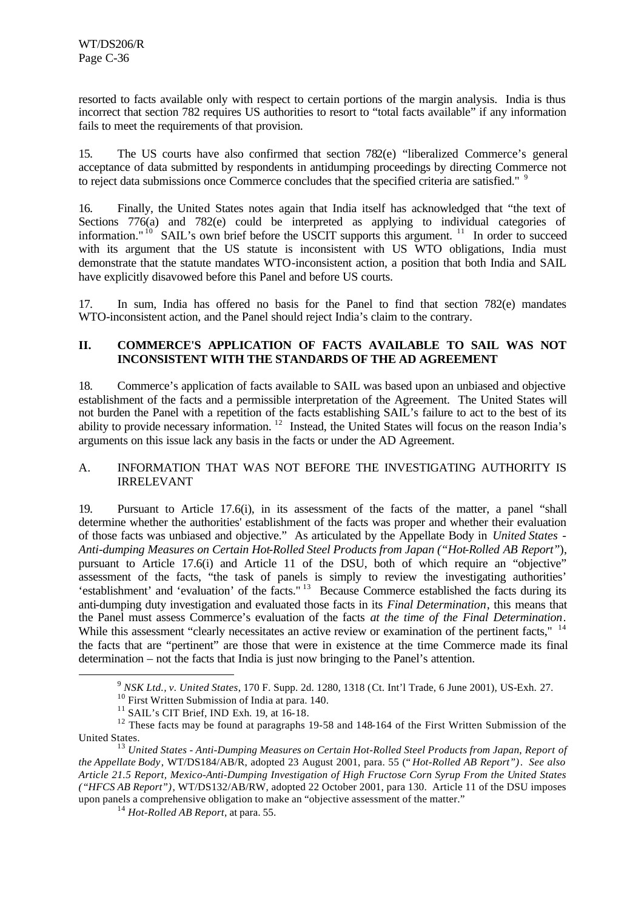resorted to facts available only with respect to certain portions of the margin analysis. India is thus incorrect that section 782 requires US authorities to resort to "total facts available" if any information fails to meet the requirements of that provision.

15. The US courts have also confirmed that section 782(e) "liberalized Commerce's general acceptance of data submitted by respondents in antidumping proceedings by directing Commerce not to reject data submissions once Commerce concludes that the specified criteria are satisfied." [9]

16. Finally, the United States notes again that India itself has acknowledged that "the text of Sections 776(a) and 782(e) could be interpreted as applying to individual categories of information." [10] SAIL's own brief before the USCIT supports this argument. [11] In order to succeed with its argument that the US statute is inconsistent with US WTO obligations, India must demonstrate that the statute mandates WTO-inconsistent action, a position that both India and SAIL have explicitly disavowed before this Panel and before US courts.

17. In sum, India has offered no basis for the Panel to find that section 782(e) mandates WTO-inconsistent action, and the Panel should reject India's claim to the contrary.

## II. COMMERCE'S APPLICATION OF FACTS AVAILABLE TO SAIL WAS NOT INCONSISTENT WITH THE STANDARDS OF THE AD AGREEMENT

18. Commerce's application of facts available to SAIL was based upon an unbiased and objective establishment of the facts and a permissible interpretation of the Agreement. The United States will not burden the Panel with a repetition of the facts establishing SAIL's failure to act to the best of its ability to provide necessary information. [12] Instead, the United States will focus on the reason India's arguments on this issue lack any basis in the facts or under the AD Agreement.

### A. INFORMATION THAT WAS NOT BEFORE THE INVESTIGATING AUTHORITY IS IRRELEVANT

19. Pursuant to Article 17.6(i), in its assessment of the facts of the matter, a panel "shall determine whether the authorities' establishment of the facts was proper and whether their evaluation of those facts was unbiased and objective." As articulated by the Appellate Body in *United States - Anti-dumping Measures on Certain Hot-Rolled Steel Products from Japan ("Hot-Rolled AB Report")*, pursuant to Article 17.6(i) and Article 11 of the DSU, both of which require an "objective" assessment of the facts, "the task of panels is simply to review the investigating authorities' 'establishment' and 'evaluation' of the facts." [13] Because Commerce established the facts during its anti-dumping duty investigation and evaluated those facts in its *Final Determination*, this means that the Panel must assess Commerce's evaluation of the facts *at the time of the Final Determination*. While this assessment "clearly necessitates an active review or examination of the pertinent facts," [14] the facts that are "pertinent" are those that were in existence at the time Commerce made its final determination – not the facts that India is just now bringing to the Panel's attention.

---

[9] *NSK Ltd., v. United States*, 170 F. Supp. 2d. 1280, 1318 (Ct. Int'l Trade, 6 June 2001), US-Exh. 27.

[10] First Written Submission of India at para. 140.

[11] SAIL's CIT Brief, IND Exh. 19, at 16-18.

[12] These facts may be found at paragraphs 19-58 and 148-164 of the First Written Submission of the United States.

[13] *United States - Anti-Dumping Measures on Certain Hot-Rolled Steel Products from Japan, Report of the Appellate Body*, WT/DS184/AB/R, adopted 23 August 2001, para. 55 ("*Hot-Rolled AB Report")*. *See also Article 21.5 Report, Mexico-Anti-Dumping Investigation of High Fructose Corn Syrup From the United States ("HFCS AB Report")*, WT/DS132/AB/RW, adopted 22 October 2001, para 130. Article 11 of the DSU imposes upon panels a comprehensive obligation to make an "objective assessment of the matter."

[14] *Hot-Rolled AB Report*, at para. 55.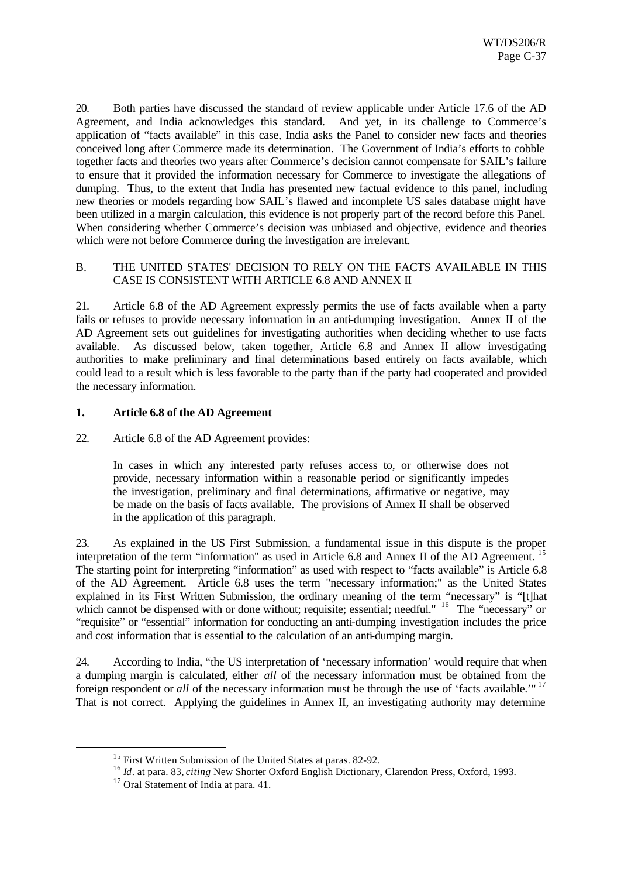20. Both parties have discussed the standard of review applicable under Article 17.6 of the AD Agreement, and India acknowledges this standard. And yet, in its challenge to Commerce's application of "facts available" in this case, India asks the Panel to consider new facts and theories conceived long after Commerce made its determination. The Government of India's efforts to cobble together facts and theories two years after Commerce's decision cannot compensate for SAIL's failure to ensure that it provided the information necessary for Commerce to investigate the allegations of dumping. Thus, to the extent that India has presented new factual evidence to this panel, including new theories or models regarding how SAIL's flawed and incomplete US sales database might have been utilized in a margin calculation, this evidence is not properly part of the record before this Panel. When considering whether Commerce's decision was unbiased and objective, evidence and theories which were not before Commerce during the investigation are irrelevant.

## B. THE UNITED STATES' DECISION TO RELY ON THE FACTS AVAILABLE IN THIS CASE IS CONSISTENT WITH ARTICLE 6.8 AND ANNEX II

21. Article 6.8 of the AD Agreement expressly permits the use of facts available when a party fails or refuses to provide necessary information in an anti-dumping investigation. Annex II of the AD Agreement sets out guidelines for investigating authorities when deciding whether to use facts available. As discussed below, taken together, Article 6.8 and Annex II allow investigating authorities to make preliminary and final determinations based entirely on facts available, which could lead to a result which is less favorable to the party than if the party had cooperated and provided the necessary information.

### 1. Article 6.8 of the AD Agreement

22. Article 6.8 of the AD Agreement provides:

> In cases in which any interested party refuses access to, or otherwise does not provide, necessary information within a reasonable period or significantly impedes the investigation, preliminary and final determinations, affirmative or negative, may be made on the basis of facts available. The provisions of Annex II shall be observed in the application of this paragraph.

23. As explained in the US First Submission, a fundamental issue in this dispute is the proper interpretation of the term "information" as used in Article 6.8 and Annex II of the AD Agreement. [15] The starting point for interpreting "information" as used with respect to "facts available" is Article 6.8 of the AD Agreement. Article 6.8 uses the term "necessary information;" as the United States explained in its First Written Submission, the ordinary meaning of the term "necessary" is "[t]hat which cannot be dispensed with or done without; requisite; essential; needful." [16] The "necessary" or "requisite" or "essential" information for conducting an anti-dumping investigation includes the price and cost information that is essential to the calculation of an anti-dumping margin.

24. According to India, "the US interpretation of 'necessary information' would require that when a dumping margin is calculated, either *all* of the necessary information must be obtained from the foreign respondent or *all* of the necessary information must be through the use of 'facts available.'" [17] That is not correct. Applying the guidelines in Annex II, an investigating authority may determine

---

[15] First Written Submission of the United States at paras. 82-92.

[16] *Id*. at para. 83, *citing* New Shorter Oxford English Dictionary, Clarendon Press, Oxford, 1993.

[17] Oral Statement of India at para. 41.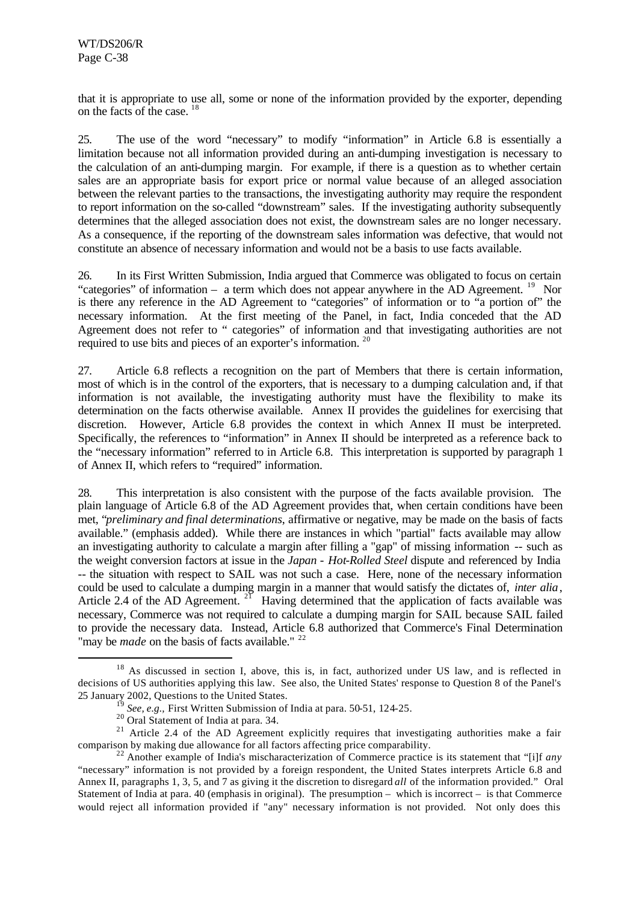that it is appropriate to use all, some or none of the information provided by the exporter, depending on the facts of the case. [18]

25. The use of the word "necessary" to modify "information" in Article 6.8 is essentially a limitation because not all information provided during an anti-dumping investigation is necessary to the calculation of an anti-dumping margin. For example, if there is a question as to whether certain sales are an appropriate basis for export price or normal value because of an alleged association between the relevant parties to the transactions, the investigating authority may require the respondent to report information on the so-called "downstream" sales. If the investigating authority subsequently determines that the alleged association does not exist, the downstream sales are no longer necessary. As a consequence, if the reporting of the downstream sales information was defective, that would not constitute an absence of necessary information and would not be a basis to use facts available.

26. In its First Written Submission, India argued that Commerce was obligated to focus on certain "categories" of information – a term which does not appear anywhere in the AD Agreement. [19] Nor is there any reference in the AD Agreement to "categories" of information or to "a portion of" the necessary information. At the first meeting of the Panel, in fact, India conceded that the AD Agreement does not refer to " categories" of information and that investigating authorities are not required to use bits and pieces of an exporter's information. [20]

27. Article 6.8 reflects a recognition on the part of Members that there is certain information, most of which is in the control of the exporters, that is necessary to a dumping calculation and, if that information is not available, the investigating authority must have the flexibility to make its determination on the facts otherwise available. Annex II provides the guidelines for exercising that discretion. However, Article 6.8 provides the context in which Annex II must be interpreted. Specifically, the references to "information" in Annex II should be interpreted as a reference back to the "necessary information" referred to in Article 6.8. This interpretation is supported by paragraph 1 of Annex II, which refers to "required" information.

28. This interpretation is also consistent with the purpose of the facts available provision. The plain language of Article 6.8 of the AD Agreement provides that, when certain conditions have been met, "*preliminary and final determinations*, affirmative or negative, may be made on the basis of facts available." (emphasis added). While there are instances in which "partial" facts available may allow an investigating authority to calculate a margin after filling a "gap" of missing information -- such as the weight conversion factors at issue in the *Japan - Hot-Rolled Steel* dispute and referenced by India -- the situation with respect to SAIL was not such a case. Here, none of the necessary information could be used to calculate a dumping margin in a manner that would satisfy the dictates of, *inter alia*, Article 2.4 of the AD Agreement. [21] Having determined that the application of facts available was necessary, Commerce was not required to calculate a dumping margin for SAIL because SAIL failed to provide the necessary data. Instead, Article 6.8 authorized that Commerce's Final Determination "may be *made* on the basis of facts available." [22]

---

[18] As discussed in section I, above, this is, in fact, authorized under US law, and is reflected in decisions of US authorities applying this law. See also, the United States' response to Question 8 of the Panel's 25 January 2002, Questions to the United States.

[19] *See, e.g.,* First Written Submission of India at para. 50-51, 124-25.

[20] Oral Statement of India at para. 34.

[21] Article 2.4 of the AD Agreement explicitly requires that investigating authorities make a fair comparison by making due allowance for all factors affecting price comparability.

[22] Another example of India's mischaracterization of Commerce practice is its statement that "[i]f *any* "necessary" information is not provided by a foreign respondent, the United States interprets Article 6.8 and Annex II, paragraphs 1, 3, 5, and 7 as giving it the discretion to disregard *all* of the information provided." Oral Statement of India at para. 40 (emphasis in original). The presumption – which is incorrect – is that Commerce would reject all information provided if "any" necessary information is not provided. Not only does this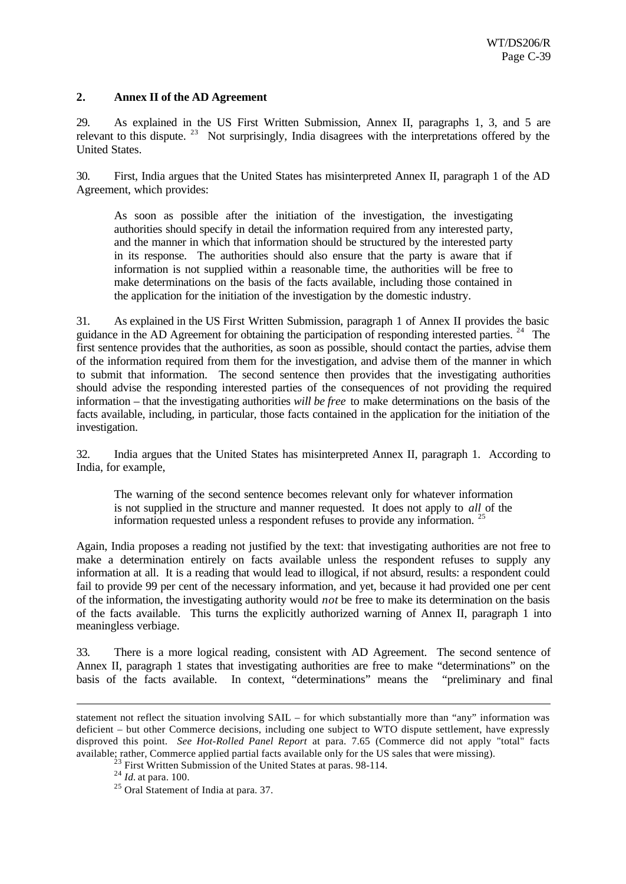## 2. Annex II of the AD Agreement

29. As explained in the US First Written Submission, Annex II, paragraphs 1, 3, and 5 are relevant to this dispute. [23] Not surprisingly, India disagrees with the interpretations offered by the United States.

30. First, India argues that the United States has misinterpreted Annex II, paragraph 1 of the AD Agreement, which provides:

> As soon as possible after the initiation of the investigation, the investigating authorities should specify in detail the information required from any interested party, and the manner in which that information should be structured by the interested party in its response. The authorities should also ensure that the party is aware that if information is not supplied within a reasonable time, the authorities will be free to make determinations on the basis of the facts available, including those contained in the application for the initiation of the investigation by the domestic industry.

31. As explained in the US First Written Submission, paragraph 1 of Annex II provides the basic guidance in the AD Agreement for obtaining the participation of responding interested parties. [24] The first sentence provides that the authorities, as soon as possible, should contact the parties, advise them of the information required from them for the investigation, and advise them of the manner in which to submit that information. The second sentence then provides that the investigating authorities should advise the responding interested parties of the consequences of not providing the required information – that the investigating authorities *will be free* to make determinations on the basis of the facts available, including, in particular, those facts contained in the application for the initiation of the investigation.

32. India argues that the United States has misinterpreted Annex II, paragraph 1. According to India, for example,

> The warning of the second sentence becomes relevant only for whatever information is not supplied in the structure and manner requested. It does not apply to *all* of the information requested unless a respondent refuses to provide any information. [25]

Again, India proposes a reading not justified by the text: that investigating authorities are not free to make a determination entirely on facts available unless the respondent refuses to supply any information at all. It is a reading that would lead to illogical, if not absurd, results: a respondent could fail to provide 99 per cent of the necessary information, and yet, because it had provided one per cent of the information, the investigating authority would *not* be free to make its determination on the basis of the facts available. This turns the explicitly authorized warning of Annex II, paragraph 1 into meaningless verbiage.

33. There is a more logical reading, consistent with AD Agreement. The second sentence of Annex II, paragraph 1 states that investigating authorities are free to make "determinations" on the basis of the facts available. In context, "determinations" means the "preliminary and final

---

statement not reflect the situation involving SAIL – for which substantially more than "any" information was deficient – but other Commerce decisions, including one subject to WTO dispute settlement, have expressly disproved this point. *See Hot-Rolled Panel Report* at para. 7.65 (Commerce did not apply "total" facts available; rather, Commerce applied partial facts available only for the US sales that were missing).

[23] First Written Submission of the United States at paras. 98-114.

[24] *Id.* at para. 100.

[25] Oral Statement of India at para. 37.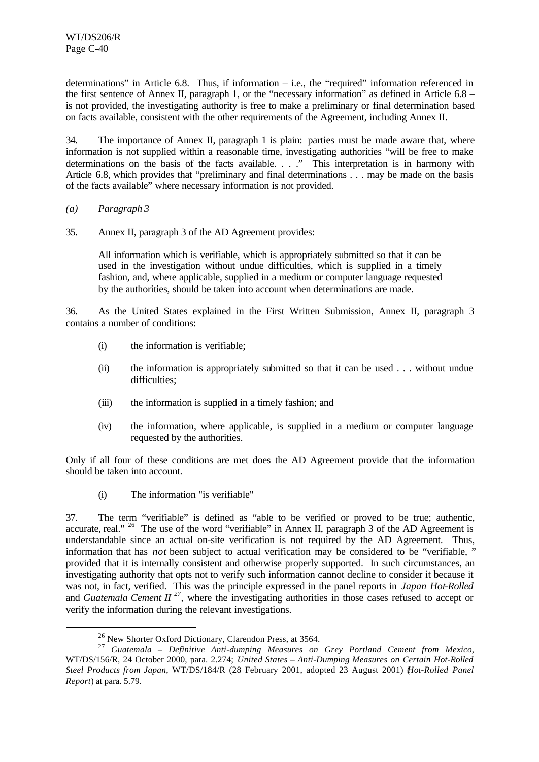determinations" in Article 6.8. Thus, if information – i.e., the "required" information referenced in the first sentence of Annex II, paragraph 1, or the "necessary information" as defined in Article 6.8 – is not provided, the investigating authority is free to make a preliminary or final determination based on facts available, consistent with the other requirements of the Agreement, including Annex II.

34. The importance of Annex II, paragraph 1 is plain: parties must be made aware that, where information is not supplied within a reasonable time, investigating authorities "will be free to make determinations on the basis of the facts available. . . ." This interpretation is in harmony with Article 6.8, which provides that "preliminary and final determinations . . . may be made on the basis of the facts available" where necessary information is not provided.

*(a) Paragraph 3*

35. Annex II, paragraph 3 of the AD Agreement provides:

> All information which is verifiable, which is appropriately submitted so that it can be used in the investigation without undue difficulties, which is supplied in a timely fashion, and, where applicable, supplied in a medium or computer language requested by the authorities, should be taken into account when determinations are made.

36. As the United States explained in the First Written Submission, Annex II, paragraph 3 contains a number of conditions:

(i) the information is verifiable;

(ii) the information is appropriately submitted so that it can be used . . . without undue difficulties;

(iii) the information is supplied in a timely fashion; and

(iv) the information, where applicable, is supplied in a medium or computer language requested by the authorities.

Only if all four of these conditions are met does the AD Agreement provide that the information should be taken into account.

(i) The information "is verifiable"

37. The term "verifiable" is defined as "able to be verified or proved to be true; authentic, accurate, real." [26] The use of the word "verifiable" in Annex II, paragraph 3 of the AD Agreement is understandable since an actual on-site verification is not required by the AD Agreement. Thus, information that has *not* been subject to actual verification may be considered to be "verifiable, " provided that it is internally consistent and otherwise properly supported. In such circumstances, an investigating authority that opts not to verify such information cannot decline to consider it because it was not, in fact, verified. This was the principle expressed in the panel reports in *Japan Hot-Rolled* and *Guatemala Cement II* [27], where the investigating authorities in those cases refused to accept or verify the information during the relevant investigations.

---

[26] New Shorter Oxford Dictionary, Clarendon Press, at 3564.

[27] *Guatemala – Definitive Anti-dumping Measures on Grey Portland Cement from Mexico*, WT/DS/156/R, 24 October 2000, para. 2.274; *United States – Anti-Dumping Measures on Certain Hot-Rolled Steel Products from Japan*, WT/DS/184/R (28 February 2001, adopted 23 August 2001) (*Hot-Rolled Panel Report*) at para. 5.79.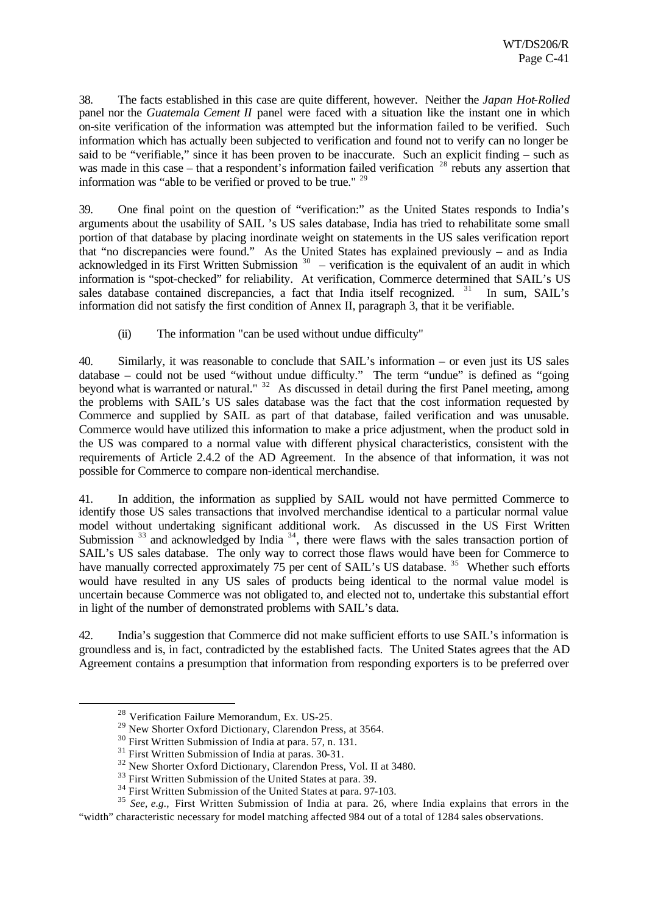38. The facts established in this case are quite different, however. Neither the *Japan Hot-Rolled* panel nor the *Guatemala Cement II* panel were faced with a situation like the instant one in which on-site verification of the information was attempted but the information failed to be verified. Such information which has actually been subjected to verification and found not to verify can no longer be said to be "verifiable," since it has been proven to be inaccurate. Such an explicit finding – such as was made in this case – that a respondent's information failed verification [28] rebuts any assertion that information was "able to be verified or proved to be true." [29]

39. One final point on the question of "verification:" as the United States responds to India's arguments about the usability of SAIL 's US sales database, India has tried to rehabilitate some small portion of that database by placing inordinate weight on statements in the US sales verification report that "no discrepancies were found." As the United States has explained previously – and as India acknowledged in its First Written Submission [30] – verification is the equivalent of an audit in which information is "spot-checked" for reliability. At verification, Commerce determined that SAIL's US sales database contained discrepancies, a fact that India itself recognized. [31] In sum, SAIL's information did not satisfy the first condition of Annex II, paragraph 3, that it be verifiable.

(ii) The information "can be used without undue difficulty"

40. Similarly, it was reasonable to conclude that SAIL's information – or even just its US sales database – could not be used "without undue difficulty." The term "undue" is defined as "going beyond what is warranted or natural." [32] As discussed in detail during the first Panel meeting, among the problems with SAIL's US sales database was the fact that the cost information requested by Commerce and supplied by SAIL as part of that database, failed verification and was unusable. Commerce would have utilized this information to make a price adjustment, when the product sold in the US was compared to a normal value with different physical characteristics, consistent with the requirements of Article 2.4.2 of the AD Agreement. In the absence of that information, it was not possible for Commerce to compare non-identical merchandise.

41. In addition, the information as supplied by SAIL would not have permitted Commerce to identify those US sales transactions that involved merchandise identical to a particular normal value model without undertaking significant additional work. As discussed in the US First Written Submission [33] and acknowledged by India [34], there were flaws with the sales transaction portion of SAIL's US sales database. The only way to correct those flaws would have been for Commerce to have manually corrected approximately 75 per cent of SAIL's US database. [35] Whether such efforts would have resulted in any US sales of products being identical to the normal value model is uncertain because Commerce was not obligated to, and elected not to, undertake this substantial effort in light of the number of demonstrated problems with SAIL's data.

42. India's suggestion that Commerce did not make sufficient efforts to use SAIL's information is groundless and is, in fact, contradicted by the established facts. The United States agrees that the AD Agreement contains a presumption that information from responding exporters is to be preferred over

---

[28] Verification Failure Memorandum, Ex. US-25.

[29] New Shorter Oxford Dictionary, Clarendon Press, at 3564.

[30] First Written Submission of India at para. 57, n. 131.

[31] First Written Submission of India at paras. 30-31.

[32] New Shorter Oxford Dictionary, Clarendon Press, Vol. II at 3480.

[33] First Written Submission of the United States at para. 39.

[34] First Written Submission of the United States at para. 97-103.

[35] *See, e.g.,* First Written Submission of India at para. 26, where India explains that errors in the "width" characteristic necessary for model matching affected 984 out of a total of 1284 sales observations.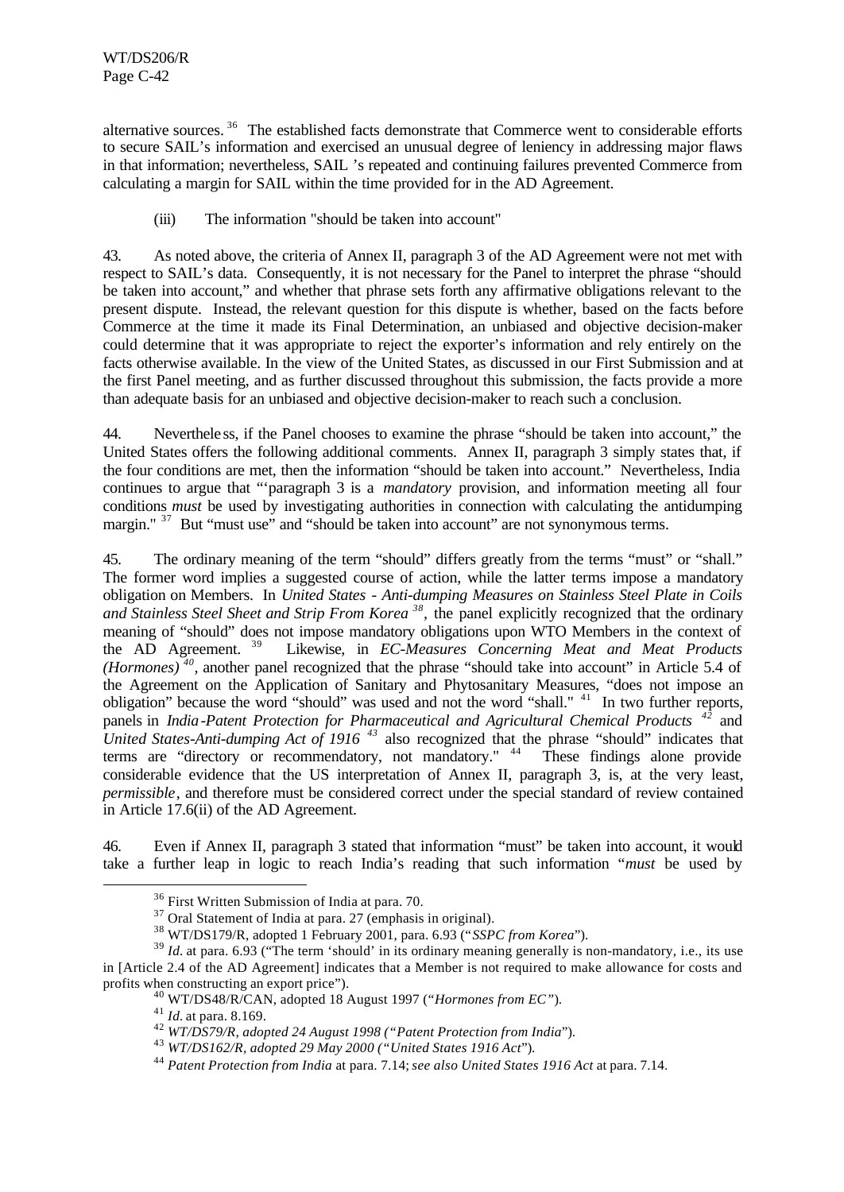alternative sources.[36] The established facts demonstrate that Commerce went to considerable efforts to secure SAIL's information and exercised an unusual degree of leniency in addressing major flaws in that information; nevertheless, SAIL 's repeated and continuing failures prevented Commerce from calculating a margin for SAIL within the time provided for in the AD Agreement.

(iii) The information "should be taken into account"

43. As noted above, the criteria of Annex II, paragraph 3 of the AD Agreement were not met with respect to SAIL's data. Consequently, it is not necessary for the Panel to interpret the phrase "should be taken into account," and whether that phrase sets forth any affirmative obligations relevant to the present dispute. Instead, the relevant question for this dispute is whether, based on the facts before Commerce at the time it made its Final Determination, an unbiased and objective decision-maker could determine that it was appropriate to reject the exporter's information and rely entirely on the facts otherwise available. In the view of the United States, as discussed in our First Submission and at the first Panel meeting, and as further discussed throughout this submission, the facts provide a more than adequate basis for an unbiased and objective decision-maker to reach such a conclusion.

44. Nevertheless, if the Panel chooses to examine the phrase "should be taken into account," the United States offers the following additional comments. Annex II, paragraph 3 simply states that, if the four conditions are met, then the information "should be taken into account." Nevertheless, India continues to argue that "'paragraph 3 is a *mandatory* provision, and information meeting all four conditions *must* be used by investigating authorities in connection with calculating the antidumping margin."[37] But "must use" and "should be taken into account" are not synonymous terms.

45. The ordinary meaning of the term "should" differs greatly from the terms "must" or "shall." The former word implies a suggested course of action, while the latter terms impose a mandatory obligation on Members. In *United States - Anti-dumping Measures on Stainless Steel Plate in Coils and Stainless Steel Sheet and Strip From Korea*[38], the panel explicitly recognized that the ordinary meaning of "should" does not impose mandatory obligations upon WTO Members in the context of the AD Agreement.[39] Likewise, in *EC-Measures Concerning Meat and Meat Products (Hormones)*[40], another panel recognized that the phrase "should take into account" in Article 5.4 of the Agreement on the Application of Sanitary and Phytosanitary Measures, "does not impose an obligation" because the word "should" was used and not the word "shall."[41] In two further reports, panels in *India-Patent Protection for Pharmaceutical and Agricultural Chemical Products*[42] and *United States-Anti-dumping Act of 1916*[43] also recognized that the phrase "should" indicates that terms are "directory or recommendatory, not mandatory."[44] These findings alone provide considerable evidence that the US interpretation of Annex II, paragraph 3, is, at the very least, *permissible*, and therefore must be considered correct under the special standard of review contained in Article 17.6(ii) of the AD Agreement.

46. Even if Annex II, paragraph 3 stated that information "must" be taken into account, it would take a further leap in logic to reach India's reading that such information "*must* be used by

[36] First Written Submission of India at para. 70.

[37] Oral Statement of India at para. 27 (emphasis in original).

[38] WT/DS179/R, adopted 1 February 2001, para. 6.93 ("*SSPC from Korea*").

[39] *Id.* at para. 6.93 ("The term 'should' in its ordinary meaning generally is non-mandatory, i.e., its use in [Article 2.4 of the AD Agreement] indicates that a Member is not required to make allowance for costs and profits when constructing an export price").

[40] WT/DS48/R/CAN, adopted 18 August 1997 ("*Hormones from EC*").

[41] *Id.* at para. 8.169.

[42] *WT/DS79/R, adopted 24 August 1998 ("Patent Protection from India*").

[43] *WT/DS162/R, adopted 29 May 2000 ("United States 1916 Act*").

[44] *Patent Protection from India* at para. 7.14; *see also United States 1916 Act* at para. 7.14.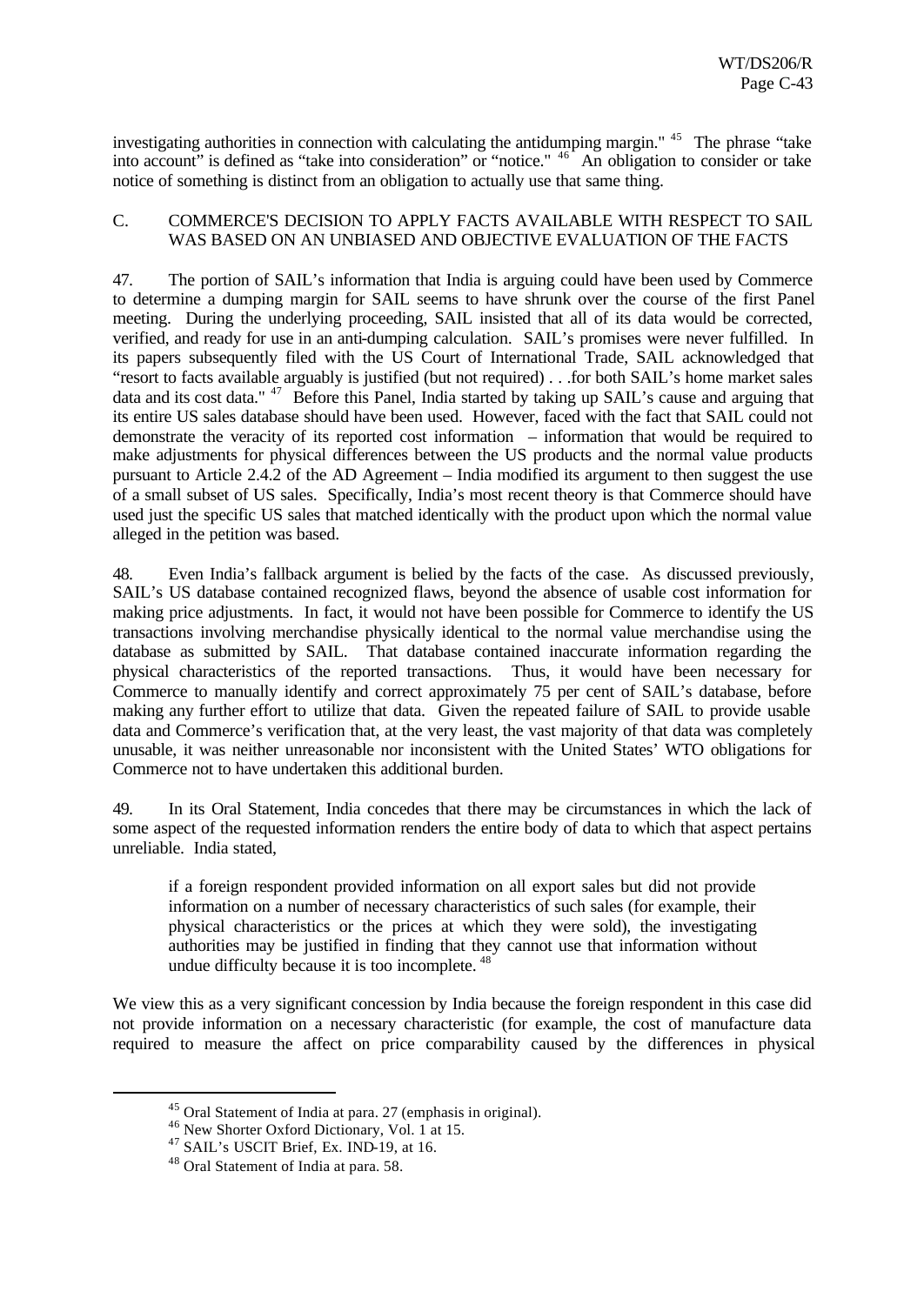investigating authorities in connection with calculating the antidumping margin." [45] The phrase "take into account" is defined as "take into consideration" or "notice." [46] An obligation to consider or take notice of something is distinct from an obligation to actually use that same thing.

## C. COMMERCE'S DECISION TO APPLY FACTS AVAILABLE WITH RESPECT TO SAIL WAS BASED ON AN UNBIASED AND OBJECTIVE EVALUATION OF THE FACTS

47. The portion of SAIL's information that India is arguing could have been used by Commerce to determine a dumping margin for SAIL seems to have shrunk over the course of the first Panel meeting. During the underlying proceeding, SAIL insisted that all of its data would be corrected, verified, and ready for use in an anti-dumping calculation. SAIL's promises were never fulfilled. In its papers subsequently filed with the US Court of International Trade, SAIL acknowledged that "resort to facts available arguably is justified (but not required) . . .for both SAIL's home market sales data and its cost data." [47] Before this Panel, India started by taking up SAIL's cause and arguing that its entire US sales database should have been used. However, faced with the fact that SAIL could not demonstrate the veracity of its reported cost information – information that would be required to make adjustments for physical differences between the US products and the normal value products pursuant to Article 2.4.2 of the AD Agreement – India modified its argument to then suggest the use of a small subset of US sales. Specifically, India's most recent theory is that Commerce should have used just the specific US sales that matched identically with the product upon which the normal value alleged in the petition was based.

48. Even India's fallback argument is belied by the facts of the case. As discussed previously, SAIL's US database contained recognized flaws, beyond the absence of usable cost information for making price adjustments. In fact, it would not have been possible for Commerce to identify the US transactions involving merchandise physically identical to the normal value merchandise using the database as submitted by SAIL. That database contained inaccurate information regarding the physical characteristics of the reported transactions. Thus, it would have been necessary for Commerce to manually identify and correct approximately 75 per cent of SAIL's database, before making any further effort to utilize that data. Given the repeated failure of SAIL to provide usable data and Commerce's verification that, at the very least, the vast majority of that data was completely unusable, it was neither unreasonable nor inconsistent with the United States' WTO obligations for Commerce not to have undertaken this additional burden.

49. In its Oral Statement, India concedes that there may be circumstances in which the lack of some aspect of the requested information renders the entire body of data to which that aspect pertains unreliable. India stated,

> if a foreign respondent provided information on all export sales but did not provide information on a number of necessary characteristics of such sales (for example, their physical characteristics or the prices at which they were sold), the investigating authorities may be justified in finding that they cannot use that information without undue difficulty because it is too incomplete. [48]

We view this as a very significant concession by India because the foreign respondent in this case did not provide information on a necessary characteristic (for example, the cost of manufacture data required to measure the affect on price comparability caused by the differences in physical

---

[45] Oral Statement of India at para. 27 (emphasis in original).

[46] New Shorter Oxford Dictionary, Vol. 1 at 15.

[47] SAIL's USCIT Brief, Ex. IND-19, at 16.

[48] Oral Statement of India at para. 58.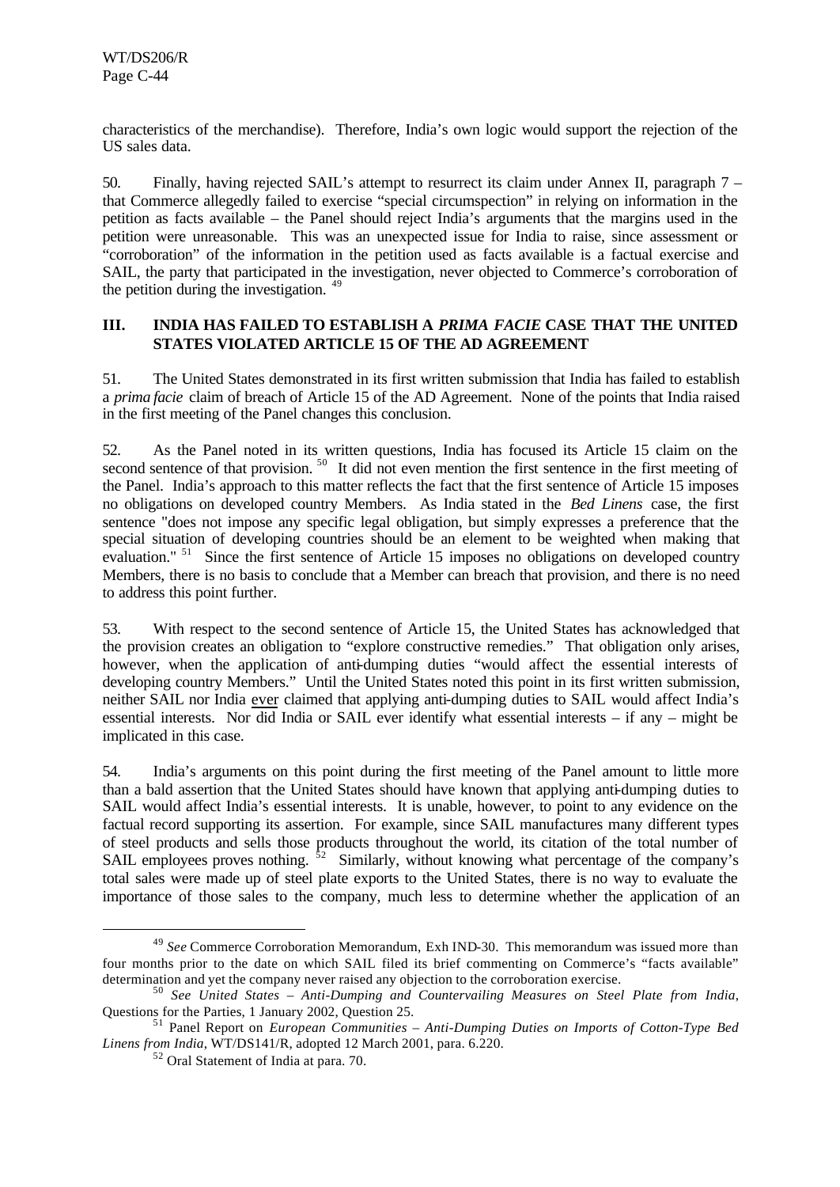characteristics of the merchandise). Therefore, India's own logic would support the rejection of the US sales data.

50. Finally, having rejected SAIL's attempt to resurrect its claim under Annex II, paragraph 7 – that Commerce allegedly failed to exercise "special circumspection" in relying on information in the petition as facts available – the Panel should reject India's arguments that the margins used in the petition were unreasonable. This was an unexpected issue for India to raise, since assessment or "corroboration" of the information in the petition used as facts available is a factual exercise and SAIL, the party that participated in the investigation, never objected to Commerce's corroboration of the petition during the investigation. [49]

## III. INDIA HAS FAILED TO ESTABLISH A *PRIMA FACIE* CASE THAT THE UNITED STATES VIOLATED ARTICLE 15 OF THE AD AGREEMENT

51. The United States demonstrated in its first written submission that India has failed to establish a *prima facie* claim of breach of Article 15 of the AD Agreement. None of the points that India raised in the first meeting of the Panel changes this conclusion.

52. As the Panel noted in its written questions, India has focused its Article 15 claim on the second sentence of that provision. [50] It did not even mention the first sentence in the first meeting of the Panel. India's approach to this matter reflects the fact that the first sentence of Article 15 imposes no obligations on developed country Members. As India stated in the *Bed Linens* case, the first sentence "does not impose any specific legal obligation, but simply expresses a preference that the special situation of developing countries should be an element to be weighted when making that evaluation." [51] Since the first sentence of Article 15 imposes no obligations on developed country Members, there is no basis to conclude that a Member can breach that provision, and there is no need to address this point further.

53. With respect to the second sentence of Article 15, the United States has acknowledged that the provision creates an obligation to "explore constructive remedies." That obligation only arises, however, when the application of anti-dumping duties "would affect the essential interests of developing country Members." Until the United States noted this point in its first written submission, neither SAIL nor India <u>ever</u> claimed that applying anti-dumping duties to SAIL would affect India's essential interests. Nor did India or SAIL ever identify what essential interests – if any – might be implicated in this case.

54. India's arguments on this point during the first meeting of the Panel amount to little more than a bald assertion that the United States should have known that applying anti-dumping duties to SAIL would affect India's essential interests. It is unable, however, to point to any evidence on the factual record supporting its assertion. For example, since SAIL manufactures many different types of steel products and sells those products throughout the world, its citation of the total number of SAIL employees proves nothing. [52] Similarly, without knowing what percentage of the company's total sales were made up of steel plate exports to the United States, there is no way to evaluate the importance of those sales to the company, much less to determine whether the application of an

---

[49] *See* Commerce Corroboration Memorandum, Exh IND-30. This memorandum was issued more than four months prior to the date on which SAIL filed its brief commenting on Commerce's "facts available" determination and yet the company never raised any objection to the corroboration exercise.

[50] *See United States – Anti-Dumping and Countervailing Measures on Steel Plate from India*, Questions for the Parties, 1 January 2002, Question 25.

[51] Panel Report on *European Communities – Anti-Dumping Duties on Imports of Cotton-Type Bed Linens from India*, WT/DS141/R, adopted 12 March 2001, para. 6.220.

[52] Oral Statement of India at para. 70.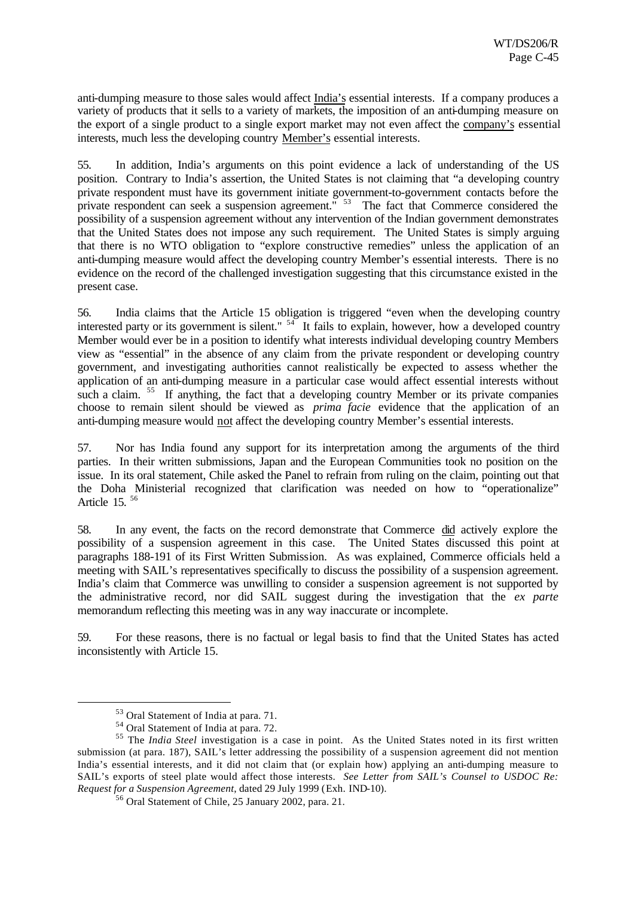anti-dumping measure to those sales would affect India's essential interests. If a company produces a variety of products that it sells to a variety of markets, the imposition of an anti-dumping measure on the export of a single product to a single export market may not even affect the company's essential interests, much less the developing country Member's essential interests.

55. In addition, India's arguments on this point evidence a lack of understanding of the US position. Contrary to India's assertion, the United States is not claiming that "a developing country private respondent must have its government initiate government-to-government contacts before the private respondent can seek a suspension agreement."[53] The fact that Commerce considered the possibility of a suspension agreement without any intervention of the Indian government demonstrates that the United States does not impose any such requirement. The United States is simply arguing that there is no WTO obligation to "explore constructive remedies" unless the application of an anti-dumping measure would affect the developing country Member's essential interests. There is no evidence on the record of the challenged investigation suggesting that this circumstance existed in the present case.

56. India claims that the Article 15 obligation is triggered "even when the developing country interested party or its government is silent."[54] It fails to explain, however, how a developed country Member would ever be in a position to identify what interests individual developing country Members view as "essential" in the absence of any claim from the private respondent or developing country government, and investigating authorities cannot realistically be expected to assess whether the application of an anti-dumping measure in a particular case would affect essential interests without such a claim.[55] If anything, the fact that a developing country Member or its private companies choose to remain silent should be viewed as *prima facie* evidence that the application of an anti-dumping measure would not affect the developing country Member's essential interests.

57. Nor has India found any support for its interpretation among the arguments of the third parties. In their written submissions, Japan and the European Communities took no position on the issue. In its oral statement, Chile asked the Panel to refrain from ruling on the claim, pointing out that the Doha Ministerial recognized that clarification was needed on how to "operationalize" Article 15.[56]

58. In any event, the facts on the record demonstrate that Commerce did actively explore the possibility of a suspension agreement in this case. The United States discussed this point at paragraphs 188-191 of its First Written Submission. As was explained, Commerce officials held a meeting with SAIL's representatives specifically to discuss the possibility of a suspension agreement. India's claim that Commerce was unwilling to consider a suspension agreement is not supported by the administrative record, nor did SAIL suggest during the investigation that the *ex parte* memorandum reflecting this meeting was in any way inaccurate or incomplete.

59. For these reasons, there is no factual or legal basis to find that the United States has acted inconsistently with Article 15.

---

[53] Oral Statement of India at para. 71.

[54] Oral Statement of India at para. 72.

[55] The *India Steel* investigation is a case in point. As the United States noted in its first written submission (at para. 187), SAIL's letter addressing the possibility of a suspension agreement did not mention India's essential interests, and it did not claim that (or explain how) applying an anti-dumping measure to SAIL's exports of steel plate would affect those interests. *See Letter from SAIL's Counsel to USDOC Re: Request for a Suspension Agreement*, dated 29 July 1999 (Exh. IND-10).

[56] Oral Statement of Chile, 25 January 2002, para. 21.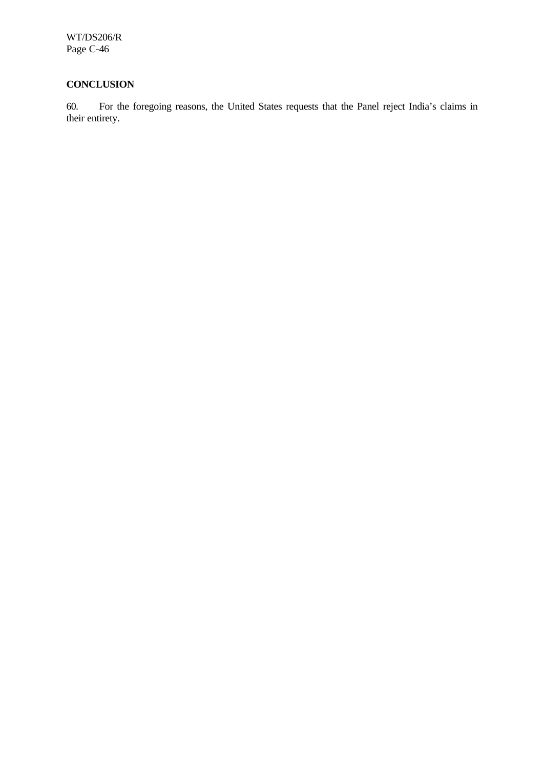**CONCLUSION**

60. For the foregoing reasons, the United States requests that the Panel reject India's claims in their entirety.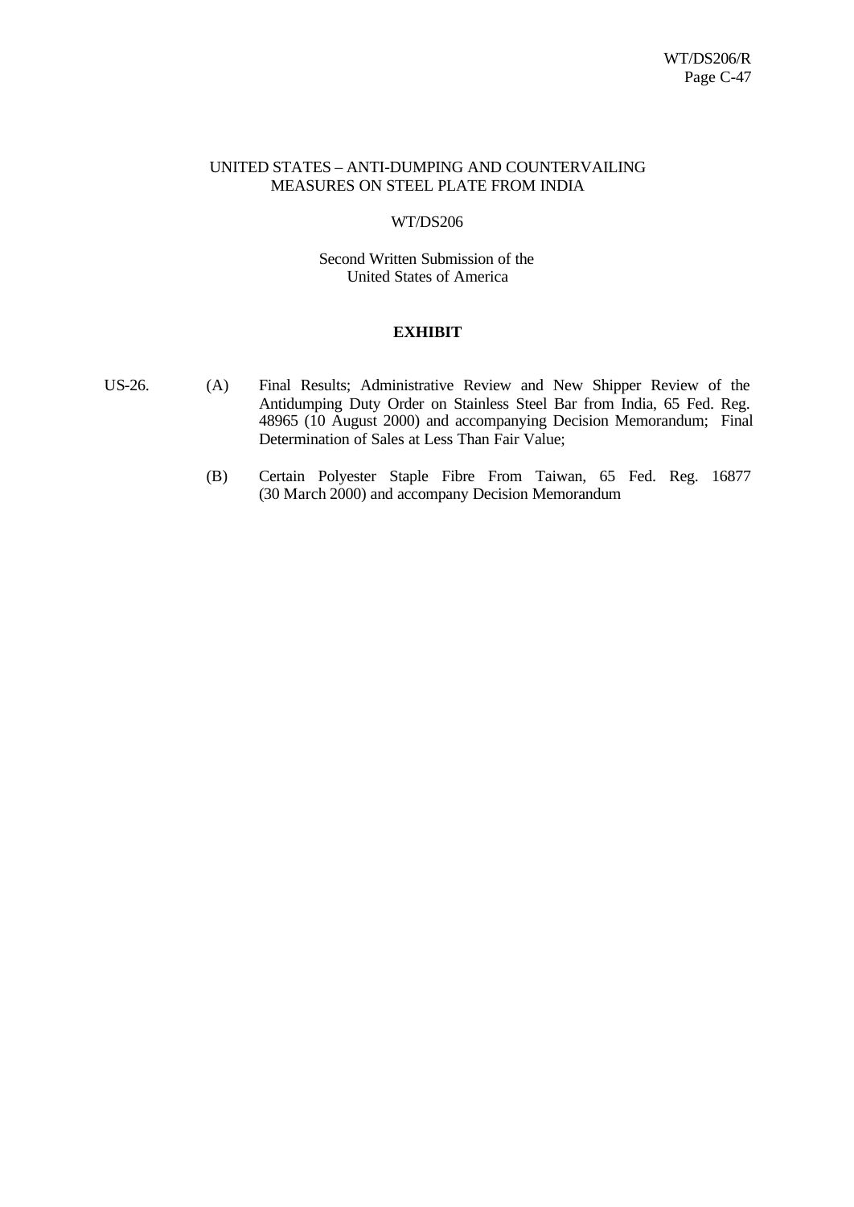UNITED STATES – ANTI-DUMPING AND COUNTERVAILING MEASURES ON STEEL PLATE FROM INDIA

WT/DS206

Second Written Submission of the United States of America

**EXHIBIT**

US-26. (A) Final Results; Administrative Review and New Shipper Review of the Antidumping Duty Order on Stainless Steel Bar from India, 65 Fed. Reg. 48965 (10 August 2000) and accompanying Decision Memorandum; Final Determination of Sales at Less Than Fair Value;

(B) Certain Polyester Staple Fibre From Taiwan, 65 Fed. Reg. 16877 (30 March 2000) and accompany Decision Memorandum